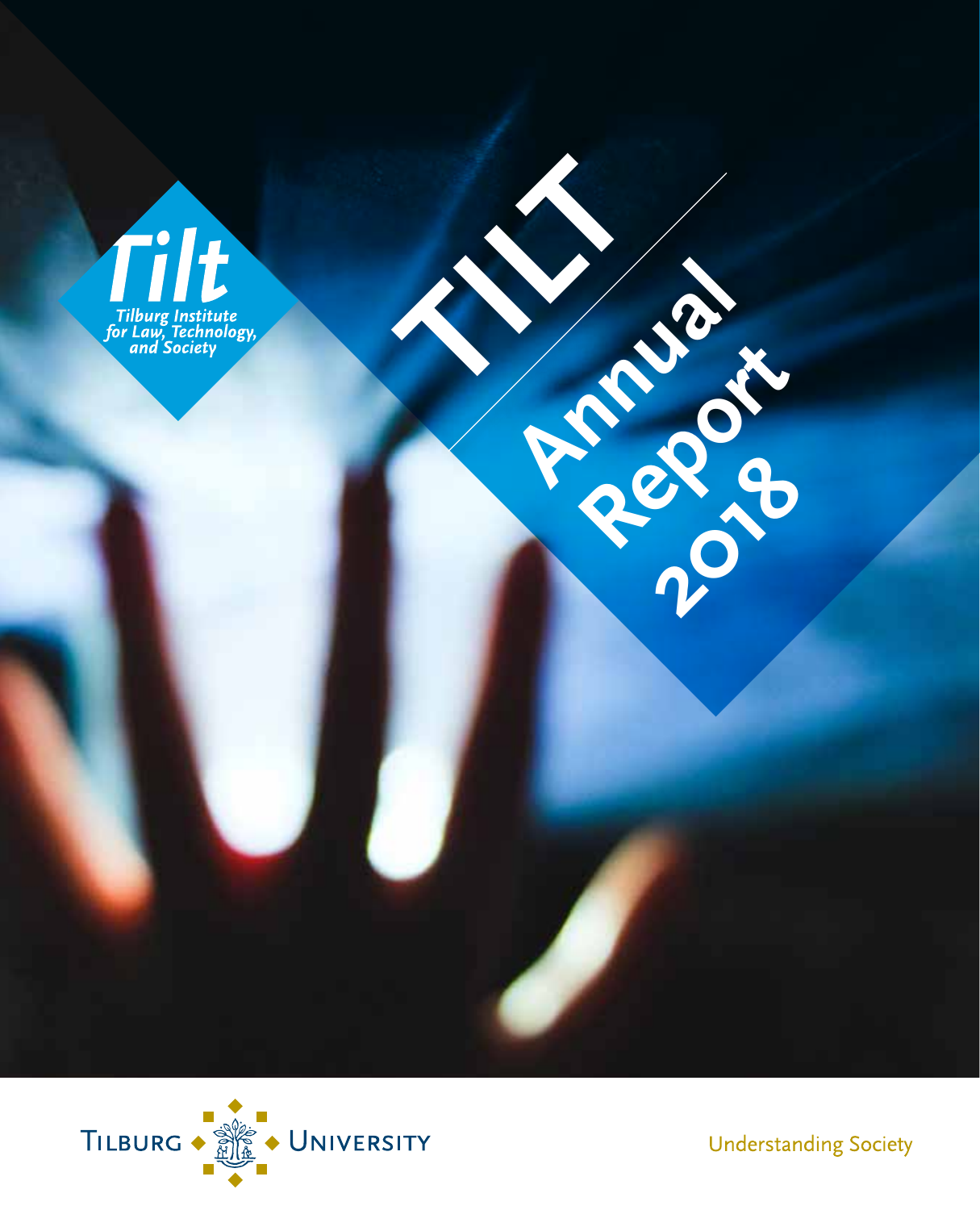# TILT Annual Report 2018

Tilt

Tilburg Institute for Law, Technology, and Society

Tilburg University

Understanding Society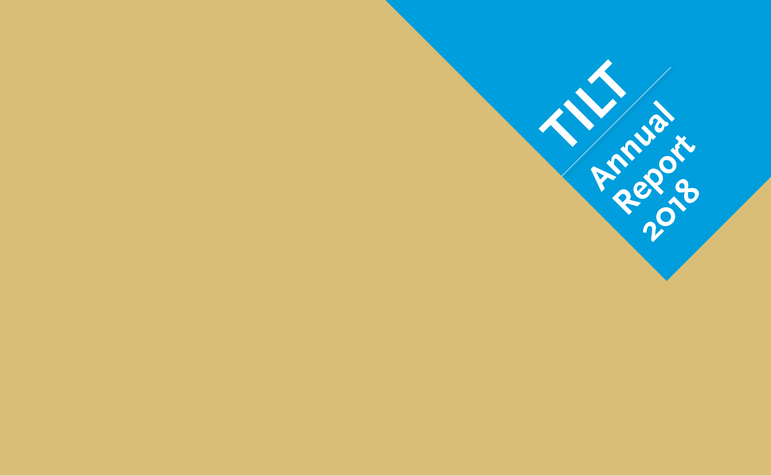# TILT

## Annual Report 2018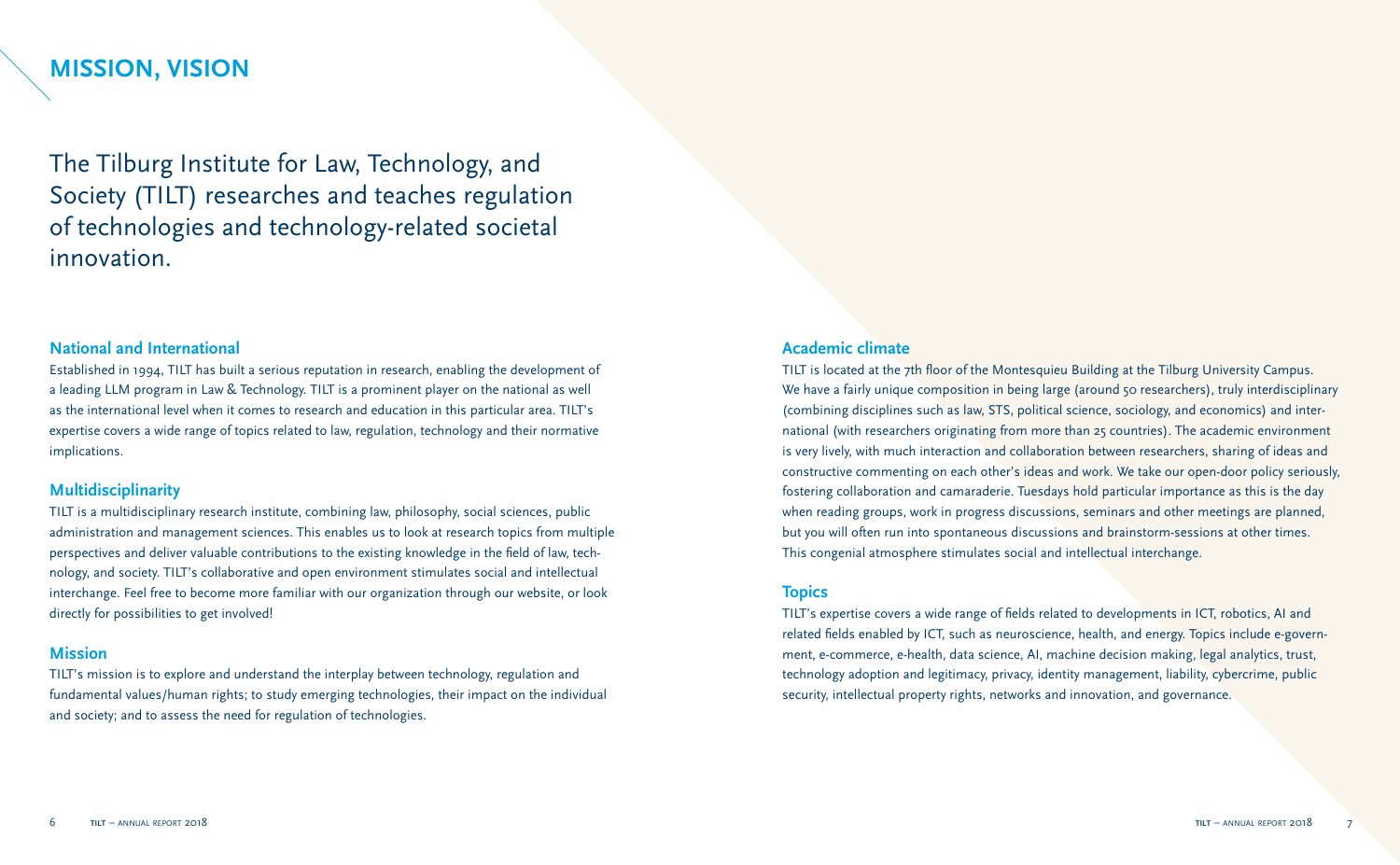# MISSION, VISION

The Tilburg Institute for Law, Technology, and Society (TILT) researches and teaches regulation of technologies and technology-related societal innovation.

## National and International

Established in 1994, TILT has built a serious reputation in research, enabling the development of a leading LLM program in Law & Technology. TILT is a prominent player on the national as well as the international level when it comes to research and education in this particular area. TILT's expertise covers a wide range of topics related to law, regulation, technology and their normative implications.

## Multidisciplinarity

TILT is a multidisciplinary research institute, combining law, philosophy, social sciences, public administration and management sciences. This enables us to look at research topics from multiple perspectives and deliver valuable contributions to the existing knowledge in the field of law, technology, and society. TILT's collaborative and open environment stimulates social and intellectual interchange. Feel free to become more familiar with our organization through our website, or look directly for possibilities to get involved!

## Mission

TILT's mission is to explore and understand the interplay between technology, regulation and fundamental values/human rights; to study emerging technologies, their impact on the individual and society; and to assess the need for regulation of technologies.

## Academic climate

TILT is located at the 7th floor of the Montesquieu Building at the Tilburg University Campus. We have a fairly unique composition in being large (around 50 researchers), truly interdisciplinary (combining disciplines such as law, STS, political science, sociology, and economics) and international (with researchers originating from more than 25 countries). The academic environment is very lively, with much interaction and collaboration between researchers, sharing of ideas and constructive commenting on each other's ideas and work. We take our open-door policy seriously, fostering collaboration and camaraderie. Tuesdays hold particular importance as this is the day when reading groups, work in progress discussions, seminars and other meetings are planned, but you will often run into spontaneous discussions and brainstorm-sessions at other times. This congenial atmosphere stimulates social and intellectual interchange.

## Topics

TILT's expertise covers a wide range of fields related to developments in ICT, robotics, AI and related fields enabled by ICT, such as neuroscience, health, and energy. Topics include e-government, e-commerce, e-health, data science, AI, machine decision making, legal analytics, trust, technology adoption and legitimacy, privacy, identity management, liability, cybercrime, public security, intellectual property rights, networks and innovation, and governance.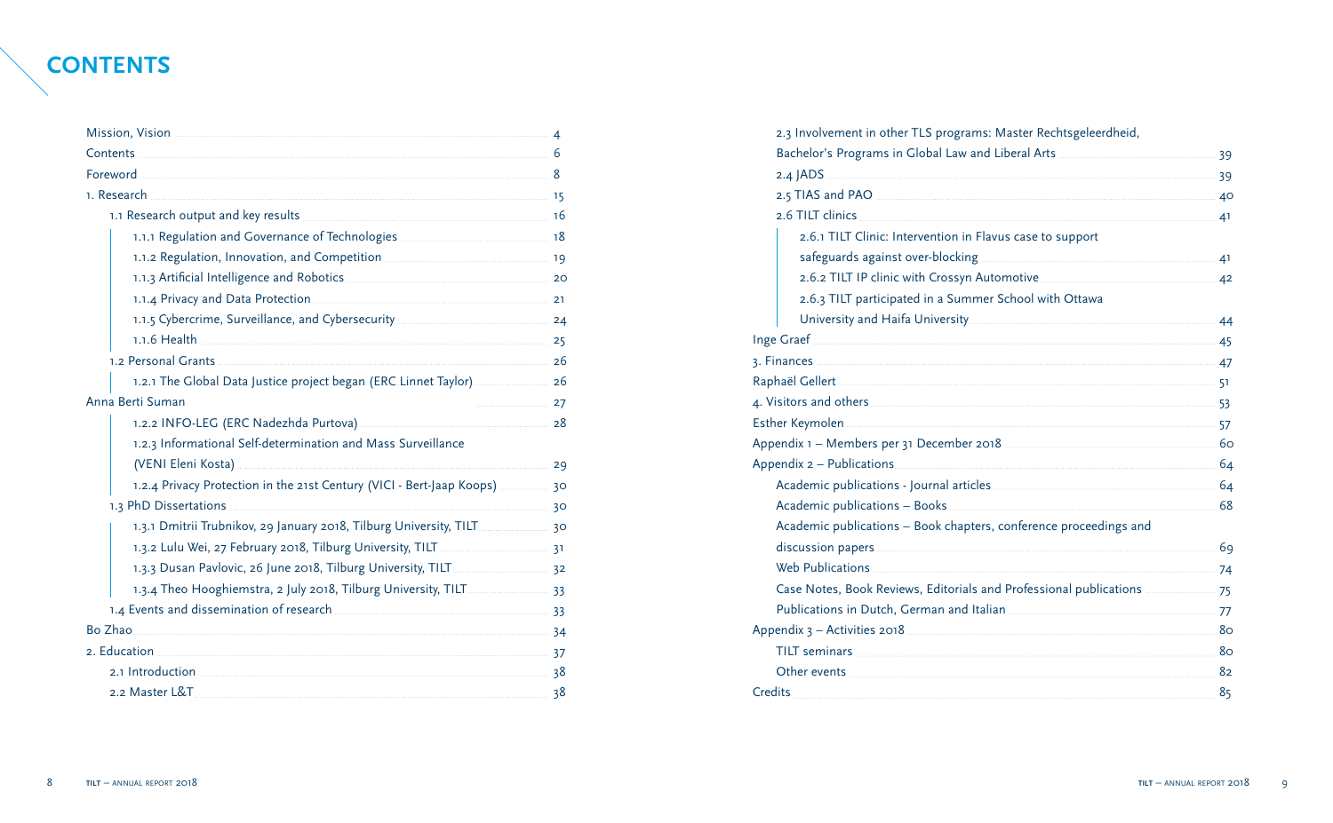# CONTENTS

- Mission, Vision ... 4
- Contents ... 6
- Foreword ... 8
- 1. Research ... 15
  - 1.1 Research output and key results ... 16
    - 1.1.1 Regulation and Governance of Technologies ... 18
    - 1.1.2 Regulation, Innovation, and Competition ... 19
    - 1.1.3 Artificial Intelligence and Robotics ... 20
    - 1.1.4 Privacy and Data Protection ... 21
    - 1.1.5 Cybercrime, Surveillance, and Cybersecurity ... 24
    - 1.1.6 Health ... 25
  - 1.2 Personal Grants ... 26
    - 1.2.1 The Global Data Justice project began (ERC Linnet Taylor) ... 26
- Anna Berti Suman ... 27
    - 1.2.2 INFO-LEG (ERC Nadezhda Purtova) ... 28
    - 1.2.3 Informational Self-determination and Mass Surveillance (VENI Eleni Kosta) ... 29
    - 1.2.4 Privacy Protection in the 21st Century (VICI - Bert-Jaap Koops) ... 30
  - 1.3 PhD Dissertations ... 30
    - 1.3.1 Dmitrii Trubnikov, 29 January 2018, Tilburg University, TILT ... 30
    - 1.3.2 Lulu Wei, 27 February 2018, Tilburg University, TILT ... 31
    - 1.3.3 Dusan Pavlovic, 26 June 2018, Tilburg University, TILT ... 32
    - 1.3.4 Theo Hooghiemstra, 2 July 2018, Tilburg University, TILT ... 33
  - 1.4 Events and dissemination of research ... 33
- Bo Zhao ... 34
- 2. Education ... 37
  - 2.1 Introduction ... 38
  - 2.2 Master L&T ... 38
  - 2.3 Involvement in other TLS programs: Master Rechtsgeleerdheid, Bachelor's Programs in Global Law and Liberal Arts ... 39
  - 2.4 JADS ... 39
  - 2.5 TIAS and PAO ... 40
  - 2.6 TILT clinics ... 41
    - 2.6.1 TILT Clinic: Intervention in Flavus case to support safeguards against over-blocking ... 41
    - 2.6.2 TILT IP clinic with Crossyn Automotive ... 42
    - 2.6.3 TILT participated in a Summer School with Ottawa University and Haifa University ... 44
- Inge Graef ... 45
- 3. Finances ... 47
- Raphaël Gellert ... 51
- 4. Visitors and others ... 53
- Esther Keymolen ... 57
- Appendix 1 – Members per 31 December 2018 ... 60
- Appendix 2 – Publications ... 64
  - Academic publications - Journal articles ... 64
  - Academic publications – Books ... 68
  - Academic publications – Book chapters, conference proceedings and discussion papers ... 69
  - Web Publications ... 74
  - Case Notes, Book Reviews, Editorials and Professional publications ... 75
  - Publications in Dutch, German and Italian ... 77
- Appendix 3 – Activities 2018 ... 80
  - TILT seminars ... 80
  - Other events ... 82
- Credits ... 85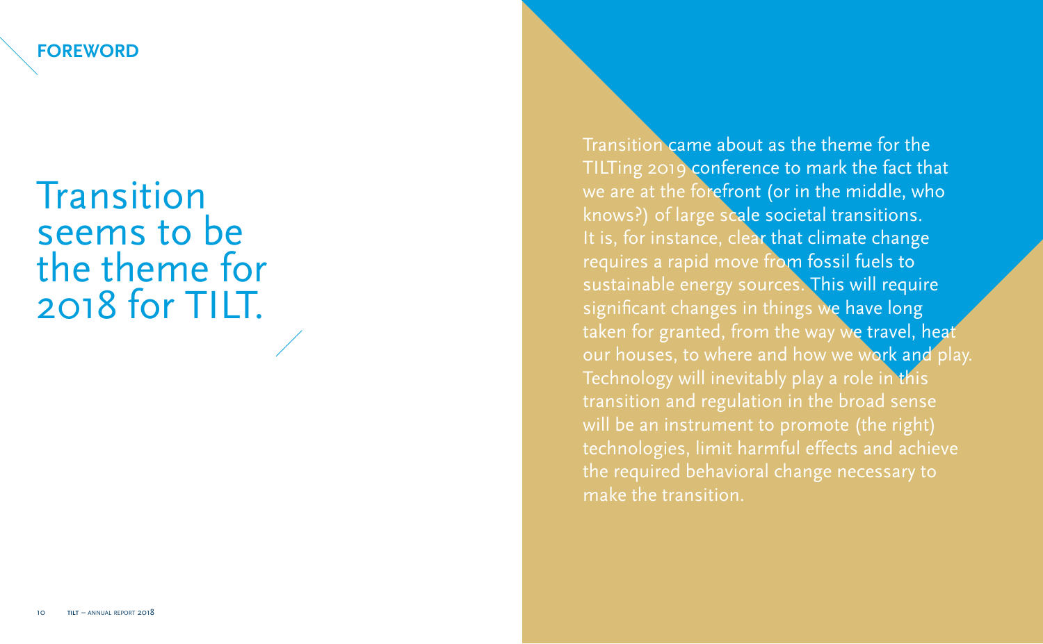## FOREWORD

# Transition seems to be the theme for 2018 for TILT.

Transition came about as the theme for the TILTing 2019 conference to mark the fact that we are at the forefront (or in the middle, who knows?) of large scale societal transitions. It is, for instance, clear that climate change requires a rapid move from fossil fuels to sustainable energy sources. This will require significant changes in things we have long taken for granted, from the way we travel, heat our houses, to where and how we work and play. Technology will inevitably play a role in this transition and regulation in the broad sense will be an instrument to promote (the right) technologies, limit harmful effects and achieve the required behavioral change necessary to make the transition.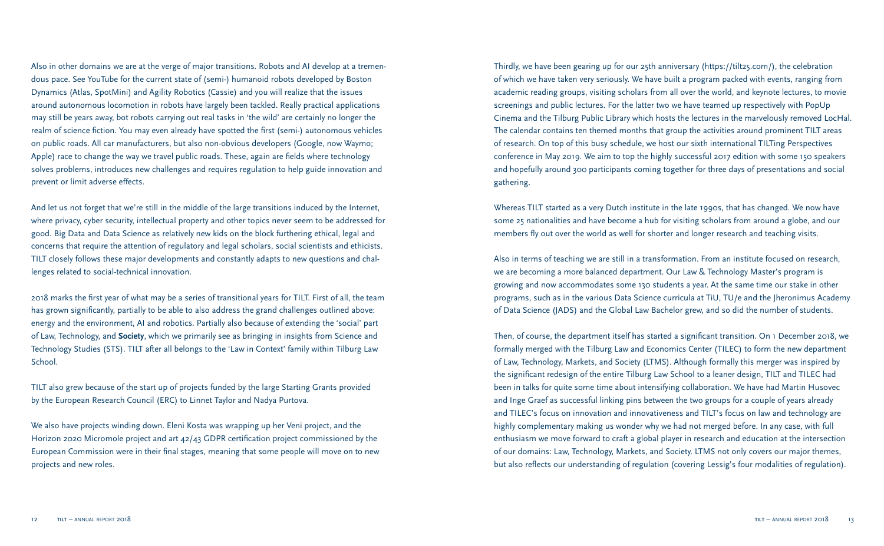Also in other domains we are at the verge of major transitions. Robots and AI develop at a tremendous pace. See YouTube for the current state of (semi-) humanoid robots developed by Boston Dynamics (Atlas, SpotMini) and Agility Robotics (Cassie) and you will realize that the issues around autonomous locomotion in robots have largely been tackled. Really practical applications may still be years away, bot robots carrying out real tasks in 'the wild' are certainly no longer the realm of science fiction. You may even already have spotted the first (semi-) autonomous vehicles on public roads. All car manufacturers, but also non-obvious developers (Google, now Waymo; Apple) race to change the way we travel public roads. These, again are fields where technology solves problems, introduces new challenges and requires regulation to help guide innovation and prevent or limit adverse effects.

And let us not forget that we're still in the middle of the large transitions induced by the Internet, where privacy, cyber security, intellectual property and other topics never seem to be addressed for good. Big Data and Data Science as relatively new kids on the block furthering ethical, legal and concerns that require the attention of regulatory and legal scholars, social scientists and ethicists. TILT closely follows these major developments and constantly adapts to new questions and challenges related to social-technical innovation.

2018 marks the first year of what may be a series of transitional years for TILT. First of all, the team has grown significantly, partially to be able to also address the grand challenges outlined above: energy and the environment, AI and robotics. Partially also because of extending the 'social' part of Law, Technology, and **Society**, which we primarily see as bringing in insights from Science and Technology Studies (STS). TILT after all belongs to the 'Law in Context' family within Tilburg Law School.

TILT also grew because of the start up of projects funded by the large Starting Grants provided by the European Research Council (ERC) to Linnet Taylor and Nadya Purtova.

We also have projects winding down. Eleni Kosta was wrapping up her Veni project, and the Horizon 2020 Micromole project and art 42/43 GDPR certification project commissioned by the European Commission were in their final stages, meaning that some people will move on to new projects and new roles.

Thirdly, we have been gearing up for our 25th anniversary (https://tilt25.com/), the celebration of which we have taken very seriously. We have built a program packed with events, ranging from academic reading groups, visiting scholars from all over the world, and keynote lectures, to movie screenings and public lectures. For the latter two we have teamed up respectively with PopUp Cinema and the Tilburg Public Library which hosts the lectures in the marvelously removed LocHal. The calendar contains ten themed months that group the activities around prominent TILT areas of research. On top of this busy schedule, we host our sixth international TILTing Perspectives conference in May 2019. We aim to top the highly successful 2017 edition with some 150 speakers and hopefully around 300 participants coming together for three days of presentations and social gathering.

Whereas TILT started as a very Dutch institute in the late 1990s, that has changed. We now have some 25 nationalities and have become a hub for visiting scholars from around a globe, and our members fly out over the world as well for shorter and longer research and teaching visits.

Also in terms of teaching we are still in a transformation. From an institute focused on research, we are becoming a more balanced department. Our Law & Technology Master's program is growing and now accommodates some 130 students a year. At the same time our stake in other programs, such as in the various Data Science curricula at TiU, TU/e and the Jheronimus Academy of Data Science (JADS) and the Global Law Bachelor grew, and so did the number of students.

Then, of course, the department itself has started a significant transition. On 1 December 2018, we formally merged with the Tilburg Law and Economics Center (TILEC) to form the new department of Law, Technology, Markets, and Society (LTMS). Although formally this merger was inspired by the significant redesign of the entire Tilburg Law School to a leaner design, TILT and TILEC had been in talks for quite some time about intensifying collaboration. We have had Martin Husovec and Inge Graef as successful linking pins between the two groups for a couple of years already and TILEC's focus on innovation and innovativeness and TILT's focus on law and technology are highly complementary making us wonder why we had not merged before. In any case, with full enthusiasm we move forward to craft a global player in research and education at the intersection of our domains: Law, Technology, Markets, and Society. LTMS not only covers our major themes, but also reflects our understanding of regulation (covering Lessig's four modalities of regulation).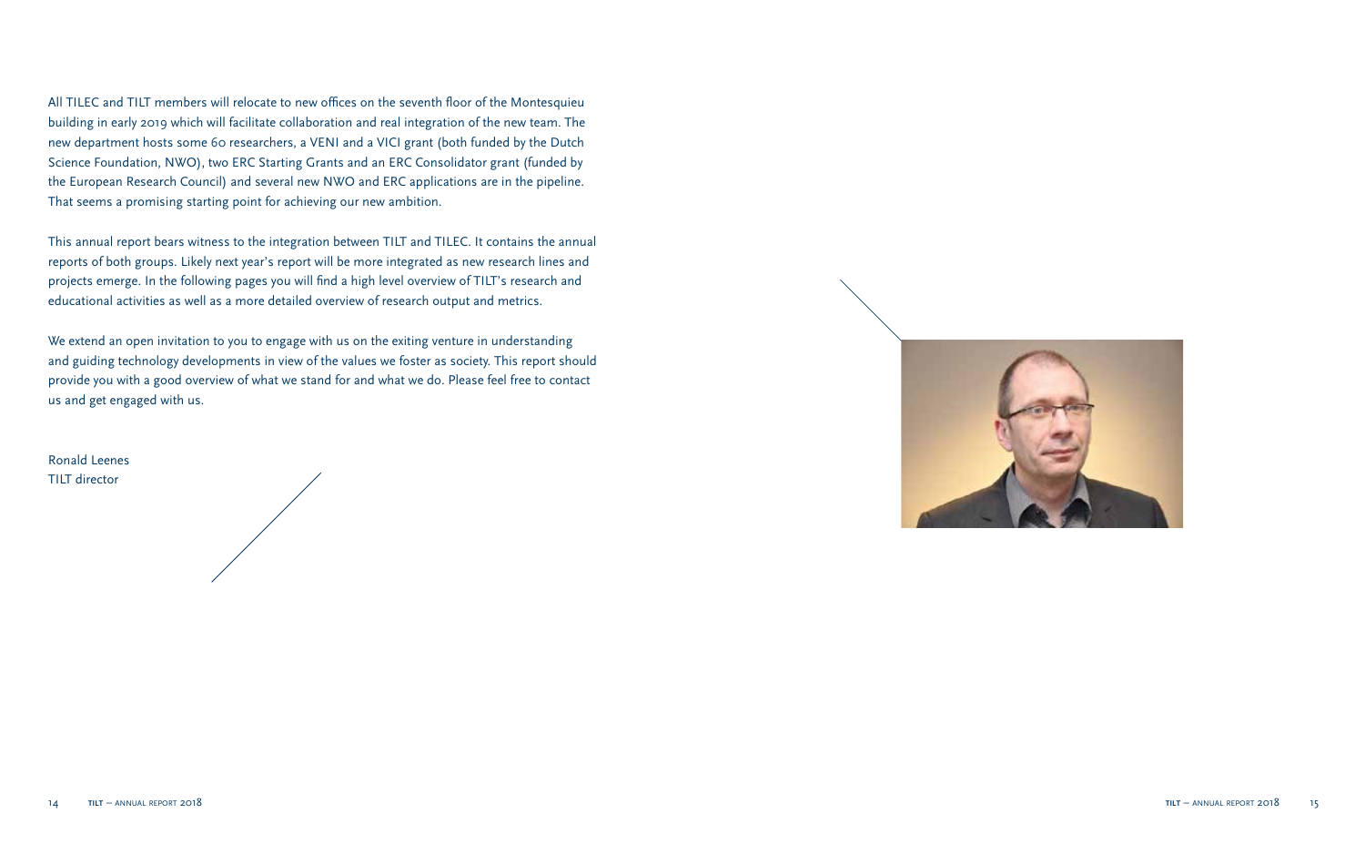All TILEC and TILT members will relocate to new offices on the seventh floor of the Montesquieu building in early 2019 which will facilitate collaboration and real integration of the new team. The new department hosts some 60 researchers, a VENI and a VICI grant (both funded by the Dutch Science Foundation, NWO), two ERC Starting Grants and an ERC Consolidator grant (funded by the European Research Council) and several new NWO and ERC applications are in the pipeline. That seems a promising starting point for achieving our new ambition.

This annual report bears witness to the integration between TILT and TILEC. It contains the annual reports of both groups. Likely next year's report will be more integrated as new research lines and projects emerge. In the following pages you will find a high level overview of TILT's research and educational activities as well as a more detailed overview of research output and metrics.

We extend an open invitation to you to engage with us on the exiting venture in understanding and guiding technology developments in view of the values we foster as society. This report should provide you with a good overview of what we stand for and what we do. Please feel free to contact us and get engaged with us.

Ronald Leenes
TILT director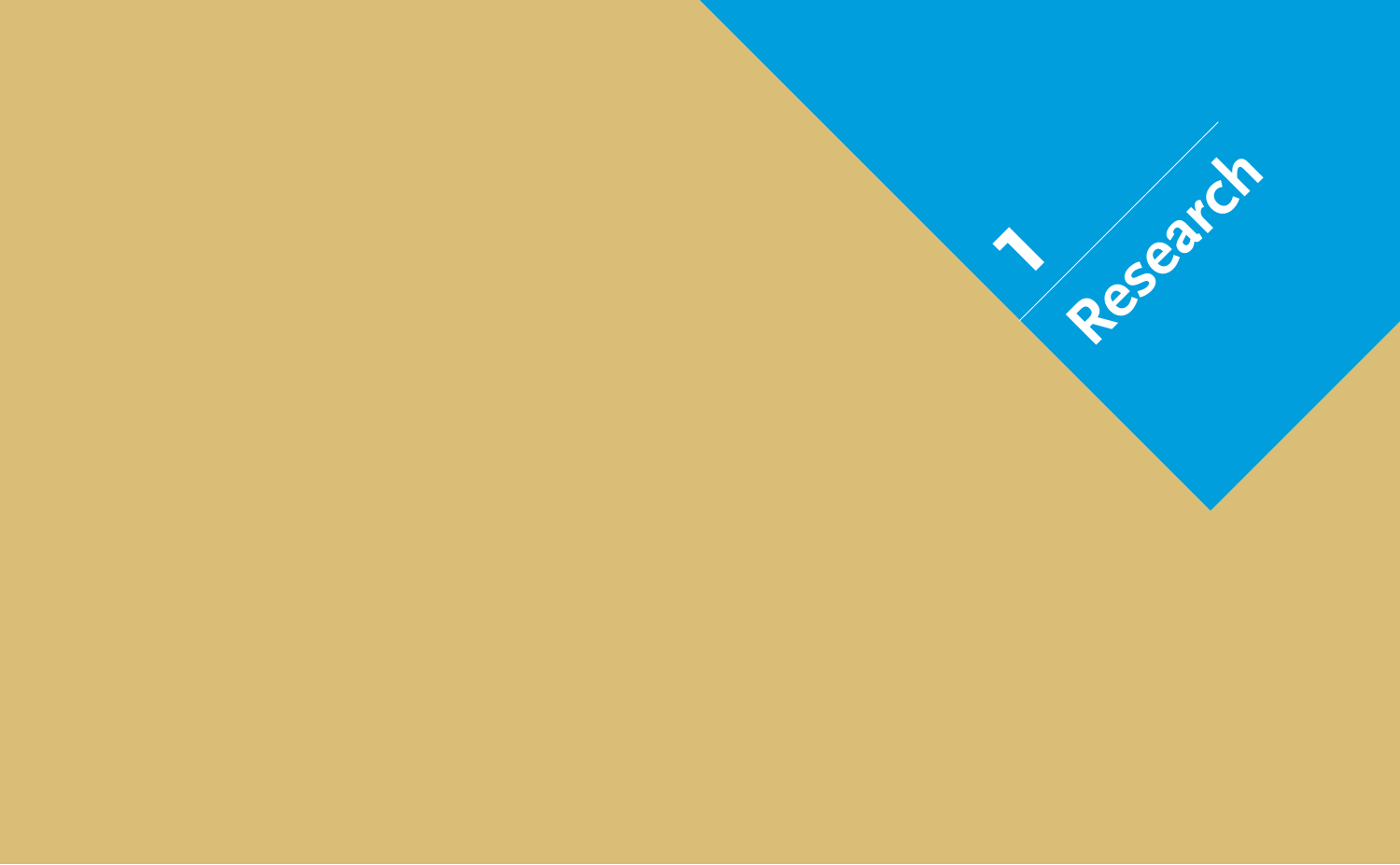# 1 Research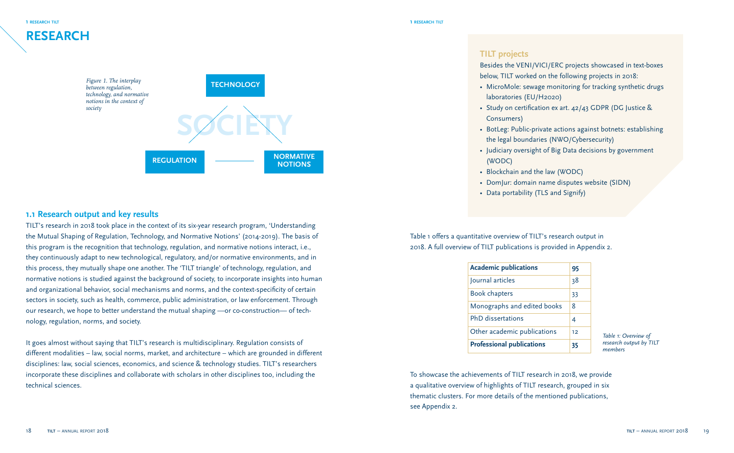# RESEARCH

*Figure 1. The interplay between regulation, technology, and normative notions in the context of society*

TECHNOLOGY

SOCIETY

REGULATION

NORMATIVE NOTIONS

## 1.1 Research output and key results

TILT's research in 2018 took place in the context of its six-year research program, 'Understanding the Mutual Shaping of Regulation, Technology, and Normative Notions' (2014-2019). The basis of this program is the recognition that technology, regulation, and normative notions interact, i.e., they continuously adapt to new technological, regulatory, and/or normative environments, and in this process, they mutually shape one another. The 'TILT triangle' of technology, regulation, and normative notions is studied against the background of society, to incorporate insights into human and organizational behavior, social mechanisms and norms, and the context-specificity of certain sectors in society, such as health, commerce, public administration, or law enforcement. Through our research, we hope to better understand the mutual shaping —or co-construction— of technology, regulation, norms, and society.

It goes almost without saying that TILT's research is multidisciplinary. Regulation consists of different modalities – law, social norms, market, and architecture – which are grounded in different disciplines: law, social sciences, economics, and science & technology studies. TILT's researchers incorporate these disciplines and collaborate with scholars in other disciplines too, including the technical sciences.

### TILT projects

Besides the VENI/VICI/ERC projects showcased in text-boxes below, TILT worked on the following projects in 2018:

- MicroMole: sewage monitoring for tracking synthetic drugs laboratories (EU/H2020)
- Study on certification ex art. 42/43 GDPR (DG Justice & Consumers)
- BotLeg: Public-private actions against botnets: establishing the legal boundaries (NWO/Cybersecurity)
- Judiciary oversight of Big Data decisions by government (WODC)
- Blockchain and the law (WODC)
- DomJur: domain name disputes website (SIDN)
- Data portability (TLS and Signify)

Table 1 offers a quantitative overview of TILT's research output in 2018. A full overview of TILT publications is provided in Appendix 2.

| **Academic publications** | **95** |
|---|---|
| Journal articles | 38 |
| Book chapters | 33 |
| Monographs and edited books | 8 |
| PhD dissertations | 4 |
| Other academic publications | 12 |
| **Professional publications** | **35** |

*Table 1: Overview of research output by TILT members*

To showcase the achievements of TILT research in 2018, we provide a qualitative overview of highlights of TILT research, grouped in six thematic clusters. For more details of the mentioned publications, see Appendix 2.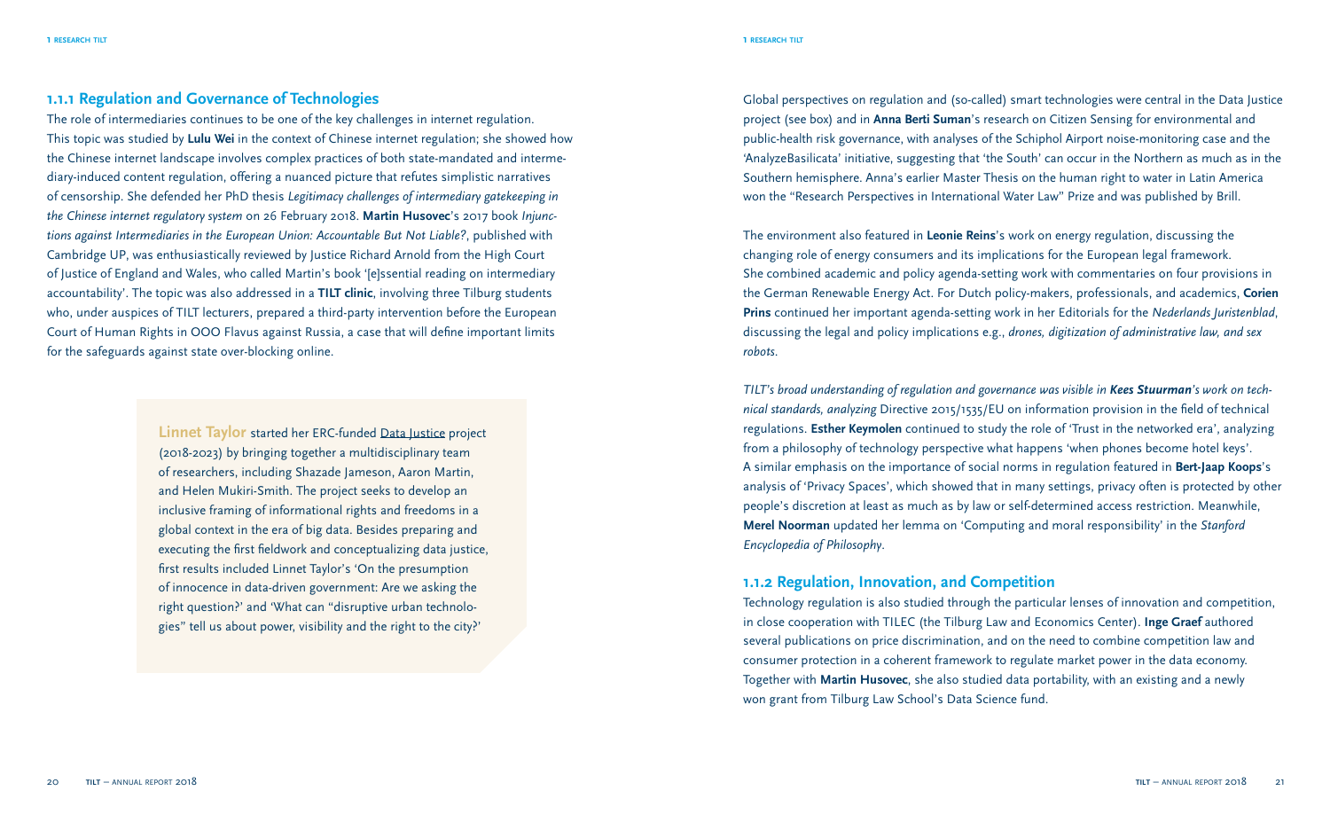### 1.1.1 Regulation and Governance of Technologies

The role of intermediaries continues to be one of the key challenges in internet regulation. This topic was studied by **Lulu Wei** in the context of Chinese internet regulation; she showed how the Chinese internet landscape involves complex practices of both state-mandated and intermediary-induced content regulation, offering a nuanced picture that refutes simplistic narratives of censorship. She defended her PhD thesis *Legitimacy challenges of intermediary gatekeeping in the Chinese internet regulatory system* on 26 February 2018. **Martin Husovec**'s 2017 book *Injunctions against Intermediaries in the European Union: Accountable But Not Liable?*, published with Cambridge UP, was enthusiastically reviewed by Justice Richard Arnold from the High Court of Justice of England and Wales, who called Martin's book '[e]ssential reading on intermediary accountability'. The topic was also addressed in a **TILT clinic**, involving three Tilburg students who, under auspices of TILT lecturers, prepared a third-party intervention before the European Court of Human Rights in OOO Flavus against Russia, a case that will define important limits for the safeguards against state over-blocking online.

**Linnet Taylor** started her ERC-funded Data Justice project (2018-2023) by bringing together a multidisciplinary team of researchers, including Shazade Jameson, Aaron Martin, and Helen Mukiri-Smith. The project seeks to develop an inclusive framing of informational rights and freedoms in a global context in the era of big data. Besides preparing and executing the first fieldwork and conceptualizing data justice, first results included Linnet Taylor's 'On the presumption of innocence in data-driven government: Are we asking the right question?' and 'What can "disruptive urban technologies" tell us about power, visibility and the right to the city?'

Global perspectives on regulation and (so-called) smart technologies were central in the Data Justice project (see box) and in **Anna Berti Suman**'s research on Citizen Sensing for environmental and public-health risk governance, with analyses of the Schiphol Airport noise-monitoring case and the 'AnalyzeBasilicata' initiative, suggesting that 'the South' can occur in the Northern as much as in the Southern hemisphere. Anna's earlier Master Thesis on the human right to water in Latin America won the "Research Perspectives in International Water Law" Prize and was published by Brill.

The environment also featured in **Leonie Reins**'s work on energy regulation, discussing the changing role of energy consumers and its implications for the European legal framework. She combined academic and policy agenda-setting work with commentaries on four provisions in the German Renewable Energy Act. For Dutch policy-makers, professionals, and academics, **Corien Prins** continued her important agenda-setting work in her Editorials for the *Nederlands Juristenblad*, discussing the legal and policy implications e.g., *drones, digitization of administrative law, and sex robots*.

*TILT's broad understanding of regulation and governance was visible in* ***Kees Stuurman****'s work on technical standards, analyzing* Directive 2015/1535/EU on information provision in the field of technical regulations. **Esther Keymolen** continued to study the role of 'Trust in the networked era', analyzing from a philosophy of technology perspective what happens 'when phones become hotel keys'. A similar emphasis on the importance of social norms in regulation featured in **Bert-Jaap Koops**'s analysis of 'Privacy Spaces', which showed that in many settings, privacy often is protected by other people's discretion at least as much as by law or self-determined access restriction. Meanwhile, **Merel Noorman** updated her lemma on 'Computing and moral responsibility' in the *Stanford Encyclopedia of Philosophy*.

### 1.1.2 Regulation, Innovation, and Competition

Technology regulation is also studied through the particular lenses of innovation and competition, in close cooperation with TILEC (the Tilburg Law and Economics Center). **Inge Graef** authored several publications on price discrimination, and on the need to combine competition law and consumer protection in a coherent framework to regulate market power in the data economy. Together with **Martin Husovec**, she also studied data portability, with an existing and a newly won grant from Tilburg Law School's Data Science fund.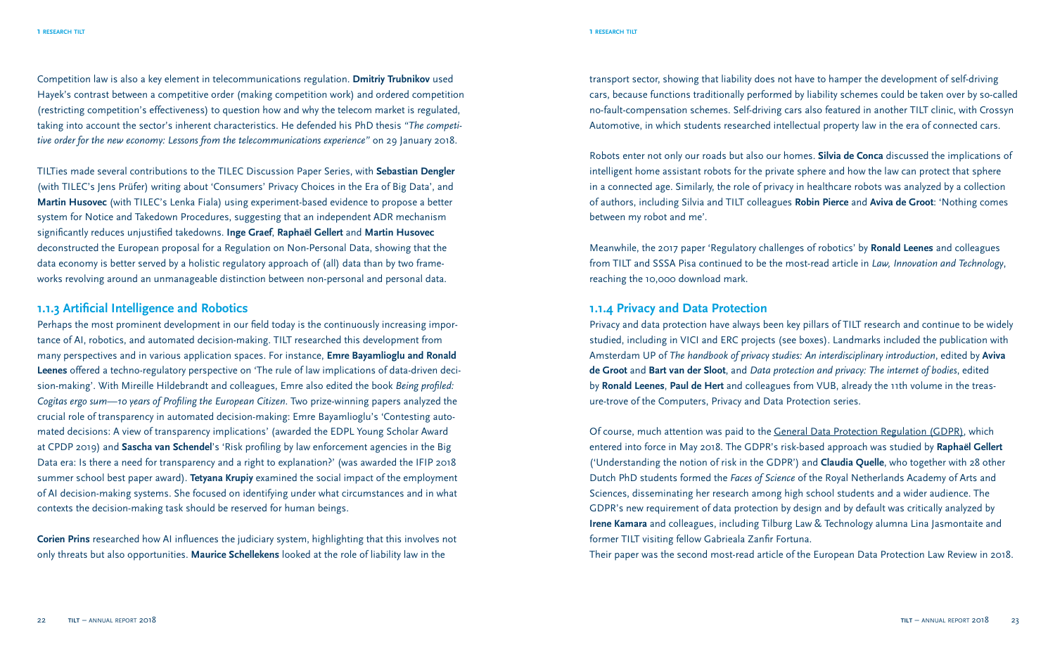Competition law is also a key element in telecommunications regulation. **Dmitriy Trubnikov** used Hayek's contrast between a competitive order (making competition work) and ordered competition (restricting competition's effectiveness) to question how and why the telecom market is regulated, taking into account the sector's inherent characteristics. He defended his PhD thesis *"The competitive order for the new economy: Lessons from the telecommunications experience"* on 29 January 2018.

TILTies made several contributions to the TILEC Discussion Paper Series, with **Sebastian Dengler** (with TILEC's Jens Prüfer) writing about 'Consumers' Privacy Choices in the Era of Big Data', and **Martin Husovec** (with TILEC's Lenka Fiala) using experiment-based evidence to propose a better system for Notice and Takedown Procedures, suggesting that an independent ADR mechanism significantly reduces unjustified takedowns. **Inge Graef**, **Raphaël Gellert** and **Martin Husovec** deconstructed the European proposal for a Regulation on Non-Personal Data, showing that the data economy is better served by a holistic regulatory approach of (all) data than by two frameworks revolving around an unmanageable distinction between non-personal and personal data.

### 1.1.3 Artificial Intelligence and Robotics

Perhaps the most prominent development in our field today is the continuously increasing importance of AI, robotics, and automated decision-making. TILT researched this development from many perspectives and in various application spaces. For instance, **Emre Bayamlioglu and Ronald Leenes** offered a techno-regulatory perspective on 'The rule of law implications of data-driven decision-making'. With Mireille Hildebrandt and colleagues, Emre also edited the book *Being profiled: Cogitas ergo sum—10 years of Profiling the European Citizen*. Two prize-winning papers analyzed the crucial role of transparency in automated decision-making: Emre Bayamlioglu's 'Contesting automated decisions: A view of transparency implications' (awarded the EDPL Young Scholar Award at CPDP 2019) and **Sascha van Schendel**'s 'Risk profiling by law enforcement agencies in the Big Data era: Is there a need for transparency and a right to explanation?' (was awarded the IFIP 2018 summer school best paper award). **Tetyana Krupiy** examined the social impact of the employment of AI decision-making systems. She focused on identifying under what circumstances and in what contexts the decision-making task should be reserved for human beings.

**Corien Prins** researched how AI influences the judiciary system, highlighting that this involves not only threats but also opportunities. **Maurice Schellekens** looked at the role of liability law in the transport sector, showing that liability does not have to hamper the development of self-driving cars, because functions traditionally performed by liability schemes could be taken over by so-called no-fault-compensation schemes. Self-driving cars also featured in another TILT clinic, with Crossyn Automotive, in which students researched intellectual property law in the era of connected cars.

Robots enter not only our roads but also our homes. **Silvia de Conca** discussed the implications of intelligent home assistant robots for the private sphere and how the law can protect that sphere in a connected age. Similarly, the role of privacy in healthcare robots was analyzed by a collection of authors, including Silvia and TILT colleagues **Robin Pierce** and **Aviva de Groot**: 'Nothing comes between my robot and me'.

Meanwhile, the 2017 paper 'Regulatory challenges of robotics' by **Ronald Leenes** and colleagues from TILT and SSSA Pisa continued to be the most-read article in *Law, Innovation and Technology*, reaching the 10,000 download mark.

### 1.1.4 Privacy and Data Protection

Privacy and data protection have always been key pillars of TILT research and continue to be widely studied, including in VICI and ERC projects (see boxes). Landmarks included the publication with Amsterdam UP of *The handbook of privacy studies: An interdisciplinary introduction*, edited by **Aviva de Groot** and **Bart van der Sloot**, and *Data protection and privacy: The internet of bodies*, edited by **Ronald Leenes**, **Paul de Hert** and colleagues from VUB, already the 11th volume in the treasure-trove of the Computers, Privacy and Data Protection series.

Of course, much attention was paid to the General Data Protection Regulation (GDPR), which entered into force in May 2018. The GDPR's risk-based approach was studied by **Raphaël Gellert** ('Understanding the notion of risk in the GDPR') and **Claudia Quelle**, who together with 28 other Dutch PhD students formed the *Faces of Science* of the Royal Netherlands Academy of Arts and Sciences, disseminating her research among high school students and a wider audience. The GDPR's new requirement of data protection by design and by default was critically analyzed by **Irene Kamara** and colleagues, including Tilburg Law & Technology alumna Lina Jasmontaite and former TILT visiting fellow Gabrieala Zanfir Fortuna.
Their paper was the second most-read article of the European Data Protection Law Review in 2018.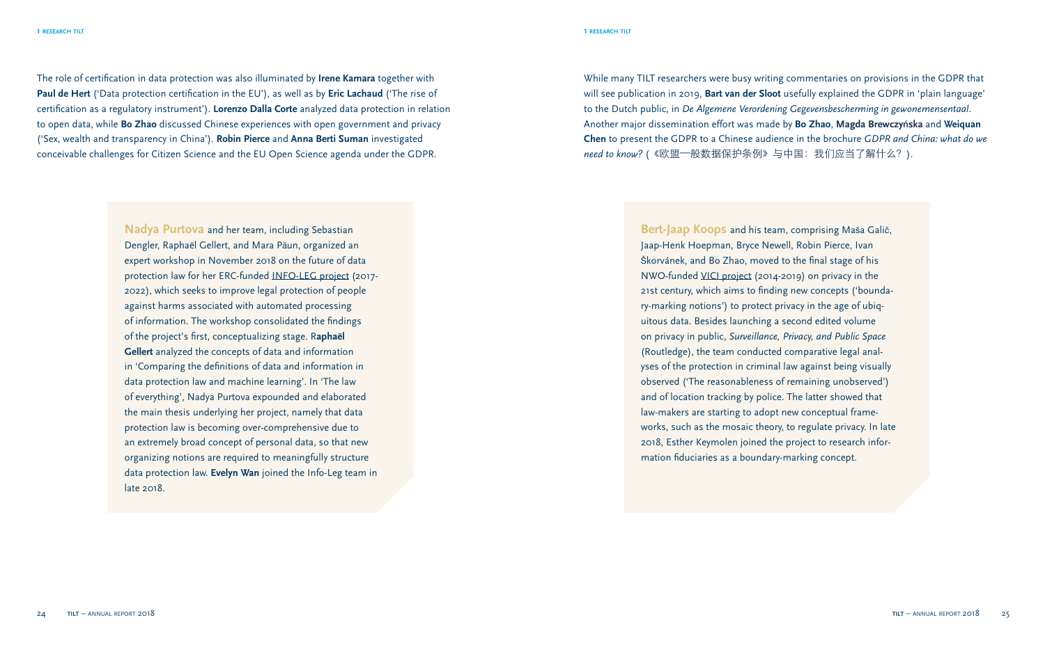The role of certification in data protection was also illuminated by **Irene Kamara** together with **Paul de Hert** ('Data protection certification in the EU'), as well as by **Eric Lachaud** ('The rise of certification as a regulatory instrument'). **Lorenzo Dalla Corte** analyzed data protection in relation to open data, while **Bo Zhao** discussed Chinese experiences with open government and privacy ('Sex, wealth and transparency in China'). **Robin Pierce** and **Anna Berti Suman** investigated conceivable challenges for Citizen Science and the EU Open Science agenda under the GDPR.

**Nadya Purtova** and her team, including Sebastian Dengler, Raphaël Gellert, and Mara Păun, organized an expert workshop in November 2018 on the future of data protection law for her ERC-funded INFO-LEG project (2017-2022), which seeks to improve legal protection of people against harms associated with automated processing of information. The workshop consolidated the findings of the project's first, conceptualizing stage. **Raphaël Gellert** analyzed the concepts of data and information in 'Comparing the definitions of data and information in data protection law and machine learning'. In 'The law of everything', Nadya Purtova expounded and elaborated the main thesis underlying her project, namely that data protection law is becoming over-comprehensive due to an extremely broad concept of personal data, so that new organizing notions are required to meaningfully structure data protection law. **Evelyn Wan** joined the Info-Leg team in late 2018.

While many TILT researchers were busy writing commentaries on provisions in the GDPR that will see publication in 2019, **Bart van der Sloot** usefully explained the GDPR in 'plain language' to the Dutch public, in *De Algemene Verordening Gegevensbescherming in gewonemensentaal*. Another major dissemination effort was made by **Bo Zhao**, **Magda Brewczyńska** and **Weiquan Chen** to present the GDPR to a Chinese audience in the brochure *GDPR and China: what do we need to know?* (《欧盟一般数据保护条例》与中国：我们应当了解什么？).

**Bert-Jaap Koops** and his team, comprising Maša Galič, Jaap-Henk Hoepman, Bryce Newell, Robin Pierce, Ivan Škorvánek, and Bo Zhao, moved to the final stage of his NWO-funded VICI project (2014-2019) on privacy in the 21st century, which aims to finding new concepts ('boundary-marking notions') to protect privacy in the age of ubiquitous data. Besides launching a second edited volume on privacy in public, *Surveillance, Privacy, and Public Space* (Routledge), the team conducted comparative legal analyses of the protection in criminal law against being visually observed ('The reasonableness of remaining unobserved') and of location tracking by police. The latter showed that law-makers are starting to adopt new conceptual frameworks, such as the mosaic theory, to regulate privacy. In late 2018, Esther Keymolen joined the project to research information fiduciaries as a boundary-marking concept.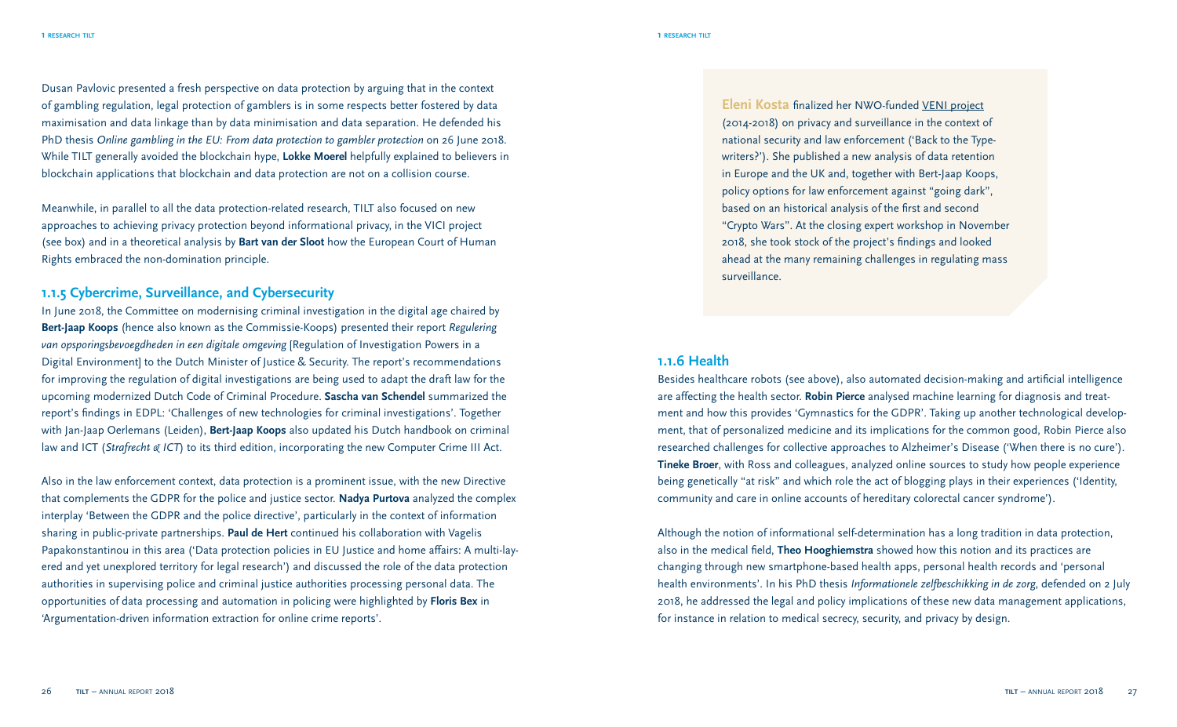Dusan Pavlovic presented a fresh perspective on data protection by arguing that in the context of gambling regulation, legal protection of gamblers is in some respects better fostered by data maximisation and data linkage than by data minimisation and data separation. He defended his PhD thesis *Online gambling in the EU: From data protection to gambler protection* on 26 June 2018. While TILT generally avoided the blockchain hype, **Lokke Moerel** helpfully explained to believers in blockchain applications that blockchain and data protection are not on a collision course.

Meanwhile, in parallel to all the data protection-related research, TILT also focused on new approaches to achieving privacy protection beyond informational privacy, in the VICI project (see box) and in a theoretical analysis by **Bart van der Sloot** how the European Court of Human Rights embraced the non-domination principle.

### 1.1.5 Cybercrime, Surveillance, and Cybersecurity

In June 2018, the Committee on modernising criminal investigation in the digital age chaired by **Bert-Jaap Koops** (hence also known as the Commissie-Koops) presented their report *Regulering van opsporingsbevoegdheden in een digitale omgeving* [Regulation of Investigation Powers in a Digital Environment] to the Dutch Minister of Justice & Security. The report's recommendations for improving the regulation of digital investigations are being used to adapt the draft law for the upcoming modernized Dutch Code of Criminal Procedure. **Sascha van Schendel** summarized the report's findings in EDPL: 'Challenges of new technologies for criminal investigations'. Together with Jan-Jaap Oerlemans (Leiden), **Bert-Jaap Koops** also updated his Dutch handbook on criminal law and ICT (*Strafrecht & ICT*) to its third edition, incorporating the new Computer Crime III Act.

Also in the law enforcement context, data protection is a prominent issue, with the new Directive that complements the GDPR for the police and justice sector. **Nadya Purtova** analyzed the complex interplay 'Between the GDPR and the police directive', particularly in the context of information sharing in public-private partnerships. **Paul de Hert** continued his collaboration with Vagelis Papakonstantinou in this area ('Data protection policies in EU Justice and home affairs: A multi-layered and yet unexplored territory for legal research') and discussed the role of the data protection authorities in supervising police and criminal justice authorities processing personal data. The opportunities of data processing and automation in policing were highlighted by **Floris Bex** in 'Argumentation-driven information extraction for online crime reports'.

**Eleni Kosta** finalized her NWO-funded VENI project (2014-2018) on privacy and surveillance in the context of national security and law enforcement ('Back to the Typewriters?'). She published a new analysis of data retention in Europe and the UK and, together with Bert-Jaap Koops, policy options for law enforcement against "going dark", based on an historical analysis of the first and second "Crypto Wars". At the closing expert workshop in November 2018, she took stock of the project's findings and looked ahead at the many remaining challenges in regulating mass surveillance.

### 1.1.6 Health

Besides healthcare robots (see above), also automated decision-making and artificial intelligence are affecting the health sector. **Robin Pierce** analysed machine learning for diagnosis and treatment and how this provides 'Gymnastics for the GDPR'. Taking up another technological development, that of personalized medicine and its implications for the common good, Robin Pierce also researched challenges for collective approaches to Alzheimer's Disease ('When there is no cure'). **Tineke Broer**, with Ross and colleagues, analyzed online sources to study how people experience being genetically "at risk" and which role the act of blogging plays in their experiences ('Identity, community and care in online accounts of hereditary colorectal cancer syndrome').

Although the notion of informational self-determination has a long tradition in data protection, also in the medical field, **Theo Hooghiemstra** showed how this notion and its practices are changing through new smartphone-based health apps, personal health records and 'personal health environments'. In his PhD thesis *Informationele zelfbeschikking in de zorg*, defended on 2 July 2018, he addressed the legal and policy implications of these new data management applications, for instance in relation to medical secrecy, security, and privacy by design.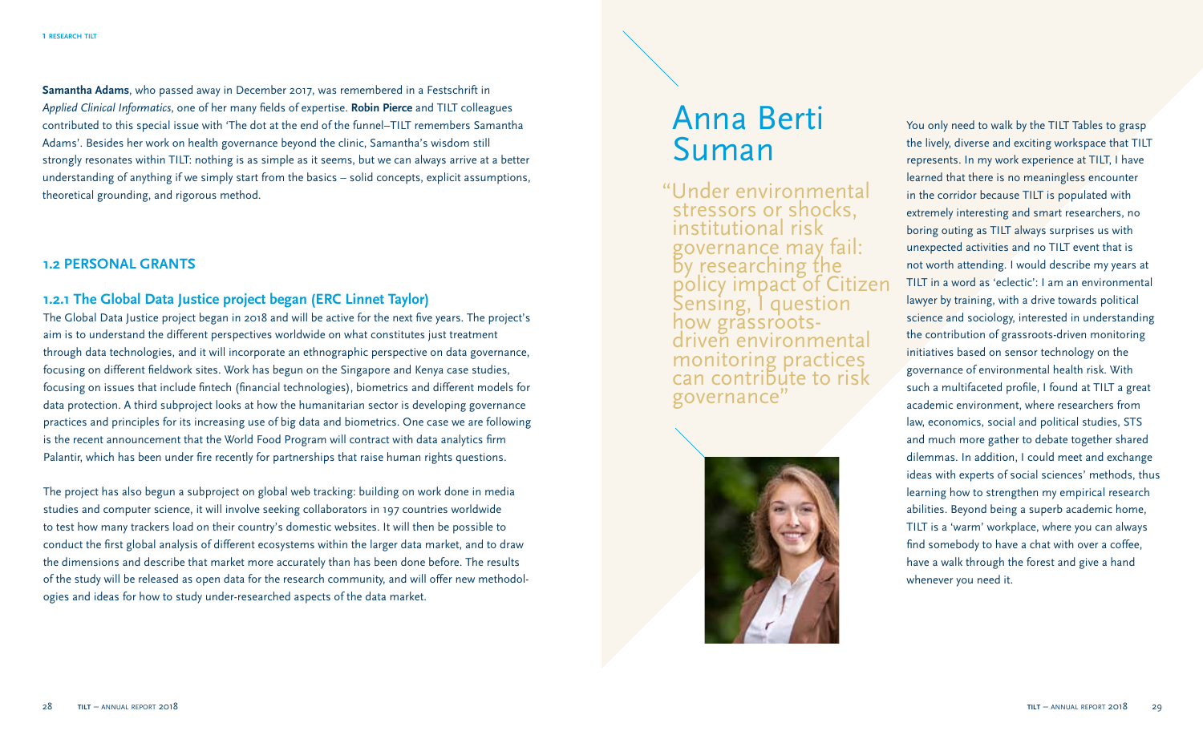**Samantha Adams**, who passed away in December 2017, was remembered in a Festschrift in *Applied Clinical Informatics*, one of her many fields of expertise. **Robin Pierce** and TILT colleagues contributed to this special issue with 'The dot at the end of the funnel–TILT remembers Samantha Adams'. Besides her work on health governance beyond the clinic, Samantha's wisdom still strongly resonates within TILT: nothing is as simple as it seems, but we can always arrive at a better understanding of anything if we simply start from the basics – solid concepts, explicit assumptions, theoretical grounding, and rigorous method.

## 1.2 PERSONAL GRANTS

### 1.2.1 The Global Data Justice project began (ERC Linnet Taylor)

The Global Data Justice project began in 2018 and will be active for the next five years. The project's aim is to understand the different perspectives worldwide on what constitutes just treatment through data technologies, and it will incorporate an ethnographic perspective on data governance, focusing on different fieldwork sites. Work has begun on the Singapore and Kenya case studies, focusing on issues that include fintech (financial technologies), biometrics and different models for data protection. A third subproject looks at how the humanitarian sector is developing governance practices and principles for its increasing use of big data and biometrics. One case we are following is the recent announcement that the World Food Program will contract with data analytics firm Palantir, which has been under fire recently for partnerships that raise human rights questions.

The project has also begun a subproject on global web tracking: building on work done in media studies and computer science, it will involve seeking collaborators in 197 countries worldwide to test how many trackers load on their country's domestic websites. It will then be possible to conduct the first global analysis of different ecosystems within the larger data market, and to draw the dimensions and describe that market more accurately than has been done before. The results of the study will be released as open data for the research community, and will offer new methodologies and ideas for how to study under-researched aspects of the data market.

# Anna Berti Suman

"Under environmental stressors or shocks, institutional risk governance may fail: by researching the policy impact of Citizen Sensing, I question how grassroots-driven environmental monitoring practices can contribute to risk governance"

You only need to walk by the TILT Tables to grasp the lively, diverse and exciting workspace that TILT represents. In my work experience at TILT, I have learned that there is no meaningless encounter in the corridor because TILT is populated with extremely interesting and smart researchers, no boring outing as TILT always surprises us with unexpected activities and no TILT event that is not worth attending. I would describe my years at TILT in a word as 'eclectic': I am an environmental lawyer by training, with a drive towards political science and sociology, interested in understanding the contribution of grassroots-driven monitoring initiatives based on sensor technology on the governance of environmental health risk. With such a multifaceted profile, I found at TILT a great academic environment, where researchers from law, economics, social and political studies, STS and much more gather to debate together shared dilemmas. In addition, I could meet and exchange ideas with experts of social sciences' methods, thus learning how to strengthen my empirical research abilities. Beyond being a superb academic home, TILT is a 'warm' workplace, where you can always find somebody to have a chat with over a coffee, have a walk through the forest and give a hand whenever you need it.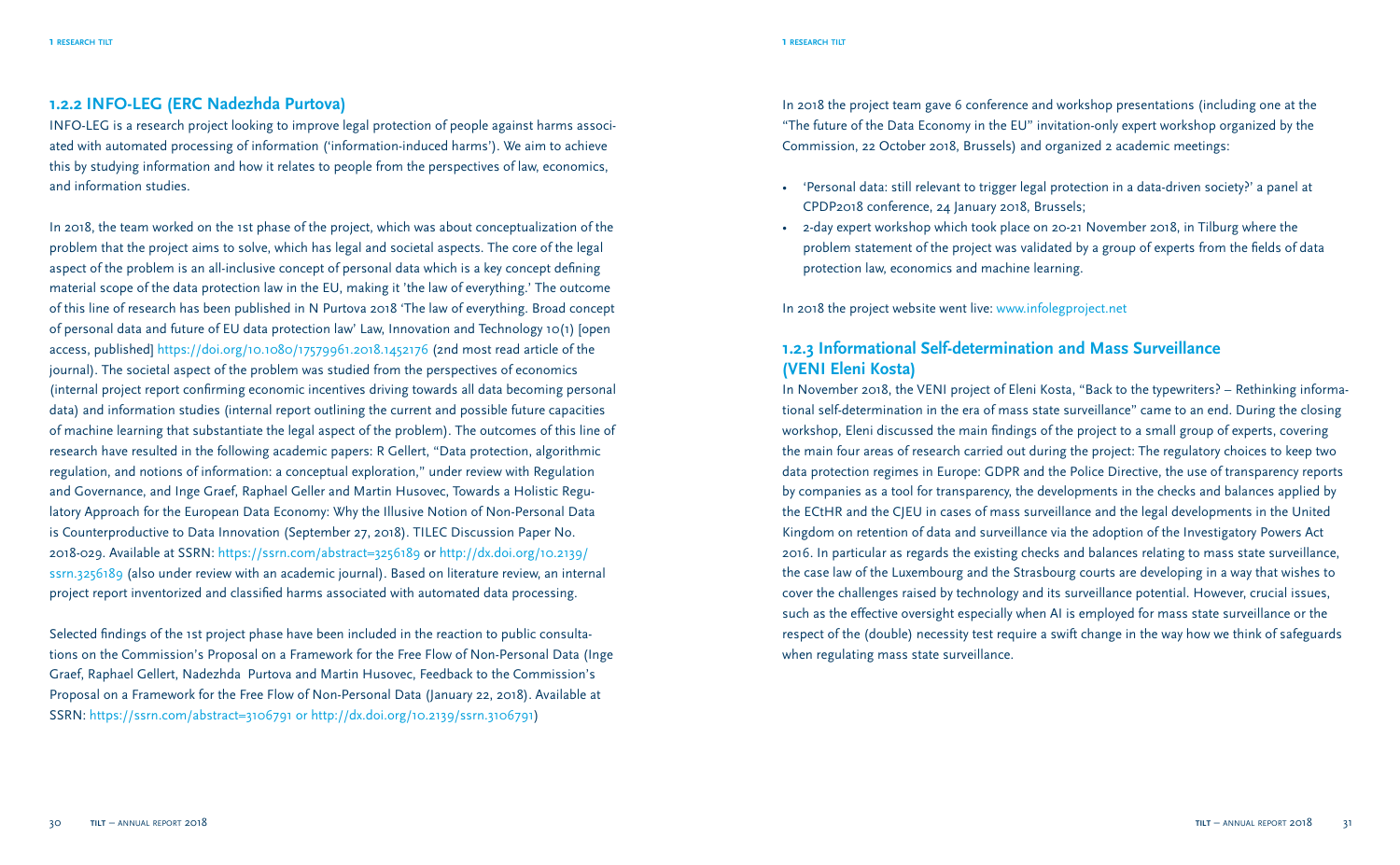### 1.2.2 INFO-LEG (ERC Nadezhda Purtova)

INFO-LEG is a research project looking to improve legal protection of people against harms associated with automated processing of information ('information-induced harms'). We aim to achieve this by studying information and how it relates to people from the perspectives of law, economics, and information studies.

In 2018, the team worked on the 1st phase of the project, which was about conceptualization of the problem that the project aims to solve, which has legal and societal aspects. The core of the legal aspect of the problem is an all-inclusive concept of personal data which is a key concept defining material scope of the data protection law in the EU, making it 'the law of everything.' The outcome of this line of research has been published in N Purtova 2018 'The law of everything. Broad concept of personal data and future of EU data protection law' Law, Innovation and Technology 10(1) [open access, published] https://doi.org/10.1080/17579961.2018.1452176 (2nd most read article of the journal). The societal aspect of the problem was studied from the perspectives of economics (internal project report confirming economic incentives driving towards all data becoming personal data) and information studies (internal report outlining the current and possible future capacities of machine learning that substantiate the legal aspect of the problem). The outcomes of this line of research have resulted in the following academic papers: R Gellert, "Data protection, algorithmic regulation, and notions of information: a conceptual exploration," under review with Regulation and Governance, and Inge Graef, Raphael Geller and Martin Husovec, Towards a Holistic Regulatory Approach for the European Data Economy: Why the Illusive Notion of Non-Personal Data is Counterproductive to Data Innovation (September 27, 2018). TILEC Discussion Paper No. 2018-029. Available at SSRN: https://ssrn.com/abstract=3256189 or http://dx.doi.org/10.2139/ssrn.3256189 (also under review with an academic journal). Based on literature review, an internal project report inventorized and classified harms associated with automated data processing.

Selected findings of the 1st project phase have been included in the reaction to public consultations on the Commission's Proposal on a Framework for the Free Flow of Non-Personal Data (Inge Graef, Raphael Gellert, Nadezhda Purtova and Martin Husovec, Feedback to the Commission's Proposal on a Framework for the Free Flow of Non-Personal Data (January 22, 2018). Available at SSRN: https://ssrn.com/abstract=3106791 or http://dx.doi.org/10.2139/ssrn.3106791)

In 2018 the project team gave 6 conference and workshop presentations (including one at the "The future of the Data Economy in the EU" invitation-only expert workshop organized by the Commission, 22 October 2018, Brussels) and organized 2 academic meetings:

- 'Personal data: still relevant to trigger legal protection in a data-driven society?' a panel at CPDP2018 conference, 24 January 2018, Brussels;
- 2-day expert workshop which took place on 20-21 November 2018, in Tilburg where the problem statement of the project was validated by a group of experts from the fields of data protection law, economics and machine learning.

In 2018 the project website went live: www.infolegproject.net

### 1.2.3 Informational Self-determination and Mass Surveillance (VENI Eleni Kosta)

In November 2018, the VENI project of Eleni Kosta, "Back to the typewriters? – Rethinking informational self-determination in the era of mass state surveillance" came to an end. During the closing workshop, Eleni discussed the main findings of the project to a small group of experts, covering the main four areas of research carried out during the project: The regulatory choices to keep two data protection regimes in Europe: GDPR and the Police Directive, the use of transparency reports by companies as a tool for transparency, the developments in the checks and balances applied by the ECtHR and the CJEU in cases of mass surveillance and the legal developments in the United Kingdom on retention of data and surveillance via the adoption of the Investigatory Powers Act 2016. In particular as regards the existing checks and balances relating to mass state surveillance, the case law of the Luxembourg and the Strasbourg courts are developing in a way that wishes to cover the challenges raised by technology and its surveillance potential. However, crucial issues, such as the effective oversight especially when AI is employed for mass state surveillance or the respect of the (double) necessity test require a swift change in the way how we think of safeguards when regulating mass state surveillance.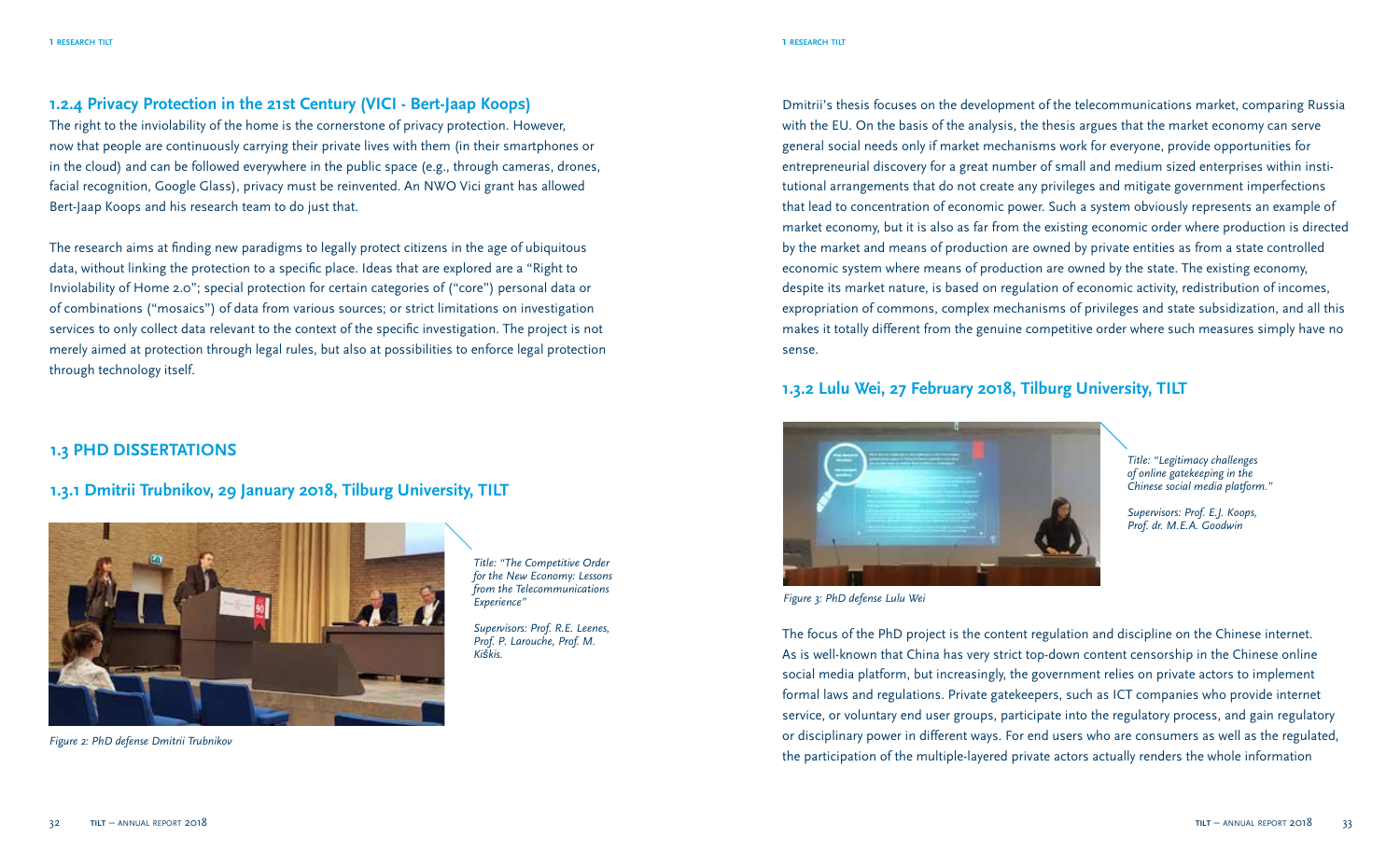### 1.2.4 Privacy Protection in the 21st Century (VICI - Bert-Jaap Koops)

The right to the inviolability of the home is the cornerstone of privacy protection. However, now that people are continuously carrying their private lives with them (in their smartphones or in the cloud) and can be followed everywhere in the public space (e.g., through cameras, drones, facial recognition, Google Glass), privacy must be reinvented. An NWO Vici grant has allowed Bert-Jaap Koops and his research team to do just that.

The research aims at finding new paradigms to legally protect citizens in the age of ubiquitous data, without linking the protection to a specific place. Ideas that are explored are a "Right to Inviolability of Home 2.0"; special protection for certain categories of ("core") personal data or of combinations ("mosaics") of data from various sources; or strict limitations on investigation services to only collect data relevant to the context of the specific investigation. The project is not merely aimed at protection through legal rules, but also at possibilities to enforce legal protection through technology itself.

## 1.3 PHD DISSERTATIONS

### 1.3.1 Dmitrii Trubnikov, 29 January 2018, Tilburg University, TILT

Figure 2: PhD defense Dmitrii Trubnikov

*Title: "The Competitive Order for the New Economy: Lessons from the Telecommunications Experience"*

*Supervisors: Prof. R.E. Leenes, Prof. P. Larouche, Prof. M. Kiškis.*

Dmitrii's thesis focuses on the development of the telecommunications market, comparing Russia with the EU. On the basis of the analysis, the thesis argues that the market economy can serve general social needs only if market mechanisms work for everyone, provide opportunities for entrepreneurial discovery for a great number of small and medium sized enterprises within institutional arrangements that do not create any privileges and mitigate government imperfections that lead to concentration of economic power. Such a system obviously represents an example of market economy, but it is also as far from the existing economic order where production is directed by the market and means of production are owned by private entities as from a state controlled economic system where means of production are owned by the state. The existing economy, despite its market nature, is based on regulation of economic activity, redistribution of incomes, expropriation of commons, complex mechanisms of privileges and state subsidization, and all this makes it totally different from the genuine competitive order where such measures simply have no sense.

### 1.3.2 Lulu Wei, 27 February 2018, Tilburg University, TILT

Figure 3: PhD defense Lulu Wei

*Title: "Legitimacy challenges of online gatekeeping in the Chinese social media platform."*

*Supervisors: Prof. E.J. Koops, Prof. dr. M.E.A. Goodwin*

The focus of the PhD project is the content regulation and discipline on the Chinese internet. As is well-known that China has very strict top-down content censorship in the Chinese online social media platform, but increasingly, the government relies on private actors to implement formal laws and regulations. Private gatekeepers, such as ICT companies who provide internet service, or voluntary end user groups, participate into the regulatory process, and gain regulatory or disciplinary power in different ways. For end users who are consumers as well as the regulated, the participation of the multiple-layered private actors actually renders the whole information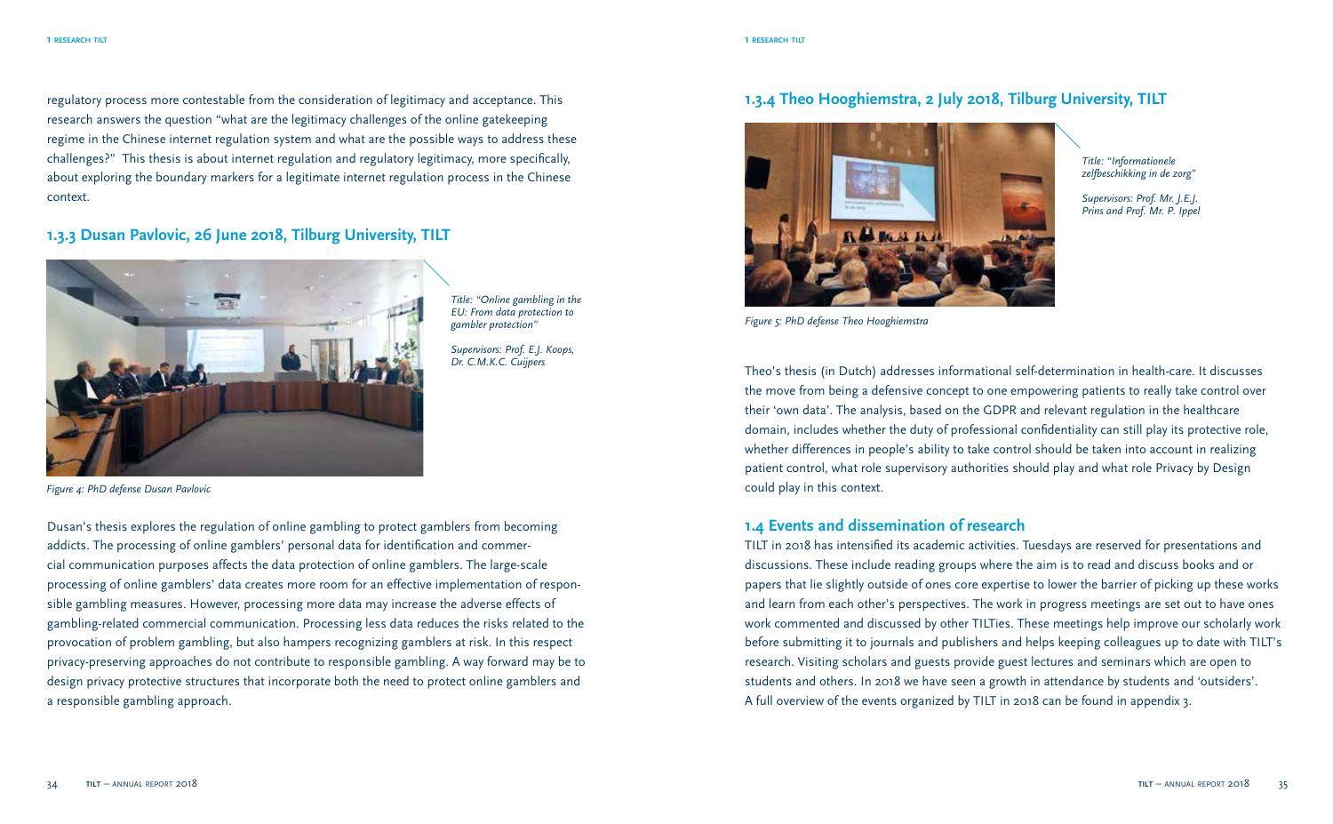regulatory process more contestable from the consideration of legitimacy and acceptance. This research answers the question "what are the legitimacy challenges of the online gatekeeping regime in the Chinese internet regulation system and what are the possible ways to address these challenges?" This thesis is about internet regulation and regulatory legitimacy, more specifically, about exploring the boundary markers for a legitimate internet regulation process in the Chinese context.

### 1.3.3 Dusan Pavlovic, 26 June 2018, Tilburg University, TILT

*Title: "Online gambling in the EU: From data protection to gambler protection"*

*Supervisors: Prof. E.J. Koops, Dr. C.M.K.C. Cuijpers*

*Figure 4: PhD defense Dusan Pavlovic*

Dusan's thesis explores the regulation of online gambling to protect gamblers from becoming addicts. The processing of online gamblers' personal data for identification and commercial communication purposes affects the data protection of online gamblers. The large-scale processing of online gamblers' data creates more room for an effective implementation of responsible gambling measures. However, processing more data may increase the adverse effects of gambling-related commercial communication. Processing less data reduces the risks related to the provocation of problem gambling, but also hampers recognizing gamblers at risk. In this respect privacy-preserving approaches do not contribute to responsible gambling. A way forward may be to design privacy protective structures that incorporate both the need to protect online gamblers and a responsible gambling approach.

### 1.3.4 Theo Hooghiemstra, 2 July 2018, Tilburg University, TILT

*Title: "Informationele zelfbeschikking in de zorg"*

*Supervisors: Prof. Mr. J.E.J. Prins and Prof. Mr. P. Ippel*

*Figure 5: PhD defense Theo Hooghiemstra*

Theo's thesis (in Dutch) addresses informational self-determination in health-care. It discusses the move from being a defensive concept to one empowering patients to really take control over their 'own data'. The analysis, based on the GDPR and relevant regulation in the healthcare domain, includes whether the duty of professional confidentiality can still play its protective role, whether differences in people's ability to take control should be taken into account in realizing patient control, what role supervisory authorities should play and what role Privacy by Design could play in this context.

## 1.4 Events and dissemination of research

TILT in 2018 has intensified its academic activities. Tuesdays are reserved for presentations and discussions. These include reading groups where the aim is to read and discuss books and or papers that lie slightly outside of ones core expertise to lower the barrier of picking up these works and learn from each other's perspectives. The work in progress meetings are set out to have ones work commented and discussed by other TILTies. These meetings help improve our scholarly work before submitting it to journals and publishers and helps keeping colleagues up to date with TILT's research. Visiting scholars and guests provide guest lectures and seminars which are open to students and others. In 2018 we have seen a growth in attendance by students and 'outsiders'. A full overview of the events organized by TILT in 2018 can be found in appendix 3.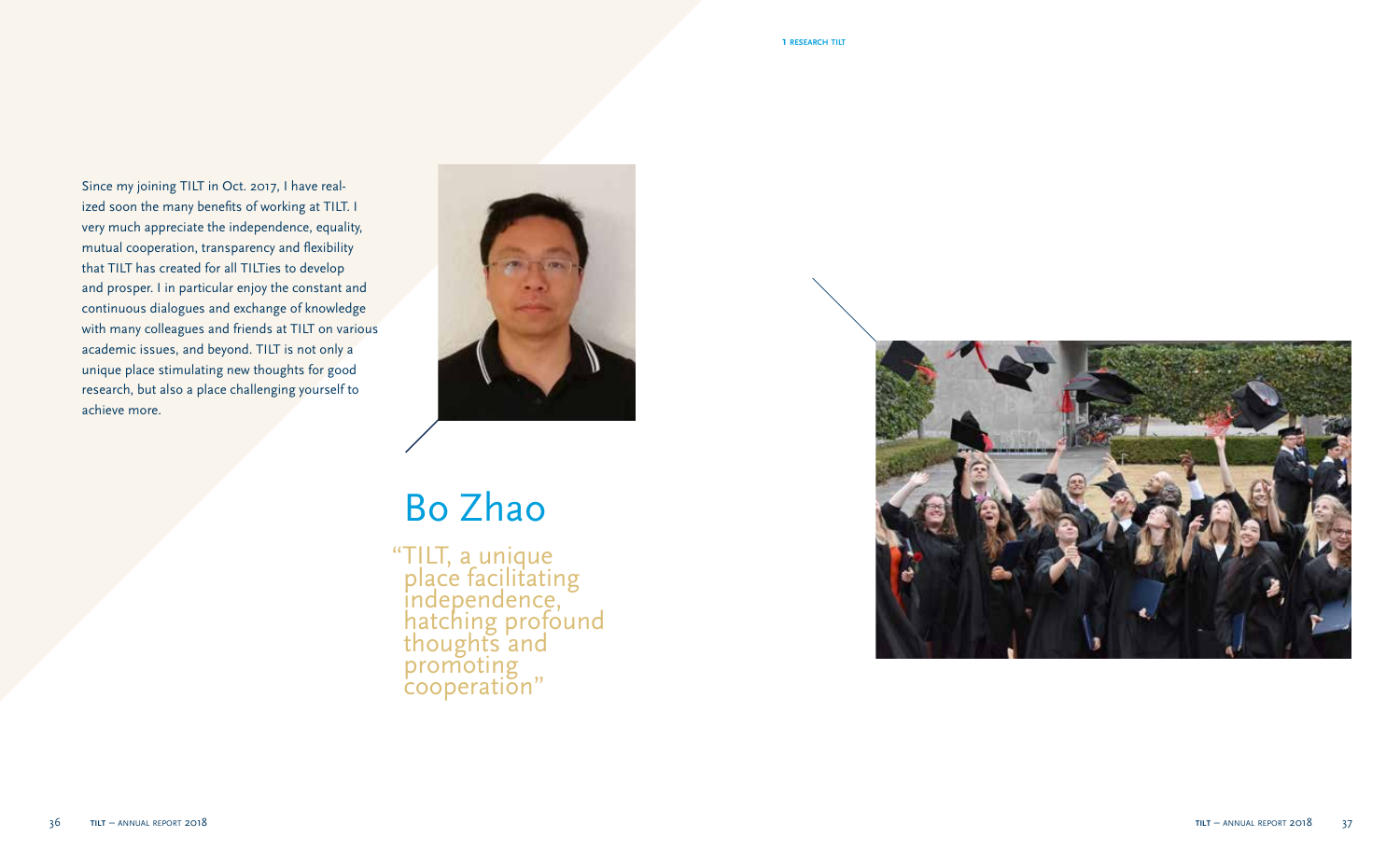Since my joining TILT in Oct. 2017, I have realized soon the many benefits of working at TILT. I very much appreciate the independence, equality, mutual cooperation, transparency and flexibility that TILT has created for all TILTies to develop and prosper. I in particular enjoy the constant and continuous dialogues and exchange of knowledge with many colleagues and friends at TILT on various academic issues, and beyond. TILT is not only a unique place stimulating new thoughts for good research, but also a place challenging yourself to achieve more.

## Bo Zhao

"TILT, a unique place facilitating independence, hatching profound thoughts and promoting cooperation"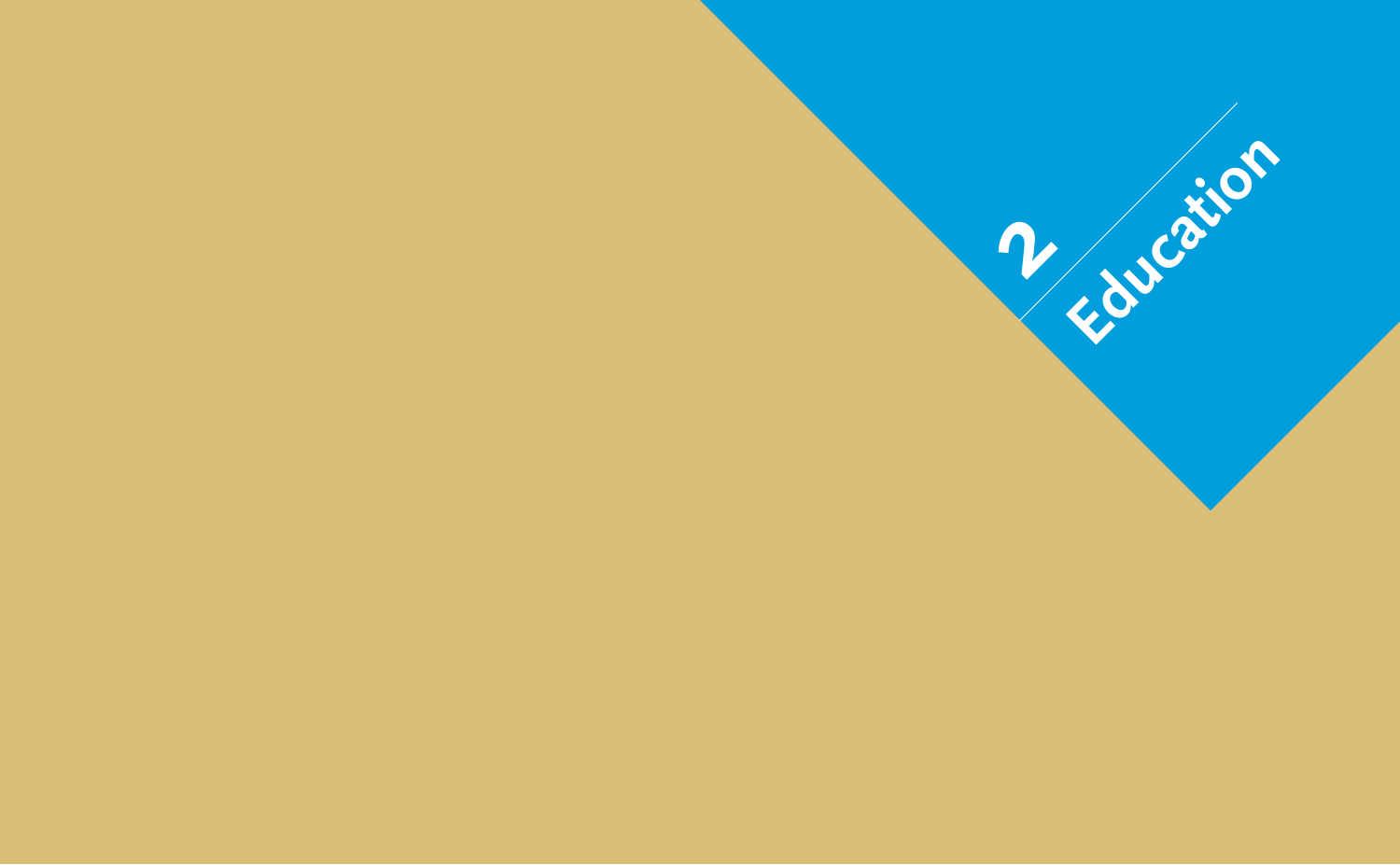# 2 Education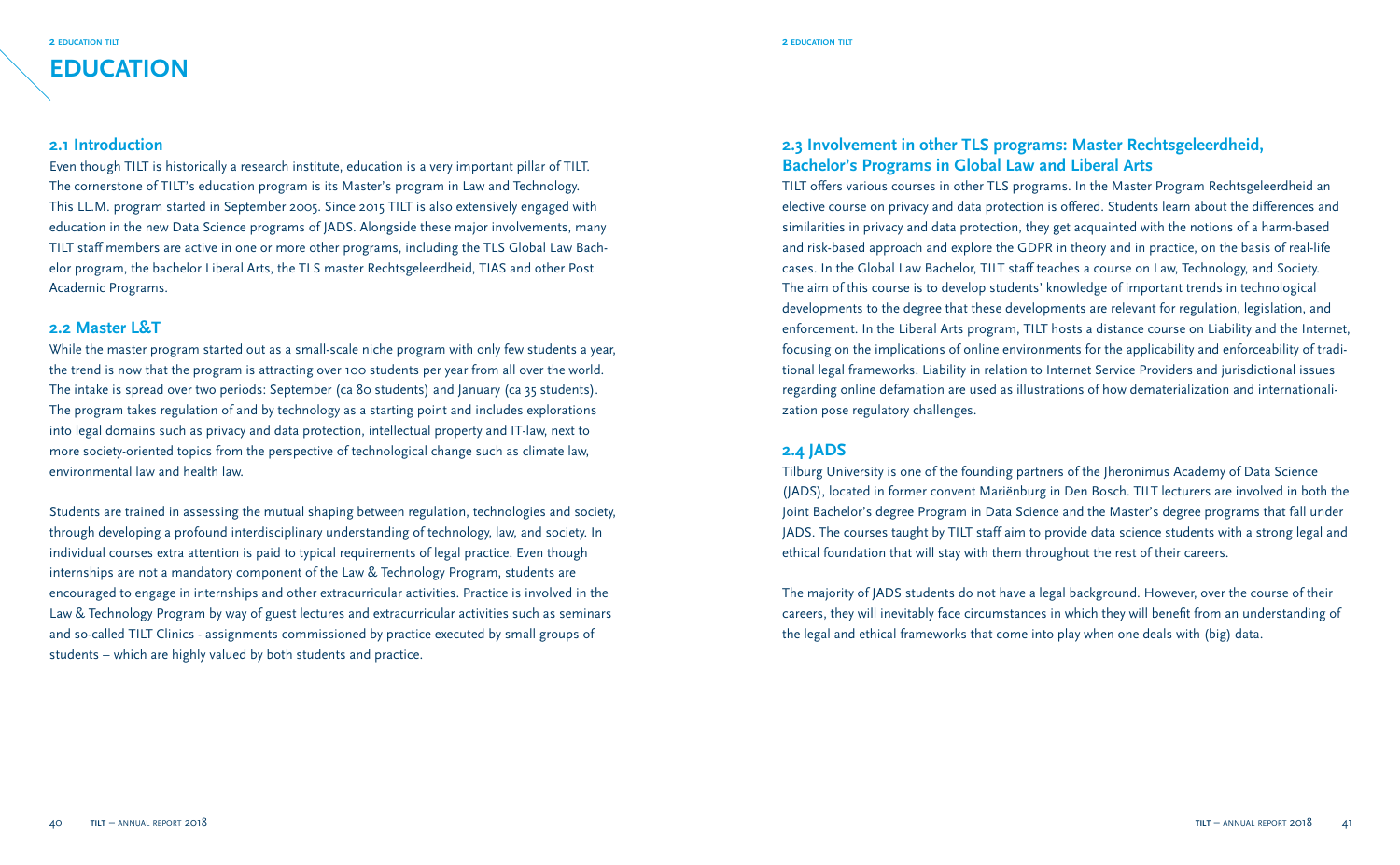# EDUCATION

## 2.1 Introduction

Even though TILT is historically a research institute, education is a very important pillar of TILT. The cornerstone of TILT's education program is its Master's program in Law and Technology. This LL.M. program started in September 2005. Since 2015 TILT is also extensively engaged with education in the new Data Science programs of JADS. Alongside these major involvements, many TILT staff members are active in one or more other programs, including the TLS Global Law Bachelor program, the bachelor Liberal Arts, the TLS master Rechtsgeleerdheid, TIAS and other Post Academic Programs.

## 2.2 Master L&T

While the master program started out as a small-scale niche program with only few students a year, the trend is now that the program is attracting over 100 students per year from all over the world. The intake is spread over two periods: September (ca 80 students) and January (ca 35 students). The program takes regulation of and by technology as a starting point and includes explorations into legal domains such as privacy and data protection, intellectual property and IT-law, next to more society-oriented topics from the perspective of technological change such as climate law, environmental law and health law.

Students are trained in assessing the mutual shaping between regulation, technologies and society, through developing a profound interdisciplinary understanding of technology, law, and society. In individual courses extra attention is paid to typical requirements of legal practice. Even though internships are not a mandatory component of the Law & Technology Program, students are encouraged to engage in internships and other extracurricular activities. Practice is involved in the Law & Technology Program by way of guest lectures and extracurricular activities such as seminars and so-called TILT Clinics - assignments commissioned by practice executed by small groups of students – which are highly valued by both students and practice.

## 2.3 Involvement in other TLS programs: Master Rechtsgeleerdheid, Bachelor's Programs in Global Law and Liberal Arts

TILT offers various courses in other TLS programs. In the Master Program Rechtsgeleerdheid an elective course on privacy and data protection is offered. Students learn about the differences and similarities in privacy and data protection, they get acquainted with the notions of a harm-based and risk-based approach and explore the GDPR in theory and in practice, on the basis of real-life cases. In the Global Law Bachelor, TILT staff teaches a course on Law, Technology, and Society. The aim of this course is to develop students' knowledge of important trends in technological developments to the degree that these developments are relevant for regulation, legislation, and enforcement. In the Liberal Arts program, TILT hosts a distance course on Liability and the Internet, focusing on the implications of online environments for the applicability and enforceability of traditional legal frameworks. Liability in relation to Internet Service Providers and jurisdictional issues regarding online defamation are used as illustrations of how dematerialization and internationalization pose regulatory challenges.

## 2.4 JADS

Tilburg University is one of the founding partners of the Jheronimus Academy of Data Science (JADS), located in former convent Mariënburg in Den Bosch. TILT lecturers are involved in both the Joint Bachelor's degree Program in Data Science and the Master's degree programs that fall under JADS. The courses taught by TILT staff aim to provide data science students with a strong legal and ethical foundation that will stay with them throughout the rest of their careers.

The majority of JADS students do not have a legal background. However, over the course of their careers, they will inevitably face circumstances in which they will benefit from an understanding of the legal and ethical frameworks that come into play when one deals with (big) data.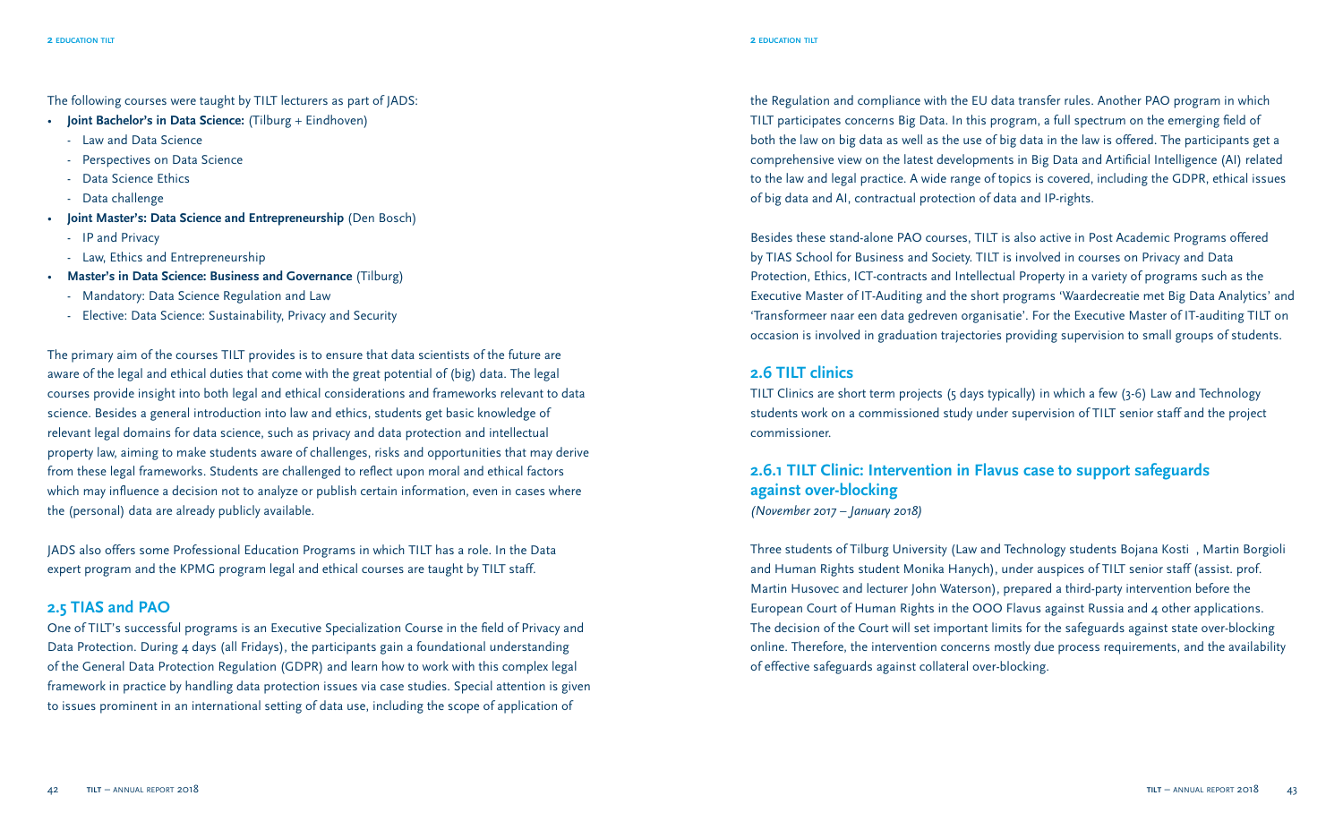The following courses were taught by TILT lecturers as part of JADS:

- **Joint Bachelor's in Data Science:** (Tilburg + Eindhoven)
  - Law and Data Science
  - Perspectives on Data Science
  - Data Science Ethics
  - Data challenge
- **Joint Master's: Data Science and Entrepreneurship** (Den Bosch)
  - IP and Privacy
  - Law, Ethics and Entrepreneurship
- **Master's in Data Science: Business and Governance** (Tilburg)
  - Mandatory: Data Science Regulation and Law
  - Elective: Data Science: Sustainability, Privacy and Security

The primary aim of the courses TILT provides is to ensure that data scientists of the future are aware of the legal and ethical duties that come with the great potential of (big) data. The legal courses provide insight into both legal and ethical considerations and frameworks relevant to data science. Besides a general introduction into law and ethics, students get basic knowledge of relevant legal domains for data science, such as privacy and data protection and intellectual property law, aiming to make students aware of challenges, risks and opportunities that may derive from these legal frameworks. Students are challenged to reflect upon moral and ethical factors which may influence a decision not to analyze or publish certain information, even in cases where the (personal) data are already publicly available.

JADS also offers some Professional Education Programs in which TILT has a role. In the Data expert program and the KPMG program legal and ethical courses are taught by TILT staff.

## 2.5 TIAS and PAO

One of TILT's successful programs is an Executive Specialization Course in the field of Privacy and Data Protection. During 4 days (all Fridays), the participants gain a foundational understanding of the General Data Protection Regulation (GDPR) and learn how to work with this complex legal framework in practice by handling data protection issues via case studies. Special attention is given to issues prominent in an international setting of data use, including the scope of application of the Regulation and compliance with the EU data transfer rules. Another PAO program in which TILT participates concerns Big Data. In this program, a full spectrum on the emerging field of both the law on big data as well as the use of big data in the law is offered. The participants get a comprehensive view on the latest developments in Big Data and Artificial Intelligence (AI) related to the law and legal practice. A wide range of topics is covered, including the GDPR, ethical issues of big data and AI, contractual protection of data and IP-rights.

Besides these stand-alone PAO courses, TILT is also active in Post Academic Programs offered by TIAS School for Business and Society. TILT is involved in courses on Privacy and Data Protection, Ethics, ICT-contracts and Intellectual Property in a variety of programs such as the Executive Master of IT-Auditing and the short programs 'Waardecreatie met Big Data Analytics' and 'Transformeer naar een data gedreven organisatie'. For the Executive Master of IT-auditing TILT on occasion is involved in graduation trajectories providing supervision to small groups of students.

## 2.6 TILT clinics

TILT Clinics are short term projects (5 days typically) in which a few (3-6) Law and Technology students work on a commissioned study under supervision of TILT senior staff and the project commissioner.

### 2.6.1 TILT Clinic: Intervention in Flavus case to support safeguards against over-blocking

*(November 2017 – January 2018)*

Three students of Tilburg University (Law and Technology students Bojana Kosti , Martin Borgioli and Human Rights student Monika Hanych), under auspices of TILT senior staff (assist. prof. Martin Husovec and lecturer John Waterson), prepared a third-party intervention before the European Court of Human Rights in the OOO Flavus against Russia and 4 other applications. The decision of the Court will set important limits for the safeguards against state over-blocking online. Therefore, the intervention concerns mostly due process requirements, and the availability of effective safeguards against collateral over-blocking.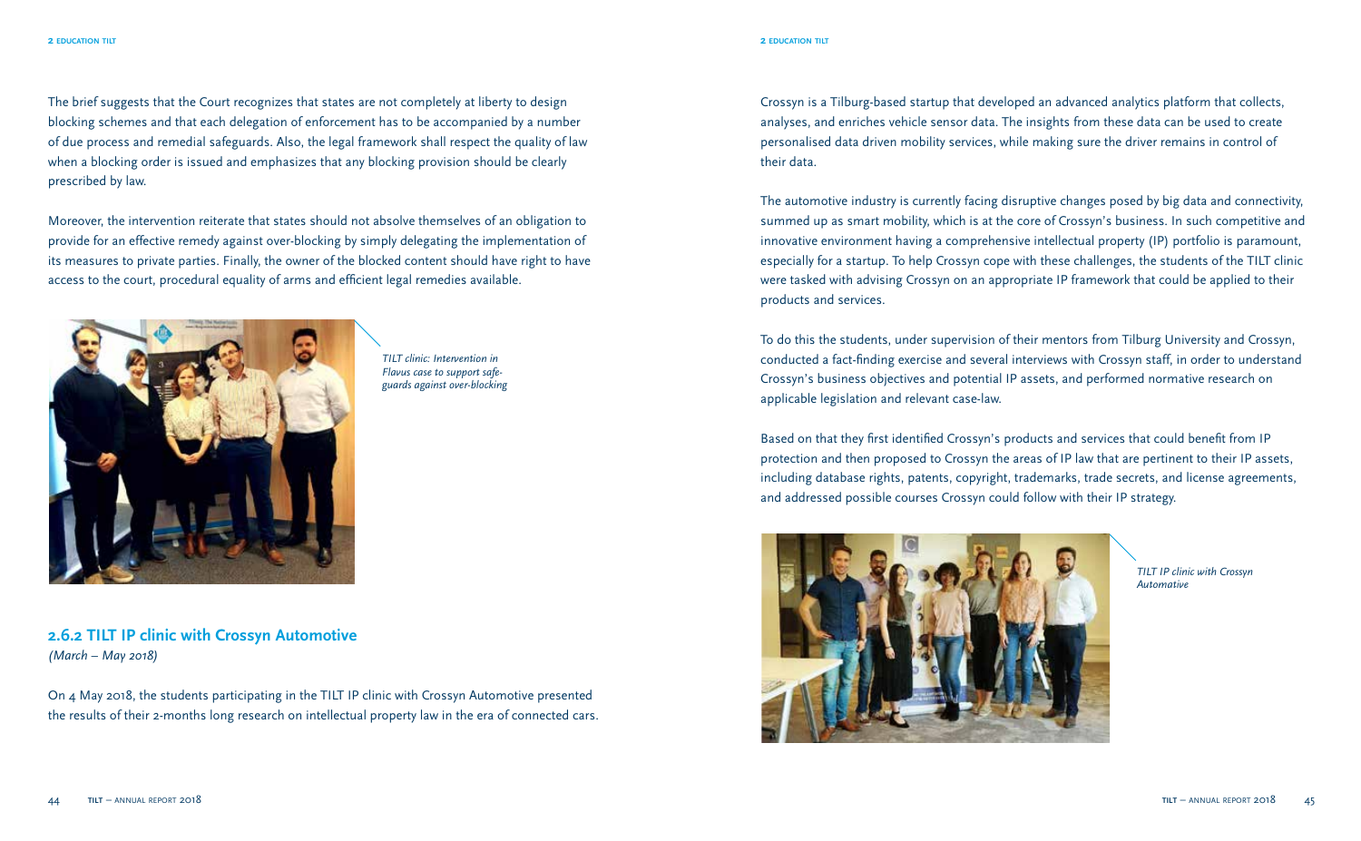The brief suggests that the Court recognizes that states are not completely at liberty to design blocking schemes and that each delegation of enforcement has to be accompanied by a number of due process and remedial safeguards. Also, the legal framework shall respect the quality of law when a blocking order is issued and emphasizes that any blocking provision should be clearly prescribed by law.

Moreover, the intervention reiterate that states should not absolve themselves of an obligation to provide for an effective remedy against over-blocking by simply delegating the implementation of its measures to private parties. Finally, the owner of the blocked content should have right to have access to the court, procedural equality of arms and efficient legal remedies available.

*TILT clinic: Intervention in Flavus case to support safeguards against over-blocking*

## 2.6.2 TILT IP clinic with Crossyn Automotive

*(March – May 2018)*

On 4 May 2018, the students participating in the TILT IP clinic with Crossyn Automotive presented the results of their 2-months long research on intellectual property law in the era of connected cars.

Crossyn is a Tilburg-based startup that developed an advanced analytics platform that collects, analyses, and enriches vehicle sensor data. The insights from these data can be used to create personalised data driven mobility services, while making sure the driver remains in control of their data.

The automotive industry is currently facing disruptive changes posed by big data and connectivity, summed up as smart mobility, which is at the core of Crossyn's business. In such competitive and innovative environment having a comprehensive intellectual property (IP) portfolio is paramount, especially for a startup. To help Crossyn cope with these challenges, the students of the TILT clinic were tasked with advising Crossyn on an appropriate IP framework that could be applied to their products and services.

To do this the students, under supervision of their mentors from Tilburg University and Crossyn, conducted a fact-finding exercise and several interviews with Crossyn staff, in order to understand Crossyn's business objectives and potential IP assets, and performed normative research on applicable legislation and relevant case-law.

Based on that they first identified Crossyn's products and services that could benefit from IP protection and then proposed to Crossyn the areas of IP law that are pertinent to their IP assets, including database rights, patents, copyright, trademarks, trade secrets, and license agreements, and addressed possible courses Crossyn could follow with their IP strategy.

*TILT IP clinic with Crossyn Automotive*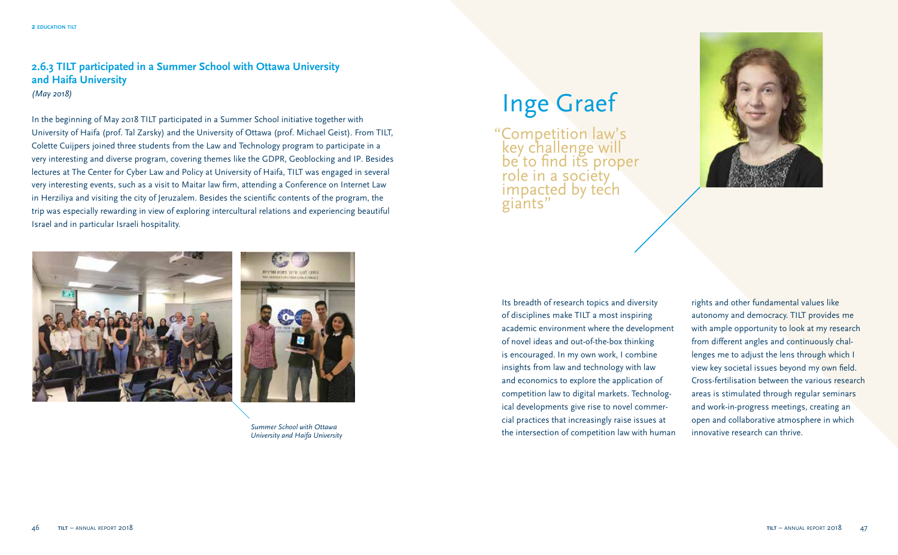### 2.6.3 TILT participated in a Summer School with Ottawa University and Haifa University

*(May 2018)*

In the beginning of May 2018 TILT participated in a Summer School initiative together with University of Haifa (prof. Tal Zarsky) and the University of Ottawa (prof. Michael Geist). From TILT, Colette Cuijpers joined three students from the Law and Technology program to participate in a very interesting and diverse program, covering themes like the GDPR, Geoblocking and IP. Besides lectures at The Center for Cyber Law and Policy at University of Haifa, TILT was engaged in several very interesting events, such as a visit to Maitar law firm, attending a Conference on Internet Law in Herziliya and visiting the city of Jeruzalem. Besides the scientific contents of the program, the trip was especially rewarding in view of exploring intercultural relations and experiencing beautiful Israel and in particular Israeli hospitality.

*Summer School with Ottawa University and Haifa University*

# Inge Graef

"Competition law's key challenge will be to find its proper role in a society impacted by tech giants"

Its breadth of research topics and diversity of disciplines make TILT a most inspiring academic environment where the development of novel ideas and out-of-the-box thinking is encouraged. In my own work, I combine insights from law and technology with law and economics to explore the application of competition law to digital markets. Technological developments give rise to novel commercial practices that increasingly raise issues at the intersection of competition law with human rights and other fundamental values like autonomy and democracy. TILT provides me with ample opportunity to look at my research from different angles and continuously challenges me to adjust the lens through which I view key societal issues beyond my own field. Cross-fertilisation between the various research areas is stimulated through regular seminars and work-in-progress meetings, creating an open and collaborative atmosphere in which innovative research can thrive.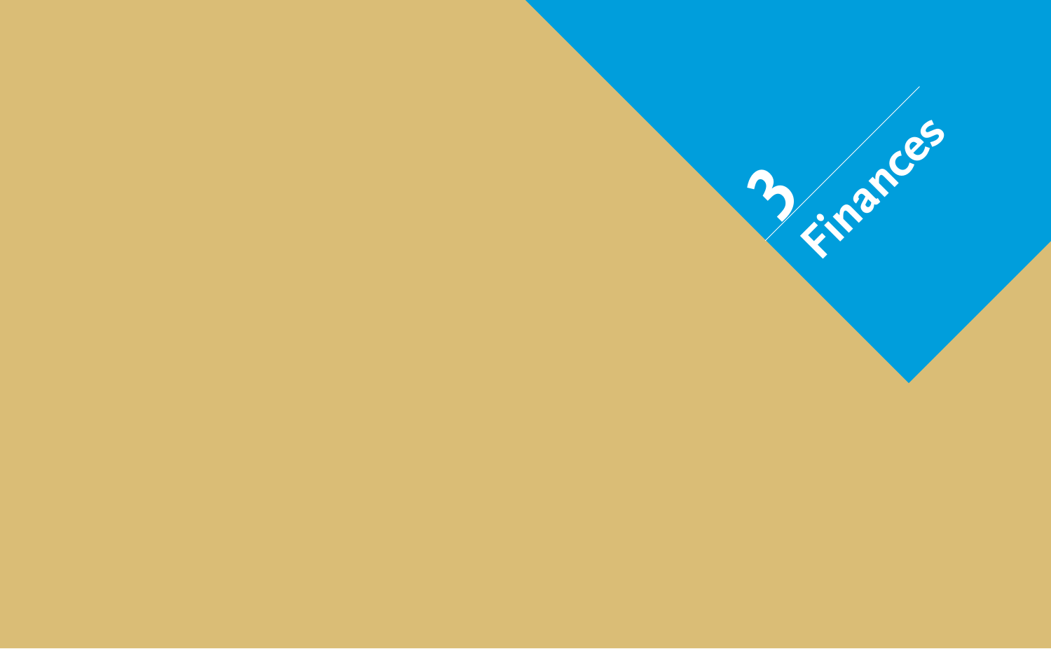# 3 Finances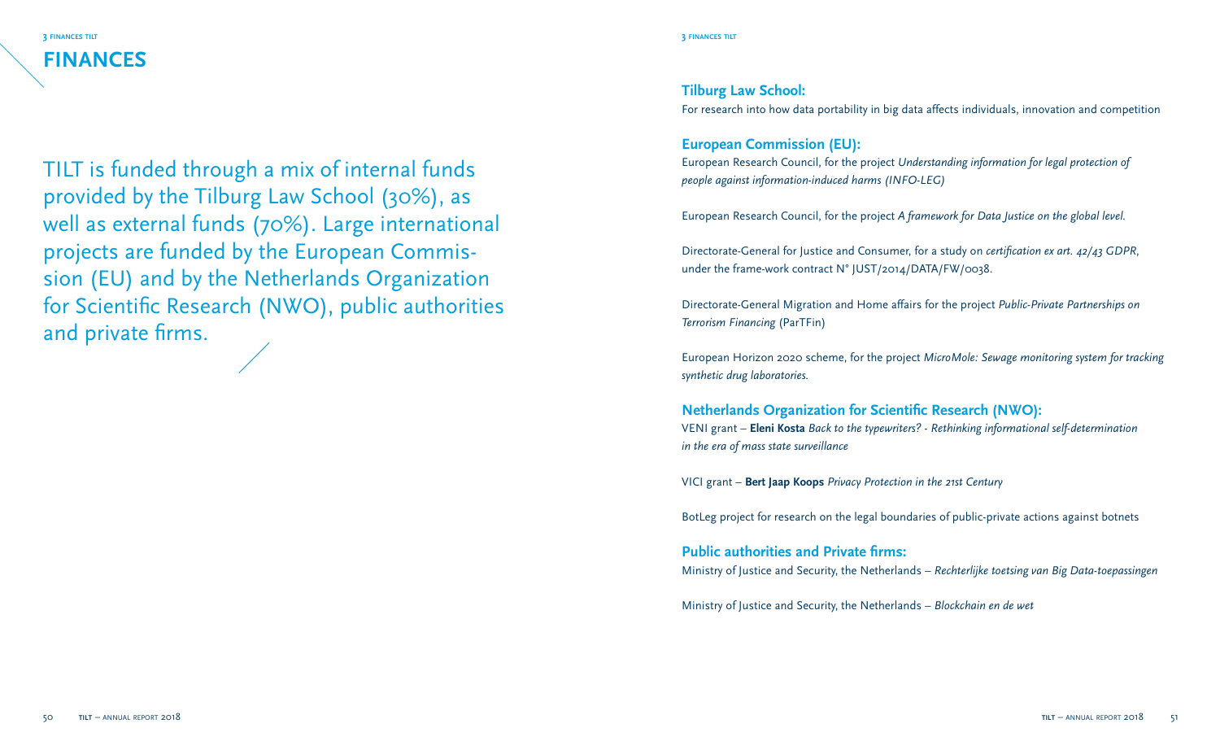# FINANCES

TILT is funded through a mix of internal funds provided by the Tilburg Law School (30%), as well as external funds (70%). Large international projects are funded by the European Commission (EU) and by the Netherlands Organization for Scientific Research (NWO), public authorities and private firms.

### Tilburg Law School:

For research into how data portability in big data affects individuals, innovation and competition

### European Commission (EU):

European Research Council, for the project *Understanding information for legal protection of people against information-induced harms (INFO-LEG)*

European Research Council, for the project *A framework for Data Justice on the global level.*

Directorate-General for Justice and Consumer, for a study on *certification ex art. 42/43 GDPR*, under the frame-work contract N° JUST/2014/DATA/FW/0038.

Directorate-General Migration and Home affairs for the project *Public-Private Partnerships on Terrorism Financing* (ParTFin)

European Horizon 2020 scheme, for the project *MicroMole: Sewage monitoring system for tracking synthetic drug laboratories.*

### Netherlands Organization for Scientific Research (NWO):

VENI grant – **Eleni Kosta** *Back to the typewriters? - Rethinking informational self-determination in the era of mass state surveillance*

VICI grant – **Bert Jaap Koops** *Privacy Protection in the 21st Century*

BotLeg project for research on the legal boundaries of public-private actions against botnets

### Public authorities and Private firms:

Ministry of Justice and Security, the Netherlands – *Rechterlijke toetsing van Big Data-toepassingen*

Ministry of Justice and Security, the Netherlands – *Blockchain en de wet*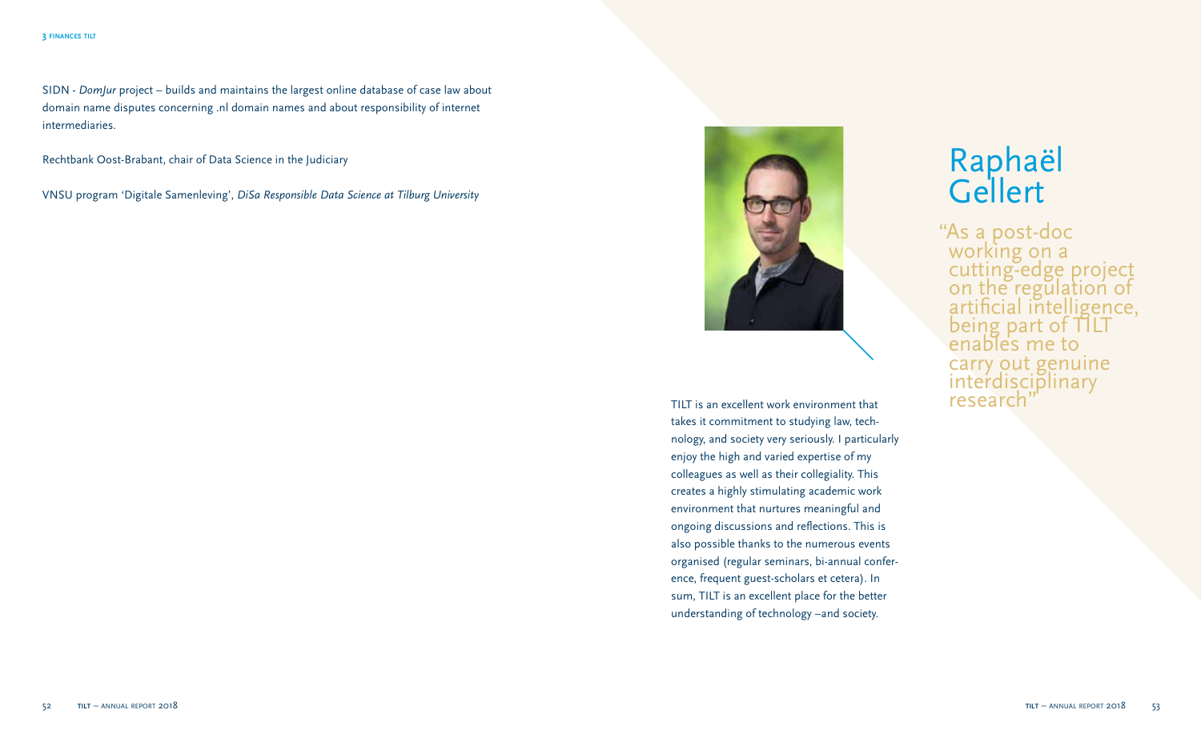SIDN - *DomJur* project – builds and maintains the largest online database of case law about domain name disputes concerning .nl domain names and about responsibility of internet intermediaries.

Rechtbank Oost-Brabant, chair of Data Science in the Judiciary

VNSU program 'Digitale Samenleving', *DiSa Responsible Data Science at Tilburg University*

# Raphaël Gellert

"As a post-doc working on a cutting-edge project on the regulation of artificial intelligence, being part of TILT enables me to carry out genuine interdisciplinary research"

TILT is an excellent work environment that takes it commitment to studying law, technology, and society very seriously. I particularly enjoy the high and varied expertise of my colleagues as well as their collegiality. This creates a highly stimulating academic work environment that nurtures meaningful and ongoing discussions and reflections. This is also possible thanks to the numerous events organised (regular seminars, bi-annual conference, frequent guest-scholars et cetera). In sum, TILT is an excellent place for the better understanding of technology –and society.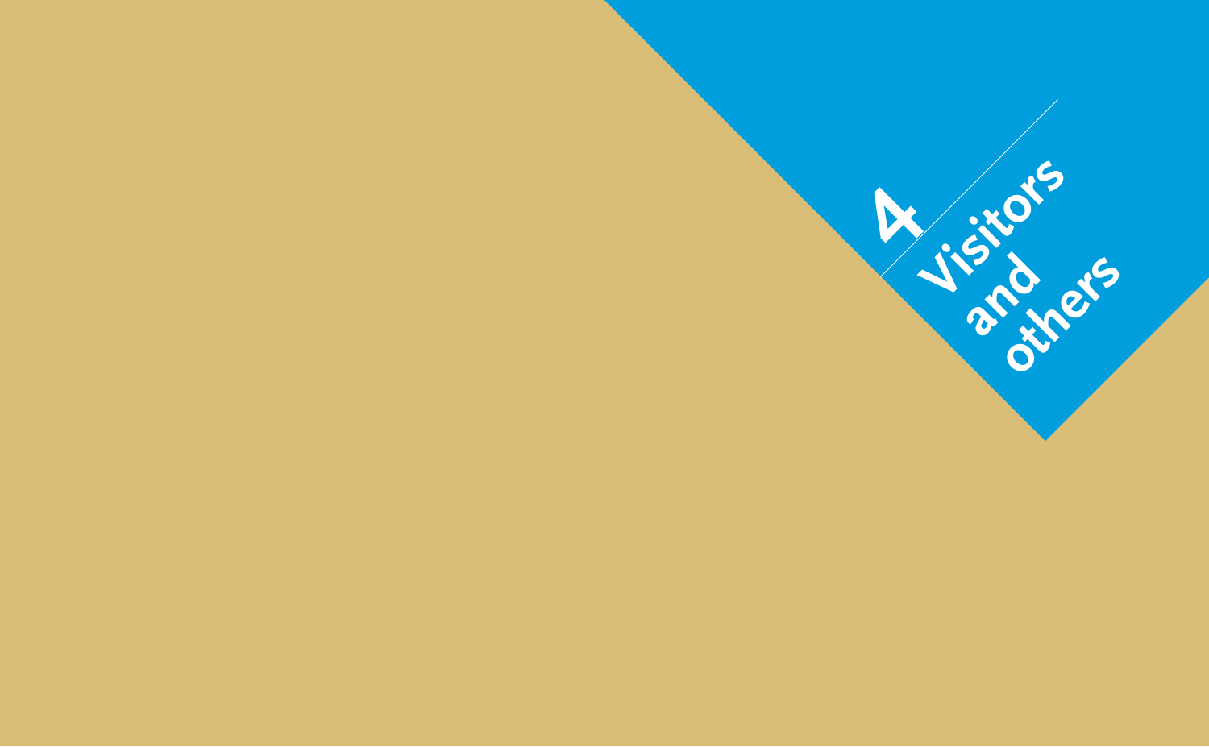# 4 Visitors and others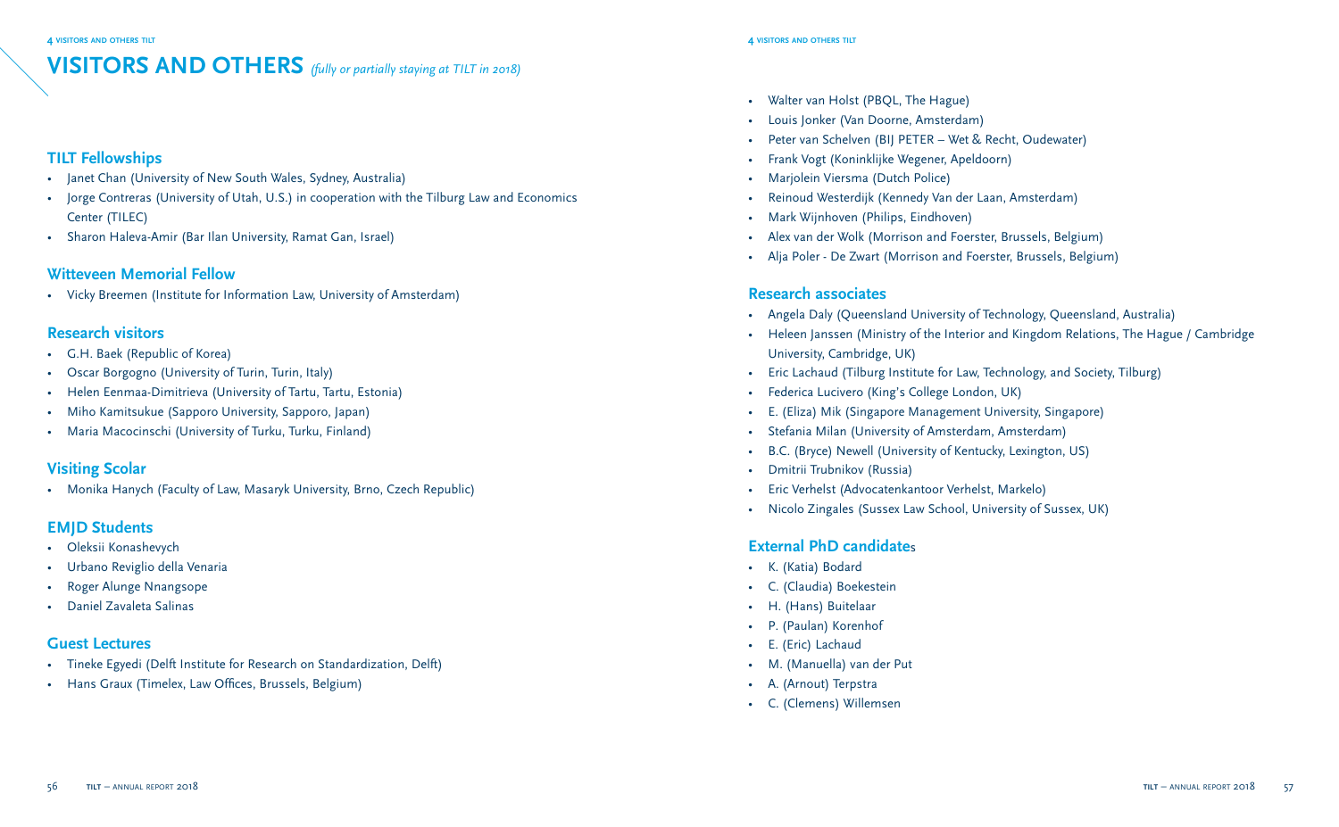# VISITORS AND OTHERS *(fully or partially staying at TILT in 2018)*

## TILT Fellowships

- Janet Chan (University of New South Wales, Sydney, Australia)
- Jorge Contreras (University of Utah, U.S.) in cooperation with the Tilburg Law and Economics Center (TILEC)
- Sharon Haleva-Amir (Bar Ilan University, Ramat Gan, Israel)

## Witteveen Memorial Fellow

- Vicky Breemen (Institute for Information Law, University of Amsterdam)

## Research visitors

- G.H. Baek (Republic of Korea)
- Oscar Borgogno (University of Turin, Turin, Italy)
- Helen Eenmaa-Dimitrieva (University of Tartu, Tartu, Estonia)
- Miho Kamitsukue (Sapporo University, Sapporo, Japan)
- Maria Macocinschi (University of Turku, Turku, Finland)

## Visiting Scolar

- Monika Hanych (Faculty of Law, Masaryk University, Brno, Czech Republic)

## EMJD Students

- Oleksii Konashevych
- Urbano Reviglio della Venaria
- Roger Alunge Nnangsope
- Daniel Zavaleta Salinas

## Guest Lectures

- Tineke Egyedi (Delft Institute for Research on Standardization, Delft)
- Hans Graux (Timelex, Law Offices, Brussels, Belgium)
- Walter van Holst (PBQL, The Hague)
- Louis Jonker (Van Doorne, Amsterdam)
- Peter van Schelven (BIJ PETER – Wet & Recht, Oudewater)
- Frank Vogt (Koninklijke Wegener, Apeldoorn)
- Marjolein Viersma (Dutch Police)
- Reinoud Westerdijk (Kennedy Van der Laan, Amsterdam)
- Mark Wijnhoven (Philips, Eindhoven)
- Alex van der Wolk (Morrison and Foerster, Brussels, Belgium)
- Alja Poler - De Zwart (Morrison and Foerster, Brussels, Belgium)

## Research associates

- Angela Daly (Queensland University of Technology, Queensland, Australia)
- Heleen Janssen (Ministry of the Interior and Kingdom Relations, The Hague / Cambridge University, Cambridge, UK)
- Eric Lachaud (Tilburg Institute for Law, Technology, and Society, Tilburg)
- Federica Lucivero (King's College London, UK)
- E. (Eliza) Mik (Singapore Management University, Singapore)
- Stefania Milan (University of Amsterdam, Amsterdam)
- B.C. (Bryce) Newell (University of Kentucky, Lexington, US)
- Dmitrii Trubnikov (Russia)
- Eric Verhelst (Advocatenkantoor Verhelst, Markelo)
- Nicolo Zingales (Sussex Law School, University of Sussex, UK)

## External PhD candidates

- K. (Katia) Bodard
- C. (Claudia) Boekestein
- H. (Hans) Buitelaar
- P. (Paulan) Korenhof
- E. (Eric) Lachaud
- M. (Manuella) van der Put
- A. (Arnout) Terpstra
- C. (Clemens) Willemsen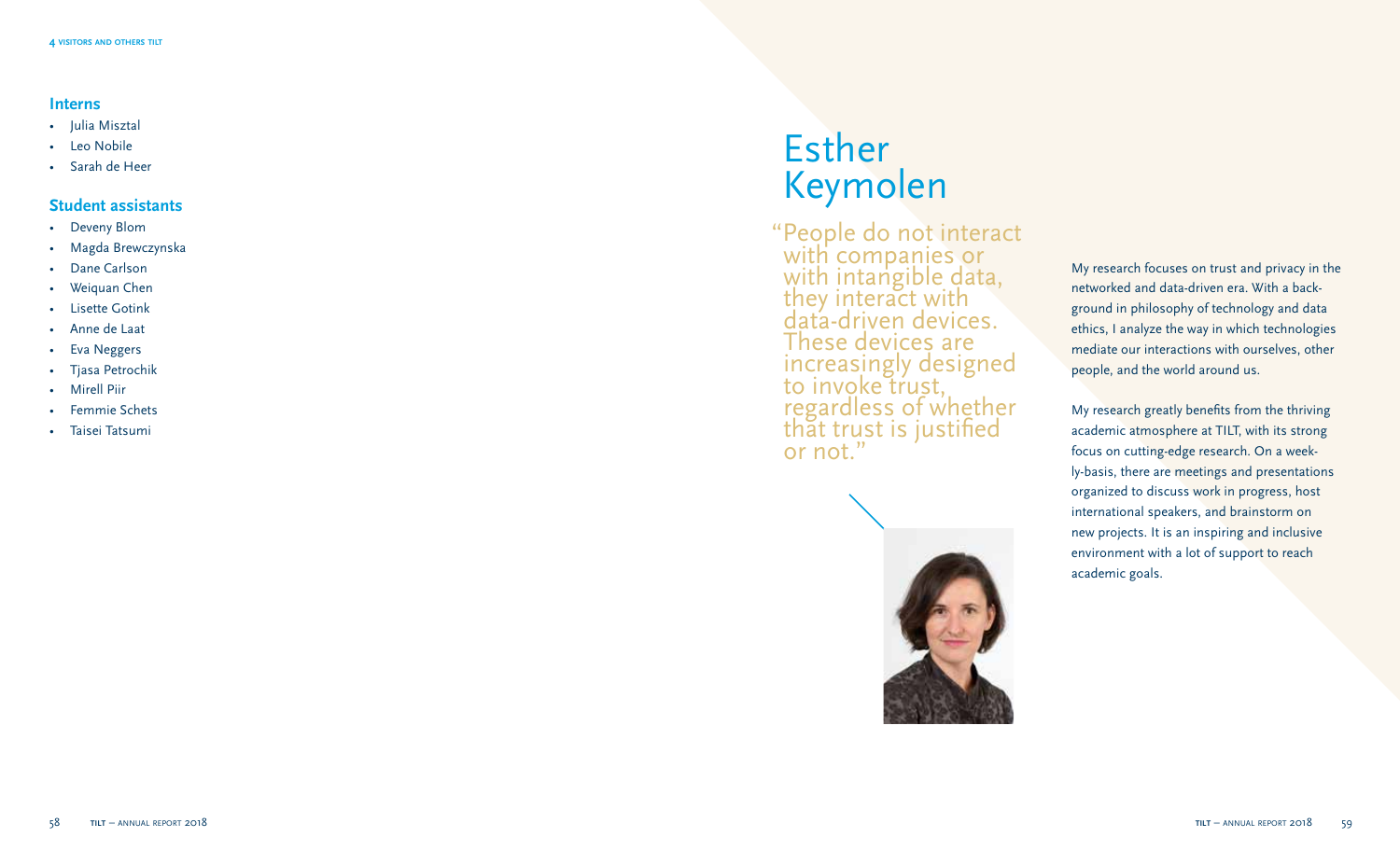## Interns

- Julia Misztal
- Leo Nobile
- Sarah de Heer

## Student assistants

- Deveny Blom
- Magda Brewczynska
- Dane Carlson
- Weiquan Chen
- Lisette Gotink
- Anne de Laat
- Eva Neggers
- Tjasa Petrochik
- Mirell Piir
- Femmie Schets
- Taisei Tatsumi

# Esther Keymolen

"People do not interact with companies or with intangible data, they interact with data-driven devices. These devices are increasingly designed to invoke trust, regardless of whether that trust is justified or not."

My research focuses on trust and privacy in the networked and data-driven era. With a background in philosophy of technology and data ethics, I analyze the way in which technologies mediate our interactions with ourselves, other people, and the world around us.

My research greatly benefits from the thriving academic atmosphere at TILT, with its strong focus on cutting-edge research. On a weekly-basis, there are meetings and presentations organized to discuss work in progress, host international speakers, and brainstorm on new projects. It is an inspiring and inclusive environment with a lot of support to reach academic goals.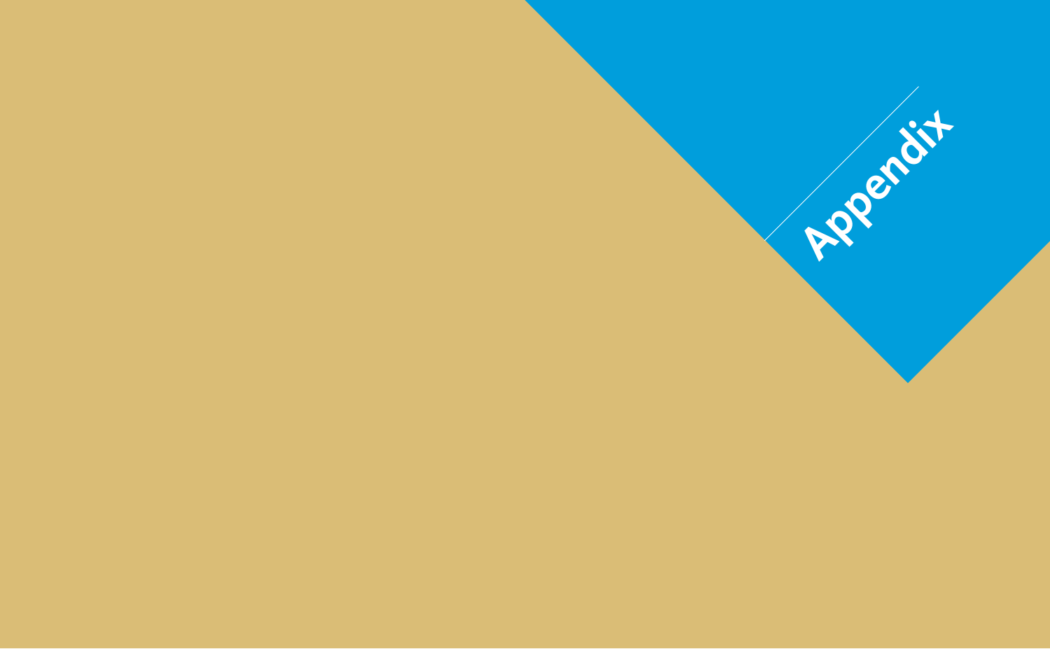# Appendix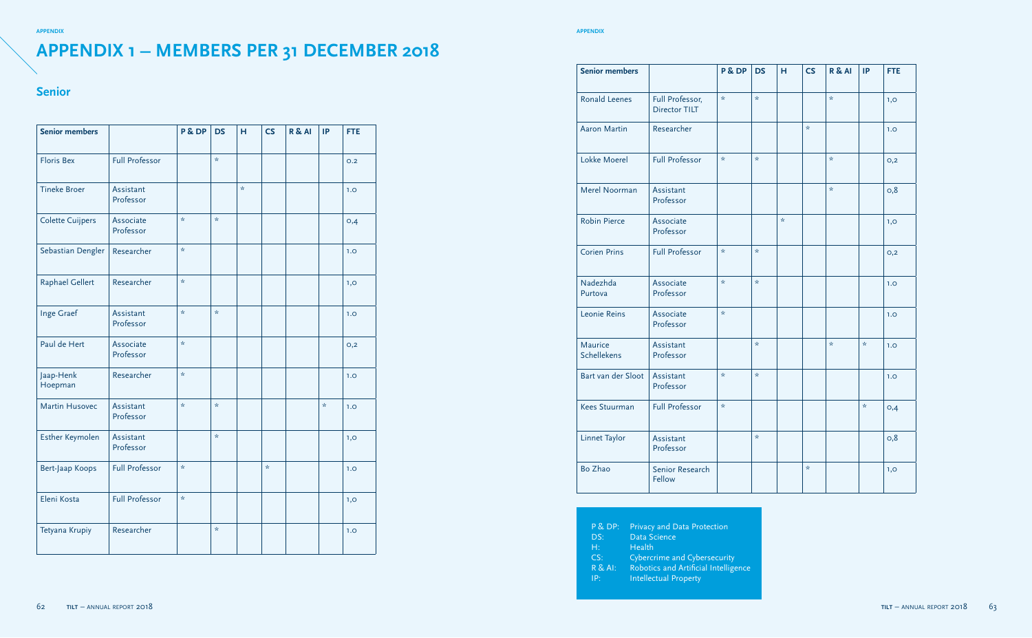# APPENDIX 1 – MEMBERS PER 31 DECEMBER 2018

## Senior

| Senior members | | P & DP | DS | H | CS | R & AI | IP | FTE |
|---|---|---|---|---|---|---|---|---|
| Floris Bex | Full Professor | | * | | | | | 0.2 |
| Tineke Broer | Assistant Professor | | | * | | | | 1.0 |
| Colette Cuijpers | Associate Professor | * | * | | | | | 0,4 |
| Sebastian Dengler | Researcher | * | | | | | | 1.0 |
| Raphael Gellert | Researcher | * | | | | | | 1,0 |
| Inge Graef | Assistant Professor | * | * | | | | | 1.0 |
| Paul de Hert | Associate Professor | * | | | | | | 0,2 |
| Jaap-Henk Hoepman | Researcher | * | | | | | | 1.0 |
| Martin Husovec | Assistant Professor | * | * | | | | * | 1.0 |
| Esther Keymolen | Assistant Professor | | * | | | | | 1,0 |
| Bert-Jaap Koops | Full Professor | * | | | * | | | 1.0 |
| Eleni Kosta | Full Professor | * | | | | | | 1,0 |
| Tetyana Krupiy | Researcher | | * | | | | | 1.0 |
| Ronald Leenes | Full Professor, Director TILT | * | * | | | * | | 1,0 |
| Aaron Martin | Researcher | | | | * | | | 1.0 |
| Lokke Moerel | Full Professor | * | * | | | * | | 0,2 |
| Merel Noorman | Assistant Professor | | | | | * | | 0,8 |
| Robin Pierce | Associate Professor | | | * | | | | 1,0 |
| Corien Prins | Full Professor | * | * | | | | | 0,2 |
| Nadezhda Purtova | Associate Professor | * | * | | | | | 1.0 |
| Leonie Reins | Associate Professor | * | | | | | | 1.0 |
| Maurice Schellekens | Assistant Professor | | * | | | * | * | 1.0 |
| Bart van der Sloot | Assistant Professor | * | * | | | | | 1.0 |
| Kees Stuurman | Full Professor | * | | | | | * | 0,4 |
| Linnet Taylor | Assistant Professor | | * | | | | | 0,8 |
| Bo Zhao | Senior Research Fellow | | | | * | | | 1,0 |

P & DP: Privacy and Data Protection
DS: Data Science
H: Health
CS: Cybercrime and Cybersecurity
R & AI: Robotics and Artificial Intelligence
IP: Intellectual Property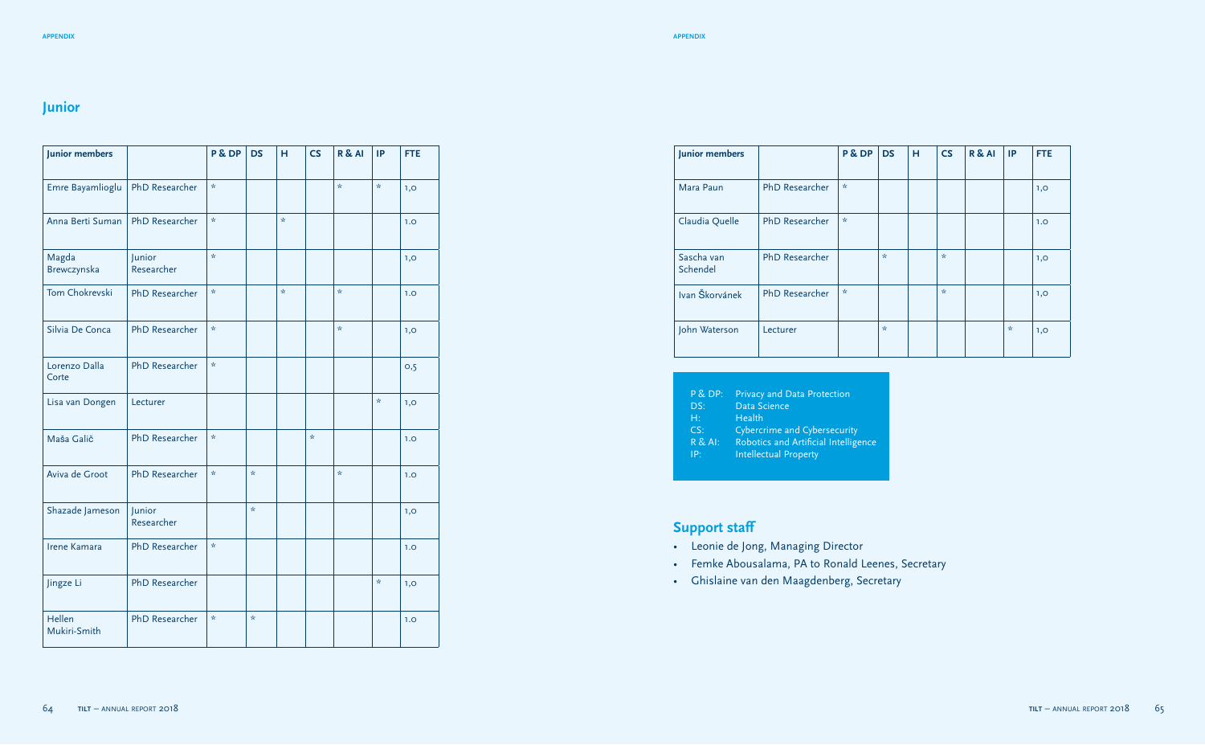## Junior

| Junior members | | P & DP | DS | H | CS | R & AI | IP | FTE |
|---|---|---|---|---|---|---|---|---|
| Emre Bayamlioglu | PhD Researcher | * | | | | * | * | 1,0 |
| Anna Berti Suman | PhD Researcher | * | | * | | | | 1.0 |
| Magda Brewczynska | Junior Researcher | * | | | | | | 1,0 |
| Tom Chokrevski | PhD Researcher | * | | * | | * | | 1.0 |
| Silvia De Conca | PhD Researcher | * | | | | * | | 1,0 |
| Lorenzo Dalla Corte | PhD Researcher | * | | | | | | 0,5 |
| Lisa van Dongen | Lecturer | | | | | | * | 1,0 |
| Maša Galič | PhD Researcher | * | | | * | | | 1.0 |
| Aviva de Groot | PhD Researcher | * | * | | | * | | 1.0 |
| Shazade Jameson | Junior Researcher | | * | | | | | 1,0 |
| Irene Kamara | PhD Researcher | * | | | | | | 1.0 |
| Jingze Li | PhD Researcher | | | | | | * | 1,0 |
| Hellen Mukiri-Smith | PhD Researcher | * | * | | | | | 1.0 |
| Mara Paun | PhD Researcher | * | | | | | | 1,0 |
| Claudia Quelle | PhD Researcher | * | | | | | | 1.0 |
| Sascha van Schendel | PhD Researcher | | * | | * | | | 1,0 |
| Ivan Škorvánek | PhD Researcher | * | | | * | | | 1,0 |
| John Waterson | Lecturer | | * | | | | * | 1,0 |

P & DP: Privacy and Data Protection
DS: Data Science
H: Health
CS: Cybercrime and Cybersecurity
R & AI: Robotics and Artificial Intelligence
IP: Intellectual Property

## Support staff

- Leonie de Jong, Managing Director
- Femke Abousalama, PA to Ronald Leenes, Secretary
- Ghislaine van den Maagdenberg, Secretary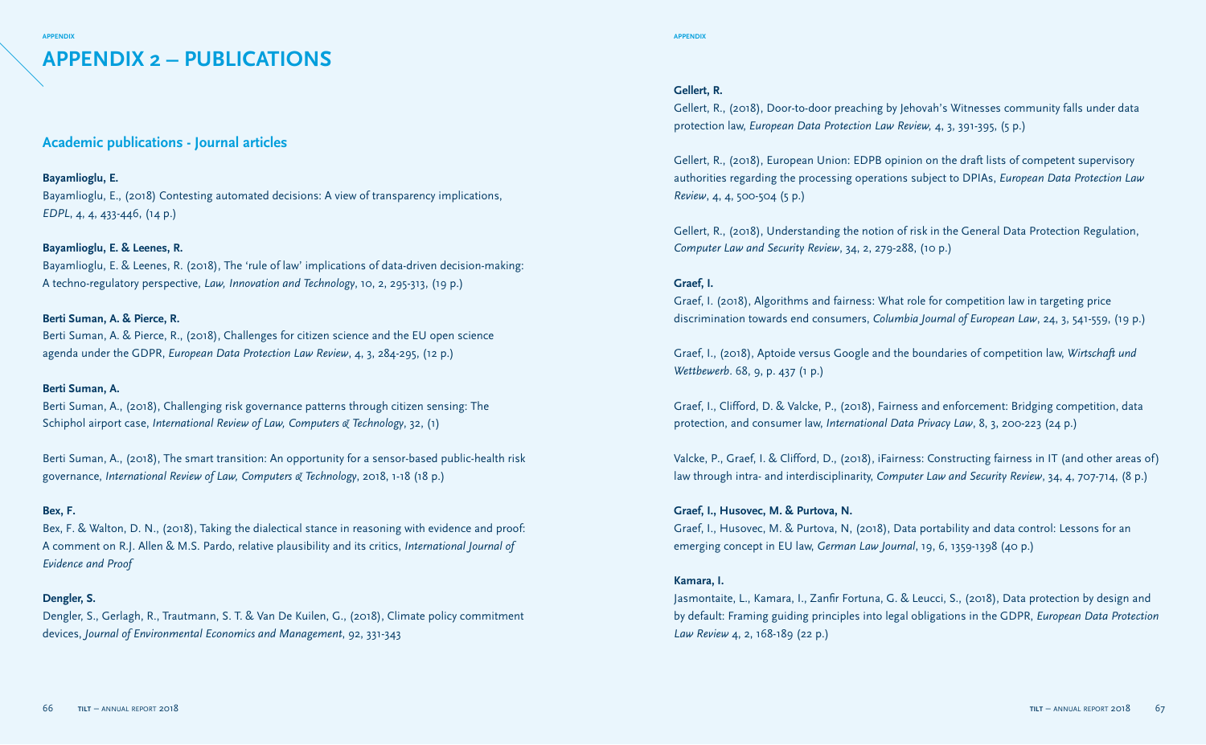# APPENDIX 2 – PUBLICATIONS

## Academic publications - Journal articles

**Bayamlioglu, E.**

Bayamlioglu, E., (2018) Contesting automated decisions: A view of transparency implications, *EDPL*, 4, 4, 433-446, (14 p.)

**Bayamlioglu, E. & Leenes, R.**

Bayamlioglu, E. & Leenes, R. (2018), The 'rule of law' implications of data-driven decision-making: A techno-regulatory perspective, *Law, Innovation and Technology*, 10, 2, 295-313, (19 p.)

**Berti Suman, A. & Pierce, R.**

Berti Suman, A. & Pierce, R., (2018), Challenges for citizen science and the EU open science agenda under the GDPR, *European Data Protection Law Review*, 4, 3, 284-295, (12 p.)

**Berti Suman, A.**

Berti Suman, A., (2018), Challenging risk governance patterns through citizen sensing: The Schiphol airport case, *International Review of Law, Computers & Technology*, 32, (1)

Berti Suman, A., (2018), The smart transition: An opportunity for a sensor-based public-health risk governance, *International Review of Law, Computers & Technology*, 2018, 1-18 (18 p.)

**Bex, F.**

Bex, F. & Walton, D. N., (2018), Taking the dialectical stance in reasoning with evidence and proof: A comment on R.J. Allen & M.S. Pardo, relative plausibility and its critics, *International Journal of Evidence and Proof*

**Dengler, S.**

Dengler, S., Gerlagh, R., Trautmann, S. T. & Van De Kuilen, G., (2018), Climate policy commitment devices, *Journal of Environmental Economics and Management*, 92, 331-343

**Gellert, R.**

Gellert, R., (2018), Door-to-door preaching by Jehovah's Witnesses community falls under data protection law, *European Data Protection Law Review*, 4, 3, 391-395, (5 p.)

Gellert, R., (2018), European Union: EDPB opinion on the draft lists of competent supervisory authorities regarding the processing operations subject to DPIAs, *European Data Protection Law Review*, 4, 4, 500-504 (5 p.)

Gellert, R., (2018), Understanding the notion of risk in the General Data Protection Regulation, *Computer Law and Security Review*, 34, 2, 279-288, (10 p.)

**Graef, I.**

Graef, I. (2018), Algorithms and fairness: What role for competition law in targeting price discrimination towards end consumers, *Columbia Journal of European Law*, 24, 3, 541-559, (19 p.)

Graef, I., (2018), Aptoide versus Google and the boundaries of competition law, *Wirtschaft und Wettbewerb*. 68, 9, p. 437 (1 p.)

Graef, I., Clifford, D. & Valcke, P., (2018), Fairness and enforcement: Bridging competition, data protection, and consumer law, *International Data Privacy Law*, 8, 3, 200-223 (24 p.)

Valcke, P., Graef, I. & Clifford, D., (2018), iFairness: Constructing fairness in IT (and other areas of) law through intra- and interdisciplinarity, *Computer Law and Security Review*, 34, 4, 707-714, (8 p.)

**Graef, I., Husovec, M. & Purtova, N.**

Graef, I., Husovec, M. & Purtova, N, (2018), Data portability and data control: Lessons for an emerging concept in EU law, *German Law Journal*, 19, 6, 1359-1398 (40 p.)

**Kamara, I.**

Jasmontaite, L., Kamara, I., Zanfir Fortuna, G. & Leucci, S., (2018), Data protection by design and by default: Framing guiding principles into legal obligations in the GDPR, *European Data Protection Law Review* 4, 2, 168-189 (22 p.)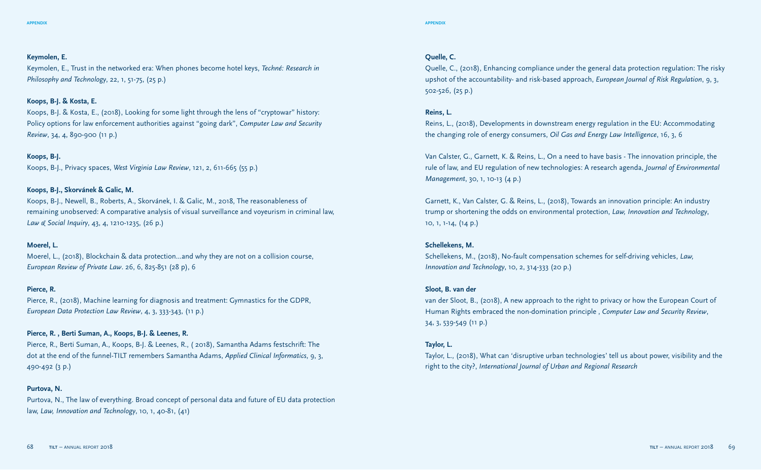**Keymolen, E.**

Keymolen, E., Trust in the networked era: When phones become hotel keys, *Techné: Research in Philosophy and Technology*, 22, 1, 51-75, (25 p.)

**Koops, B-J. & Kosta, E.**

Koops, B-J. & Kosta, E., (2018), Looking for some light through the lens of "cryptowar" history: Policy options for law enforcement authorities against "going dark", *Computer Law and Security Review*, 34, 4, 890-900 (11 p.)

**Koops, B-J.**

Koops, B-J., Privacy spaces, *West Virginia Law Review*, 121, 2, 611-665 (55 p.)

**Koops, B-J., Skorvánek & Galic, M.**

Koops, B-J., Newell, B., Roberts, A., Skorvánek, I. & Galic, M., 2018, The reasonableness of remaining unobserved: A comparative analysis of visual surveillance and voyeurism in criminal law, *Law & Social Inquiry*, 43, 4, 1210-1235, (26 p.)

**Moerel, L.**

Moerel, L., (2018), Blockchain & data protection...and why they are not on a collision course, *European Review of Private Law*. 26, 6, 825-851 (28 p), 6

**Pierce, R.**

Pierce, R., (2018), Machine learning for diagnosis and treatment: Gymnastics for the GDPR, *European Data Protection Law Review*, 4, 3, 333-343, (11 p.)

**Pierce, R. , Berti Suman, A., Koops, B-J. & Leenes, R.**

Pierce, R., Berti Suman, A., Koops, B-J. & Leenes, R., ( 2018), Samantha Adams festschrift: The dot at the end of the funnel-TILT remembers Samantha Adams, *Applied Clinical Informatics*, 9, 3, 490-492 (3 p.)

**Purtova, N.**

Purtova, N., The law of everything. Broad concept of personal data and future of EU data protection law, *Law, Innovation and Technology*, 10, 1, 40-81, (41)

**Quelle, C.**

Quelle, C., (2018), Enhancing compliance under the general data protection regulation: The risky upshot of the accountability- and risk-based approach, *European Journal of Risk Regulation*, 9, 3, 502-526, (25 p.)

**Reins, L.**

Reins, L., (2018), Developments in downstream energy regulation in the EU: Accommodating the changing role of energy consumers, *Oil Gas and Energy Law Intelligence*, 16, 3, 6

Van Calster, G., Garnett, K. & Reins, L., On a need to have basis - The innovation principle, the rule of law, and EU regulation of new technologies: A research agenda, *Journal of Environmental Management*, 30, 1, 10-13 (4 p.)

Garnett, K., Van Calster, G. & Reins, L., (2018), Towards an innovation principle: An industry trump or shortening the odds on environmental protection, *Law, Innovation and Technology*, 10, 1, 1-14, (14 p.)

**Schellekens, M.**

Schellekens, M., (2018), No-fault compensation schemes for self-driving vehicles, *Law, Innovation and Technology*, 10, 2, 314-333 (20 p.)

**Sloot, B. van der**

van der Sloot, B., (2018), A new approach to the right to privacy or how the European Court of Human Rights embraced the non-domination principle , *Computer Law and Security Review*, 34, 3, 539-549 (11 p.)

**Taylor, L.**

Taylor, L., (2018), What can 'disruptive urban technologies' tell us about power, visibility and the right to the city?, *International Journal of Urban and Regional Research*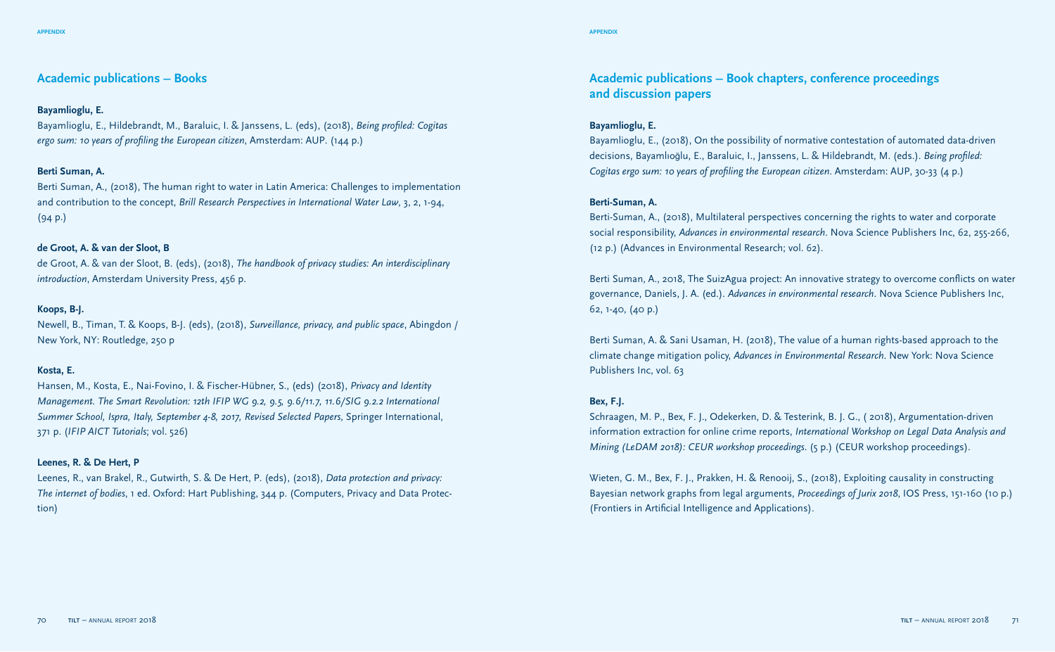## Academic publications – Books

**Bayamlioglu, E.**

Bayamlioglu, E., Hildebrandt, M., Baraluic, I. & Janssens, L. (eds), (2018), *Being profiled: Cogitas ergo sum: 10 years of profiling the European citizen*, Amsterdam: AUP. (144 p.)

**Berti Suman, A.**

Berti Suman, A., (2018), The human right to water in Latin America: Challenges to implementation and contribution to the concept, *Brill Research Perspectives in International Water Law*, 3, 2, 1-94, (94 p.)

**de Groot, A. & van der Sloot, B**

de Groot, A. & van der Sloot, B. (eds), (2018), *The handbook of privacy studies: An interdisciplinary introduction*, Amsterdam University Press, 456 p.

**Koops, B-J.**

Newell, B., Timan, T. & Koops, B-J. (eds), (2018), *Surveillance, privacy, and public space*, Abingdon / New York, NY: Routledge, 250 p

**Kosta, E.**

Hansen, M., Kosta, E., Nai-Fovino, I. & Fischer-Hübner, S., (eds) (2018), *Privacy and Identity Management. The Smart Revolution: 12th IFIP WG 9.2, 9.5, 9.6/11.7, 11.6/SIG 9.2.2 International Summer School, Ispra, Italy, September 4-8, 2017, Revised Selected Papers*, Springer International, 371 p. (*IFIP AICT Tutorials*; vol. 526)

**Leenes, R. & De Hert, P**

Leenes, R., van Brakel, R., Gutwirth, S. & De Hert, P. (eds), (2018), *Data protection and privacy: The internet of bodies*, 1 ed. Oxford: Hart Publishing, 344 p. (Computers, Privacy and Data Protection)

## Academic publications – Book chapters, conference proceedings and discussion papers

**Bayamlioglu, E.**

Bayamlioglu, E., (2018), On the possibility of normative contestation of automated data-driven decisions, Bayamlıoğlu, E., Baraluic, I., Janssens, L. & Hildebrandt, M. (eds.). *Being profiled: Cogitas ergo sum: 10 years of profiling the European citizen*. Amsterdam: AUP, 30-33 (4 p.)

**Berti-Suman, A.**

Berti-Suman, A., (2018), Multilateral perspectives concerning the rights to water and corporate social responsibility, *Advances in environmental research*. Nova Science Publishers Inc, 62, 255-266, (12 p.) (Advances in Environmental Research; vol. 62).

Berti Suman, A., 2018, The SuizAgua project: An innovative strategy to overcome conflicts on water governance, Daniels, J. A. (ed.). *Advances in environmental research*. Nova Science Publishers Inc, 62, 1-40, (40 p.)

Berti Suman, A. & Sani Usaman, H. (2018), The value of a human rights-based approach to the climate change mitigation policy, *Advances in Environmental Research*. New York: Nova Science Publishers Inc, vol. 63

**Bex, F.J.**

Schraagen, M. P., Bex, F. J., Odekerken, D. & Testerink, B. J. G., ( 2018), Argumentation-driven information extraction for online crime reports, *International Workshop on Legal Data Analysis and Mining (LeDAM 2018): CEUR workshop proceedings.* (5 p.) (CEUR workshop proceedings).

Wieten, G. M., Bex, F. J., Prakken, H. & Renooij, S., (2018), Exploiting causality in constructing Bayesian network graphs from legal arguments, *Proceedings of Jurix 2018*, IOS Press, 151-160 (10 p.) (Frontiers in Artificial Intelligence and Applications).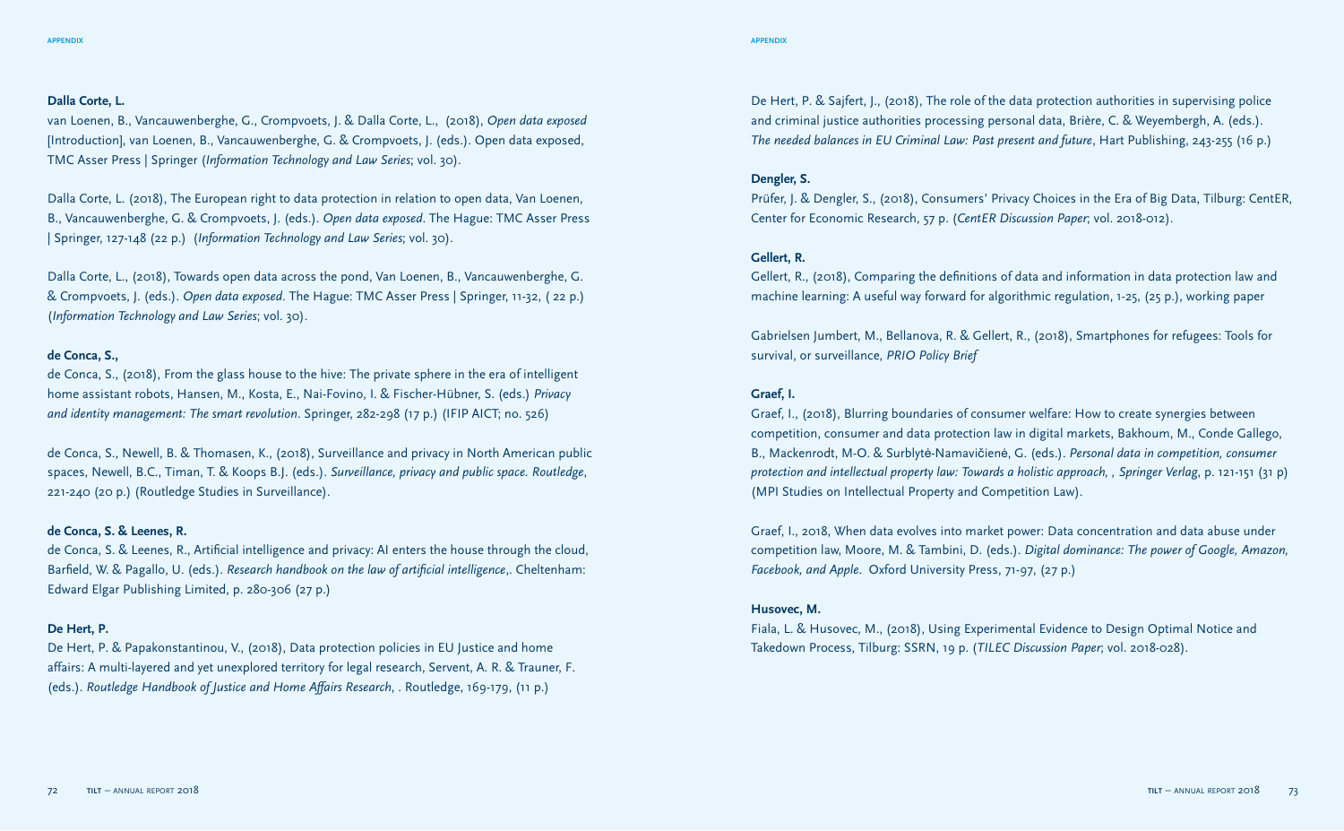**Dalla Corte, L.**

van Loenen, B., Vancauwenberghe, G., Crompvoets, J. & Dalla Corte, L., (2018), *Open data exposed* [Introduction], van Loenen, B., Vancauwenberghe, G. & Crompvoets, J. (eds.). Open data exposed, TMC Asser Press | Springer (*Information Technology and Law Series*; vol. 30).

Dalla Corte, L. (2018), The European right to data protection in relation to open data, Van Loenen, B., Vancauwenberghe, G. & Crompvoets, J. (eds.). *Open data exposed*. The Hague: TMC Asser Press | Springer, 127-148 (22 p.) (*Information Technology and Law Series*; vol. 30).

Dalla Corte, L., (2018), Towards open data across the pond, Van Loenen, B., Vancauwenberghe, G. & Crompvoets, J. (eds.). *Open data exposed*. The Hague: TMC Asser Press | Springer, 11-32, ( 22 p.) (*Information Technology and Law Series*; vol. 30).

**de Conca, S.,**

de Conca, S., (2018), From the glass house to the hive: The private sphere in the era of intelligent home assistant robots, Hansen, M., Kosta, E., Nai-Fovino, I. & Fischer-Hübner, S. (eds.) *Privacy and identity management: The smart revolution*. Springer, 282-298 (17 p.) (IFIP AICT; no. 526)

de Conca, S., Newell, B. & Thomasen, K., (2018), Surveillance and privacy in North American public spaces, Newell, B.C., Timan, T. & Koops B.J. (eds.). *Surveillance, privacy and public space. Routledge*, 221-240 (20 p.) (Routledge Studies in Surveillance).

**de Conca, S. & Leenes, R.**

de Conca, S. & Leenes, R., Artificial intelligence and privacy: AI enters the house through the cloud, Barfield, W. & Pagallo, U. (eds.). *Research handbook on the law of artificial intelligence*,. Cheltenham: Edward Elgar Publishing Limited, p. 280-306 (27 p.)

**De Hert, P.**

De Hert, P. & Papakonstantinou, V., (2018), Data protection policies in EU Justice and home affairs: A multi-layered and yet unexplored territory for legal research, Servent, A. R. & Trauner, F. (eds.). *Routledge Handbook of Justice and Home Affairs Research*, . Routledge, 169-179, (11 p.)

De Hert, P. & Sajfert, J., (2018), The role of the data protection authorities in supervising police and criminal justice authorities processing personal data, Brière, C. & Weyembergh, A. (eds.). *The needed balances in EU Criminal Law: Past present and future*, Hart Publishing, 243-255 (16 p.)

**Dengler, S.**

Prüfer, J. & Dengler, S., (2018), Consumers' Privacy Choices in the Era of Big Data, Tilburg: CentER, Center for Economic Research, 57 p. (*CentER Discussion Paper*; vol. 2018-012).

**Gellert, R.**

Gellert, R., (2018), Comparing the definitions of data and information in data protection law and machine learning: A useful way forward for algorithmic regulation, 1-25, (25 p.), working paper

Gabrielsen Jumbert, M., Bellanova, R. & Gellert, R., (2018), Smartphones for refugees: Tools for survival, or surveillance, *PRIO Policy Brief*

**Graef, I.**

Graef, I., (2018), Blurring boundaries of consumer welfare: How to create synergies between competition, consumer and data protection law in digital markets, Bakhoum, M., Conde Gallego, B., Mackenrodt, M-O. & Surblytė-Namavičienė, G. (eds.). *Personal data in competition, consumer protection and intellectual property law: Towards a holistic approach, , Springer Verlag*, p. 121-151 (31 p) (MPI Studies on Intellectual Property and Competition Law).

Graef, I., 2018, When data evolves into market power: Data concentration and data abuse under competition law, Moore, M. & Tambini, D. (eds.). *Digital dominance: The power of Google, Amazon, Facebook, and Apple*. Oxford University Press, 71-97, (27 p.)

**Husovec, M.**

Fiala, L. & Husovec, M., (2018), Using Experimental Evidence to Design Optimal Notice and Takedown Process, Tilburg: SSRN, 19 p. (*TILEC Discussion Paper*; vol. 2018-028).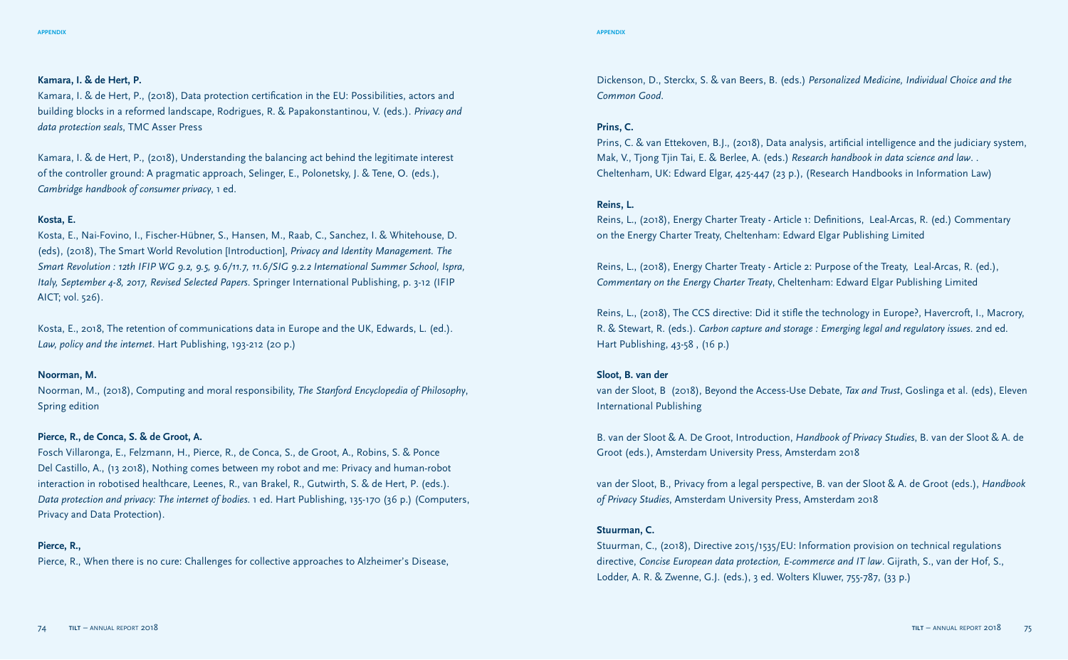**Kamara, I. & de Hert, P.**

Kamara, I. & de Hert, P., (2018), Data protection certification in the EU: Possibilities, actors and building blocks in a reformed landscape, Rodrigues, R. & Papakonstantinou, V. (eds.). *Privacy and data protection seals*, TMC Asser Press

Kamara, I. & de Hert, P., (2018), Understanding the balancing act behind the legitimate interest of the controller ground: A pragmatic approach, Selinger, E., Polonetsky, J. & Tene, O. (eds.), *Cambridge handbook of consumer privacy*, 1 ed.

**Kosta, E.**

Kosta, E., Nai-Fovino, I., Fischer-Hübner, S., Hansen, M., Raab, C., Sanchez, I. & Whitehouse, D. (eds), (2018), The Smart World Revolution [Introduction], *Privacy and Identity Management. The Smart Revolution : 12th IFIP WG 9.2, 9.5, 9.6/11.7, 11.6/SIG 9.2.2 International Summer School, Ispra, Italy, September 4-8, 2017, Revised Selected Papers*. Springer International Publishing, p. 3-12 (IFIP AICT; vol. 526).

Kosta, E., 2018, The retention of communications data in Europe and the UK, Edwards, L. (ed.). *Law, policy and the internet*. Hart Publishing, 193-212 (20 p.)

**Noorman, M.**

Noorman, M., (2018), Computing and moral responsibility, *The Stanford Encyclopedia of Philosophy*, Spring edition

**Pierce, R., de Conca, S. & de Groot, A.**

Fosch Villaronga, E., Felzmann, H., Pierce, R., de Conca, S., de Groot, A., Robins, S. & Ponce Del Castillo, A., (13 2018), Nothing comes between my robot and me: Privacy and human-robot interaction in robotised healthcare, Leenes, R., van Brakel, R., Gutwirth, S. & de Hert, P. (eds.). *Data protection and privacy: The internet of bodies*. 1 ed. Hart Publishing, 135-170 (36 p.) (Computers, Privacy and Data Protection).

**Pierce, R.,**

Pierce, R., When there is no cure: Challenges for collective approaches to Alzheimer's Disease, Dickenson, D., Sterckx, S. & van Beers, B. (eds.) *Personalized Medicine, Individual Choice and the Common Good*.

**Prins, C.**

Prins, C. & van Ettekoven, B.J., (2018), Data analysis, artificial intelligence and the judiciary system, Mak, V., Tjong Tjin Tai, E. & Berlee, A. (eds.) *Research handbook in data science and law*. . Cheltenham, UK: Edward Elgar, 425-447 (23 p.), (Research Handbooks in Information Law)

**Reins, L.**

Reins, L., (2018), Energy Charter Treaty - Article 1: Definitions, Leal-Arcas, R. (ed.) Commentary on the Energy Charter Treaty, Cheltenham: Edward Elgar Publishing Limited

Reins, L., (2018), Energy Charter Treaty - Article 2: Purpose of the Treaty, Leal-Arcas, R. (ed.), *Commentary on the Energy Charter Treaty*, Cheltenham: Edward Elgar Publishing Limited

Reins, L., (2018), The CCS directive: Did it stifle the technology in Europe?, Havercroft, I., Macrory, R. & Stewart, R. (eds.). *Carbon capture and storage : Emerging legal and regulatory issues*. 2nd ed. Hart Publishing, 43-58 , (16 p.)

**Sloot, B. van der**

van der Sloot, B (2018), Beyond the Access-Use Debate, *Tax and Trust*, Goslinga et al. (eds), Eleven International Publishing

B. van der Sloot & A. De Groot, Introduction, *Handbook of Privacy Studies*, B. van der Sloot & A. de Groot (eds.), Amsterdam University Press, Amsterdam 2018

van der Sloot, B., Privacy from a legal perspective, B. van der Sloot & A. de Groot (eds.), *Handbook of Privacy Studies*, Amsterdam University Press, Amsterdam 2018

**Stuurman, C.**

Stuurman, C., (2018), Directive 2015/1535/EU: Information provision on technical regulations directive, *Concise European data protection, E-commerce and IT law*. Gijrath, S., van der Hof, S., Lodder, A. R. & Zwenne, G.J. (eds.), 3 ed. Wolters Kluwer, 755-787, (33 p.)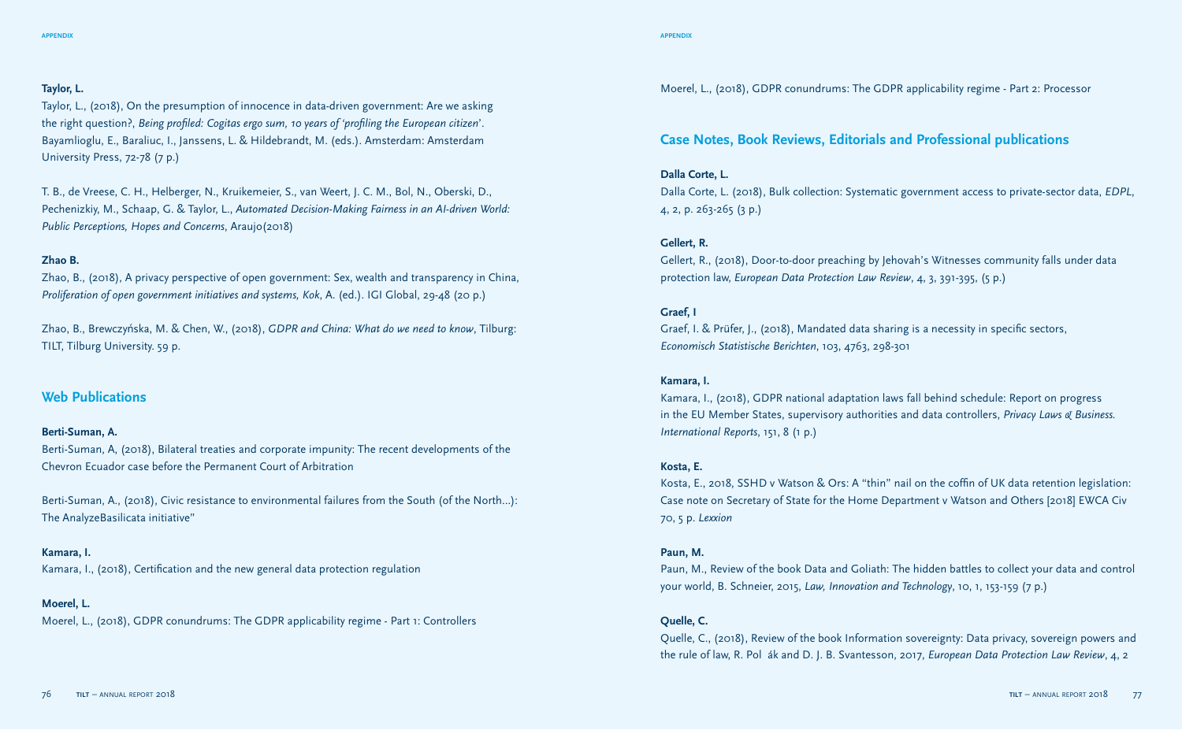**Taylor, L.**

Taylor, L., (2018), On the presumption of innocence in data-driven government: Are we asking the right question?, *Being profiled: Cogitas ergo sum, 10 years of 'profiling the European citizen'*. Bayamlioglu, E., Baraliuc, I., Janssens, L. & Hildebrandt, M. (eds.). Amsterdam: Amsterdam University Press, 72-78 (7 p.)

T. B., de Vreese, C. H., Helberger, N., Kruikemeier, S., van Weert, J. C. M., Bol, N., Oberski, D., Pechenizkiy, M., Schaap, G. & Taylor, L., *Automated Decision-Making Fairness in an AI-driven World: Public Perceptions, Hopes and Concerns*, Araujo(2018)

**Zhao B.**

Zhao, B., (2018), A privacy perspective of open government: Sex, wealth and transparency in China, *Proliferation of open government initiatives and systems, Kok*, A. (ed.). IGI Global, 29-48 (20 p.)

Zhao, B., Brewczyńska, M. & Chen, W., (2018), *GDPR and China: What do we need to know*, Tilburg: TILT, Tilburg University. 59 p.

## Web Publications

**Berti-Suman, A.**

Berti-Suman, A, (2018), Bilateral treaties and corporate impunity: The recent developments of the Chevron Ecuador case before the Permanent Court of Arbitration

Berti-Suman, A., (2018), Civic resistance to environmental failures from the South (of the North…): The AnalyzeBasilicata initiative"

**Kamara, I.**

Kamara, I., (2018), Certification and the new general data protection regulation

**Moerel, L.**

Moerel, L., (2018), GDPR conundrums: The GDPR applicability regime - Part 1: Controllers

Moerel, L., (2018), GDPR conundrums: The GDPR applicability regime - Part 2: Processor

## Case Notes, Book Reviews, Editorials and Professional publications

**Dalla Corte, L.**

Dalla Corte, L. (2018), Bulk collection: Systematic government access to private-sector data, *EDPL*, 4, 2, p. 263-265 (3 p.)

**Gellert, R.**

Gellert, R., (2018), Door-to-door preaching by Jehovah's Witnesses community falls under data protection law, *European Data Protection Law Review*, 4, 3, 391-395, (5 p.)

**Graef, I**

Graef, I. & Prüfer, J., (2018), Mandated data sharing is a necessity in specific sectors, *Economisch Statistische Berichten*, 103, 4763, 298-301

**Kamara, I.**

Kamara, I., (2018), GDPR national adaptation laws fall behind schedule: Report on progress in the EU Member States, supervisory authorities and data controllers, *Privacy Laws & Business. International Reports*, 151, 8 (1 p.)

**Kosta, E.**

Kosta, E., 2018, SSHD v Watson & Ors: A "thin" nail on the coffin of UK data retention legislation: Case note on Secretary of State for the Home Department v Watson and Others [2018] EWCA Civ 70, 5 p. *Lexxion*

**Paun, M.**

Paun, M., Review of the book Data and Goliath: The hidden battles to collect your data and control your world, B. Schneier, 2015, *Law, Innovation and Technology*, 10, 1, 153-159 (7 p.)

**Quelle, C.**

Quelle, C., (2018), Review of the book Information sovereignty: Data privacy, sovereign powers and the rule of law, R. Pol ák and D. J. B. Svantesson, 2017, *European Data Protection Law Review*, 4, 2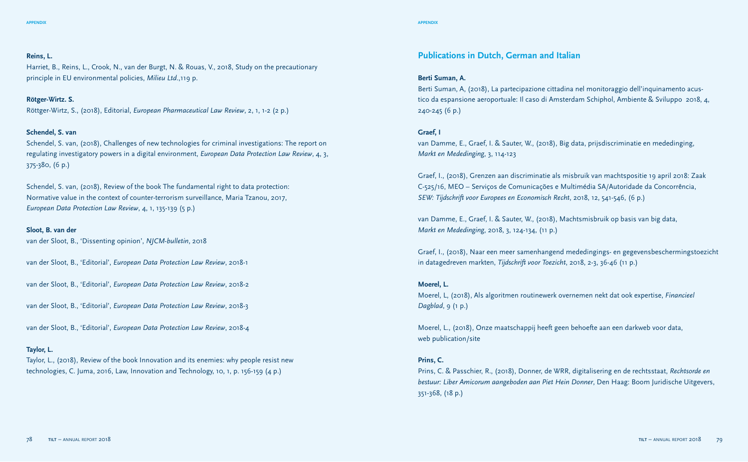**Reins, L.**

Harriet, B., Reins, L., Crook, N., van der Burgt, N. & Rouas, V., 2018, Study on the precautionary principle in EU environmental policies, *Milieu Ltd.*,119 p.

**Rötger-Wirtz. S.**

Röttger-Wirtz, S., (2018), Editorial, *European Pharmaceutical Law Review*, 2, 1, 1-2 (2 p.)

**Schendel, S. van**

Schendel, S. van, (2018), Challenges of new technologies for criminal investigations: The report on regulating investigatory powers in a digital environment, *European Data Protection Law Review*, 4, 3, 375-380, (6 p.)

Schendel, S. van, (2018), Review of the book The fundamental right to data protection: Normative value in the context of counter-terrorism surveillance, Maria Tzanou, 2017, *European Data Protection Law Review*, 4, 1, 135-139 (5 p.)

**Sloot, B. van der**

van der Sloot, B., 'Dissenting opinion', *NJCM-bulletin*, 2018

van der Sloot, B., 'Editorial', *European Data Protection Law Review*, 2018-1

van der Sloot, B., 'Editorial', *European Data Protection Law Review*, 2018-2

van der Sloot, B., 'Editorial', *European Data Protection Law Review*, 2018-3

van der Sloot, B., 'Editorial', *European Data Protection Law Review*, 2018-4

**Taylor, L.**

Taylor, L., (2018), Review of the book Innovation and its enemies: why people resist new technologies, C. Juma, 2016, Law, Innovation and Technology, 10, 1, p. 156-159 (4 p.)

## Publications in Dutch, German and Italian

**Berti Suman, A.**

Berti Suman, A, (2018), La partecipazione cittadina nel monitoraggio dell'inquinamento acustico da espansione aeroportuale: Il caso di Amsterdam Schiphol, Ambiente & Sviluppo 2018, 4, 240-245 (6 p.)

**Graef, I**

van Damme, E., Graef, I. & Sauter, W., (2018), Big data, prijsdiscriminatie en mededinging, *Markt en Mededinging*, 3, 114-123

Graef, I., (2018), Grenzen aan discriminatie als misbruik van machtspositie 19 april 2018: Zaak C-525/16, MEO – Serviços de Comunicações e Multimédia SA/Autoridade da Concorrência, *SEW: Tijdschrift voor Europees en Economisch Recht*, 2018, 12, 541-546, (6 p.)

van Damme, E., Graef, I. & Sauter, W., (2018), Machtsmisbruik op basis van big data, *Markt en Mededinging*, 2018, 3, 124-134, (11 p.)

Graef, I., (2018), Naar een meer samenhangend mededingings- en gegevensbeschermingstoezicht in datagedreven markten, *Tijdschrift voor Toezicht*, 2018, 2-3, 36-46 (11 p.)

**Moerel, L.**

Moerel, L, (2018), Als algoritmen routinewerk overnemen nekt dat ook expertise, *Financieel Dagblad*, 9 (1 p.)

Moerel, L., (2018), Onze maatschappij heeft geen behoefte aan een darkweb voor data, web publication/site

**Prins, C.**

Prins, C. & Passchier, R., (2018), Donner, de WRR, digitalisering en de rechtsstaat, *Rechtsorde en bestuur: Liber Amicorum aangeboden aan Piet Hein Donner*, Den Haag: Boom Juridische Uitgevers, 351-368, (18 p.)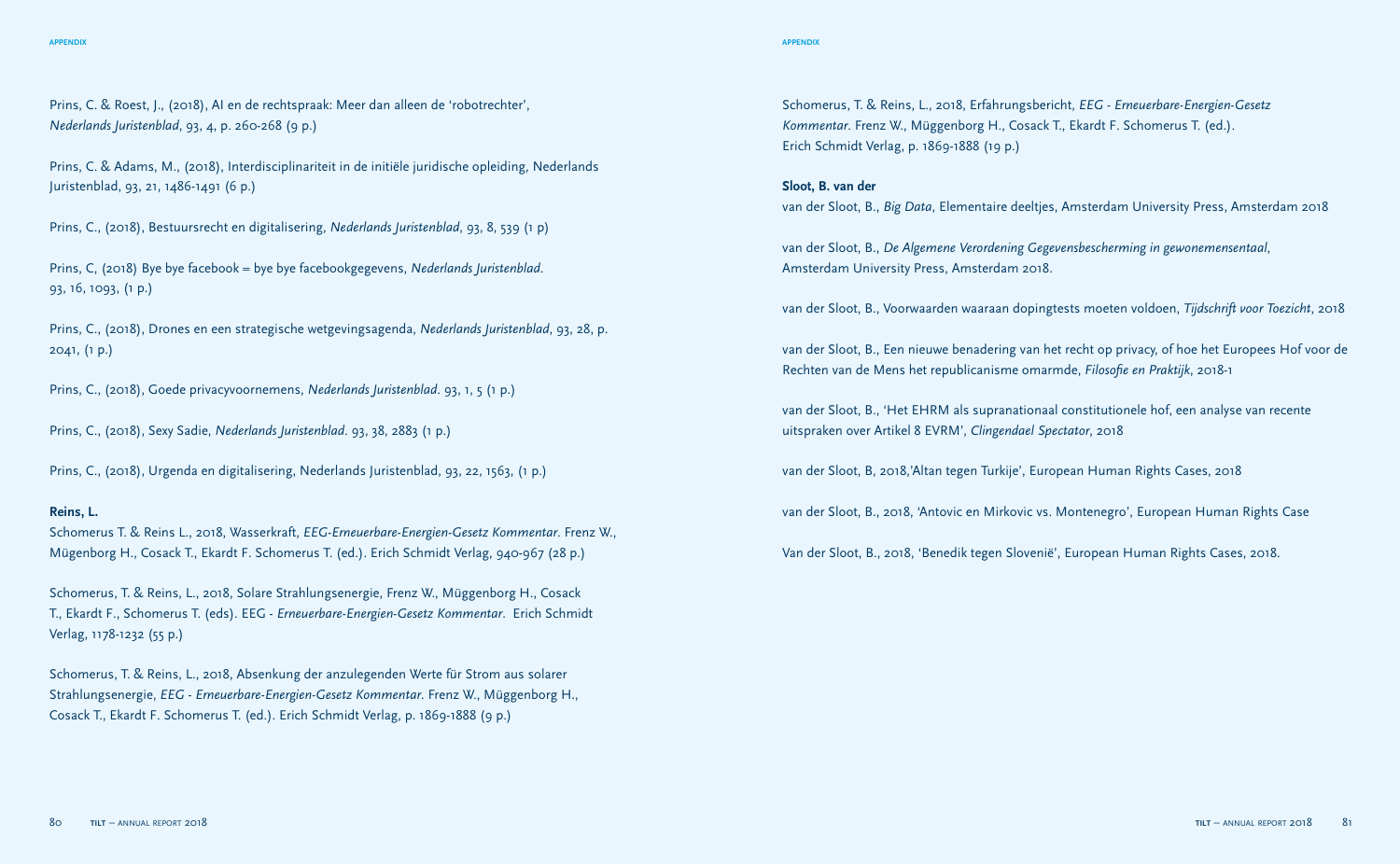Prins, C. & Roest, J., (2018), AI en de rechtspraak: Meer dan alleen de 'robotrechter', *Nederlands Juristenblad*, 93, 4, p. 260-268 (9 p.)

Prins, C. & Adams, M., (2018), Interdisciplinariteit in de initiële juridische opleiding, Nederlands Juristenblad, 93, 21, 1486-1491 (6 p.)

Prins, C., (2018), Bestuursrecht en digitalisering, *Nederlands Juristenblad*, 93, 8, 539 (1 p)

Prins, C, (2018) Bye bye facebook = bye bye facebookgegevens, *Nederlands Juristenblad*. 93, 16, 1093, (1 p.)

Prins, C., (2018), Drones en een strategische wetgevingsagenda, *Nederlands Juristenblad*, 93, 28, p. 2041, (1 p.)

Prins, C., (2018), Goede privacyvoornemens, *Nederlands Juristenblad*. 93, 1, 5 (1 p.)

Prins, C., (2018), Sexy Sadie, *Nederlands Juristenblad*. 93, 38, 2883 (1 p.)

Prins, C., (2018), Urgenda en digitalisering, Nederlands Juristenblad, 93, 22, 1563, (1 p.)

**Reins, L.**

Schomerus T. & Reins L., 2018, Wasserkraft, *EEG-Erneuerbare-Energien-Gesetz Kommentar*. Frenz W., Mügenborg H., Cosack T., Ekardt F. Schomerus T. (ed.). Erich Schmidt Verlag, 940-967 (28 p.)

Schomerus, T. & Reins, L., 2018, Solare Strahlungsenergie, Frenz W., Müggenborg H., Cosack T., Ekardt F., Schomerus T. (eds). EEG - *Erneuerbare-Energien-Gesetz Kommentar*. Erich Schmidt Verlag, 1178-1232 (55 p.)

Schomerus, T. & Reins, L., 2018, Absenkung der anzulegenden Werte für Strom aus solarer Strahlungsenergie, *EEG - Erneuerbare-Energien-Gesetz Kommentar*. Frenz W., Müggenborg H., Cosack T., Ekardt F. Schomerus T. (ed.). Erich Schmidt Verlag, p. 1869-1888 (9 p.)

Schomerus, T. & Reins, L., 2018, Erfahrungsbericht, *EEG - Erneuerbare-Energien-Gesetz Kommentar*. Frenz W., Müggenborg H., Cosack T., Ekardt F. Schomerus T. (ed.). Erich Schmidt Verlag, p. 1869-1888 (19 p.)

**Sloot, B. van der**

van der Sloot, B., *Big Data*, Elementaire deeltjes, Amsterdam University Press, Amsterdam 2018

van der Sloot, B., *De Algemene Verordening Gegevensbescherming in gewonemensentaal*, Amsterdam University Press, Amsterdam 2018.

van der Sloot, B., Voorwaarden waaraan dopingtests moeten voldoen, *Tijdschrift voor Toezicht*, 2018

van der Sloot, B., Een nieuwe benadering van het recht op privacy, of hoe het Europees Hof voor de Rechten van de Mens het republicanisme omarmde, *Filosofie en Praktijk*, 2018-1

van der Sloot, B., 'Het EHRM als supranationaal constitutionele hof, een analyse van recente uitspraken over Artikel 8 EVRM', *Clingendael Spectator*, 2018

van der Sloot, B, 2018,'Altan tegen Turkije', European Human Rights Cases, 2018

van der Sloot, B., 2018, 'Antovic en Mirkovic vs. Montenegro', European Human Rights Case

Van der Sloot, B., 2018, 'Benedik tegen Slovenië', European Human Rights Cases, 2018.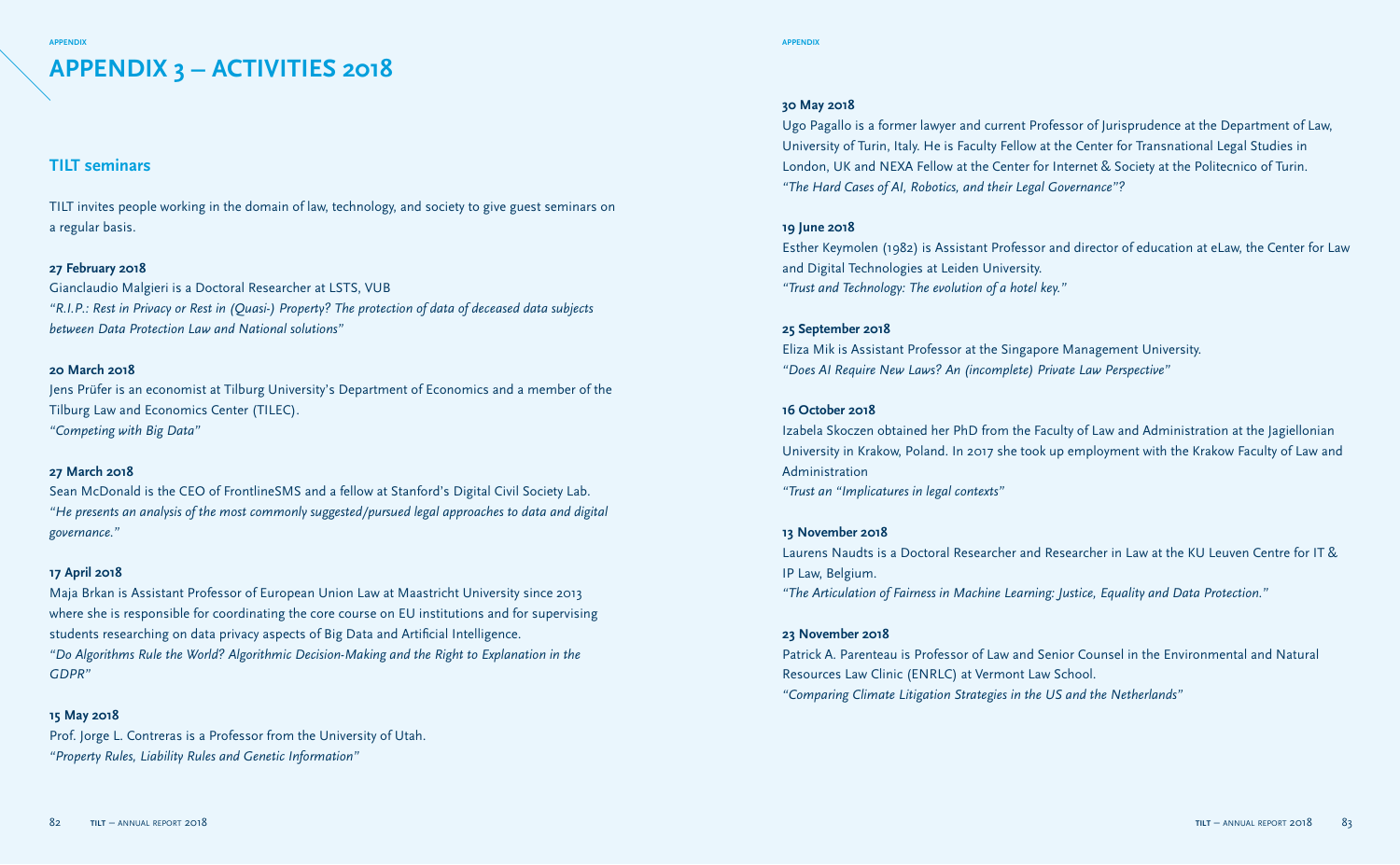# APPENDIX 3 – ACTIVITIES 2018

## TILT seminars

TILT invites people working in the domain of law, technology, and society to give guest seminars on a regular basis.

**27 February 2018**
Gianclaudio Malgieri is a Doctoral Researcher at LSTS, VUB
*"R.I.P.: Rest in Privacy or Rest in (Quasi-) Property? The protection of data of deceased data subjects between Data Protection Law and National solutions"*

**20 March 2018**
Jens Prüfer is an economist at Tilburg University's Department of Economics and a member of the Tilburg Law and Economics Center (TILEC).
*"Competing with Big Data"*

**27 March 2018**
Sean McDonald is the CEO of FrontlineSMS and a fellow at Stanford's Digital Civil Society Lab.
*"He presents an analysis of the most commonly suggested/pursued legal approaches to data and digital governance."*

**17 April 2018**
Maja Brkan is Assistant Professor of European Union Law at Maastricht University since 2013 where she is responsible for coordinating the core course on EU institutions and for supervising students researching on data privacy aspects of Big Data and Artificial Intelligence.
*"Do Algorithms Rule the World? Algorithmic Decision-Making and the Right to Explanation in the GDPR"*

**15 May 2018**
Prof. Jorge L. Contreras is a Professor from the University of Utah.
*"Property Rules, Liability Rules and Genetic Information"*

**30 May 2018**
Ugo Pagallo is a former lawyer and current Professor of Jurisprudence at the Department of Law, University of Turin, Italy. He is Faculty Fellow at the Center for Transnational Legal Studies in London, UK and NEXA Fellow at the Center for Internet & Society at the Politecnico of Turin.
*"The Hard Cases of AI, Robotics, and their Legal Governance"?*

**19 June 2018**
Esther Keymolen (1982) is Assistant Professor and director of education at eLaw, the Center for Law and Digital Technologies at Leiden University.
*"Trust and Technology: The evolution of a hotel key."*

**25 September 2018**
Eliza Mik is Assistant Professor at the Singapore Management University.
*"Does AI Require New Laws? An (incomplete) Private Law Perspective"*

**16 October 2018**
Izabela Skoczen obtained her PhD from the Faculty of Law and Administration at the Jagiellonian University in Krakow, Poland. In 2017 she took up employment with the Krakow Faculty of Law and Administration
*"Trust an "Implicatures in legal contexts"*

**13 November 2018**
Laurens Naudts is a Doctoral Researcher and Researcher in Law at the KU Leuven Centre for IT & IP Law, Belgium.
*"The Articulation of Fairness in Machine Learning: Justice, Equality and Data Protection."*

**23 November 2018**
Patrick A. Parenteau is Professor of Law and Senior Counsel in the Environmental and Natural Resources Law Clinic (ENRLC) at Vermont Law School.
*"Comparing Climate Litigation Strategies in the US and the Netherlands"*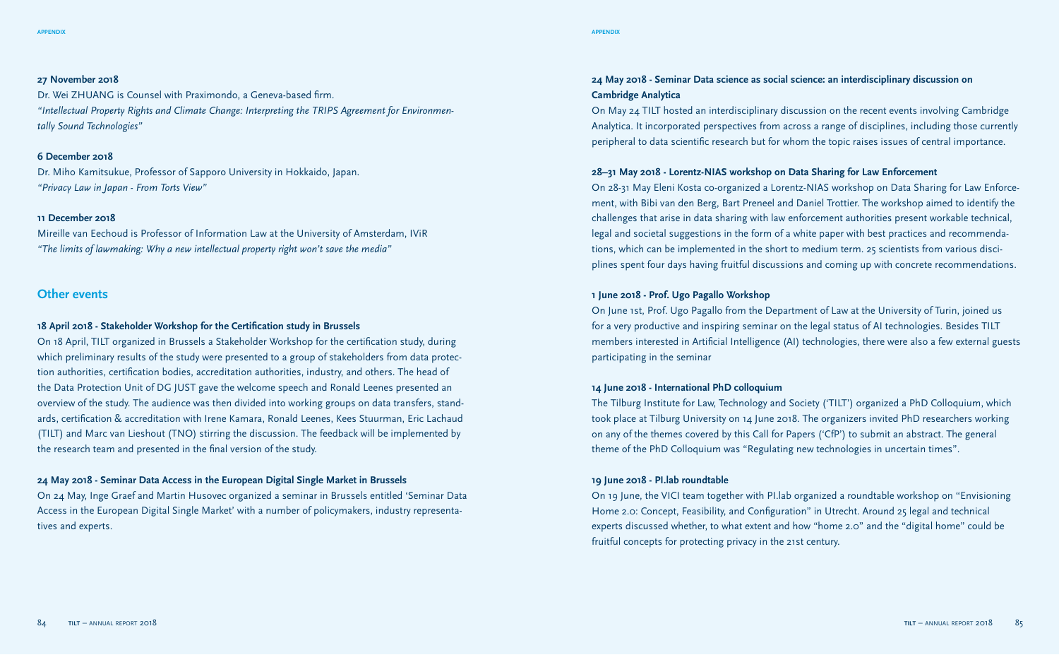**27 November 2018**

Dr. Wei ZHUANG is Counsel with Praximondo, a Geneva-based firm.
*"Intellectual Property Rights and Climate Change: Interpreting the TRIPS Agreement for Environmentally Sound Technologies"*

**6 December 2018**

Dr. Miho Kamitsukue, Professor of Sapporo University in Hokkaido, Japan.
*"Privacy Law in Japan - From Torts View"*

**11 December 2018**

Mireille van Eechoud is Professor of Information Law at the University of Amsterdam, IViR
*"The limits of lawmaking: Why a new intellectual property right won't save the media"*

## Other events

**18 April 2018 - Stakeholder Workshop for the Certification study in Brussels**

On 18 April, TILT organized in Brussels a Stakeholder Workshop for the certification study, during which preliminary results of the study were presented to a group of stakeholders from data protection authorities, certification bodies, accreditation authorities, industry, and others. The head of the Data Protection Unit of DG JUST gave the welcome speech and Ronald Leenes presented an overview of the study. The audience was then divided into working groups on data transfers, standards, certification & accreditation with Irene Kamara, Ronald Leenes, Kees Stuurman, Eric Lachaud (TILT) and Marc van Lieshout (TNO) stirring the discussion. The feedback will be implemented by the research team and presented in the final version of the study.

**24 May 2018 - Seminar Data Access in the European Digital Single Market in Brussels**

On 24 May, Inge Graef and Martin Husovec organized a seminar in Brussels entitled 'Seminar Data Access in the European Digital Single Market' with a number of policymakers, industry representatives and experts.

**24 May 2018 - Seminar Data science as social science: an interdisciplinary discussion on Cambridge Analytica**

On May 24 TILT hosted an interdisciplinary discussion on the recent events involving Cambridge Analytica. It incorporated perspectives from across a range of disciplines, including those currently peripheral to data scientific research but for whom the topic raises issues of central importance.

**28–31 May 2018 - Lorentz-NIAS workshop on Data Sharing for Law Enforcement**

On 28-31 May Eleni Kosta co-organized a Lorentz-NIAS workshop on Data Sharing for Law Enforcement, with Bibi van den Berg, Bart Preneel and Daniel Trottier. The workshop aimed to identify the challenges that arise in data sharing with law enforcement authorities present workable technical, legal and societal suggestions in the form of a white paper with best practices and recommendations, which can be implemented in the short to medium term. 25 scientists from various disciplines spent four days having fruitful discussions and coming up with concrete recommendations.

**1 June 2018 - Prof. Ugo Pagallo Workshop**

On June 1st, Prof. Ugo Pagallo from the Department of Law at the University of Turin, joined us for a very productive and inspiring seminar on the legal status of AI technologies. Besides TILT members interested in Artificial Intelligence (AI) technologies, there were also a few external guests participating in the seminar

**14 June 2018 - International PhD colloquium**

The Tilburg Institute for Law, Technology and Society ('TILT') organized a PhD Colloquium, which took place at Tilburg University on 14 June 2018. The organizers invited PhD researchers working on any of the themes covered by this Call for Papers ('CfP') to submit an abstract. The general theme of the PhD Colloquium was "Regulating new technologies in uncertain times".

**19 June 2018 - PI.lab roundtable**

On 19 June, the VICI team together with PI.lab organized a roundtable workshop on "Envisioning Home 2.0: Concept, Feasibility, and Configuration" in Utrecht. Around 25 legal and technical experts discussed whether, to what extent and how "home 2.0" and the "digital home" could be fruitful concepts for protecting privacy in the 21st century.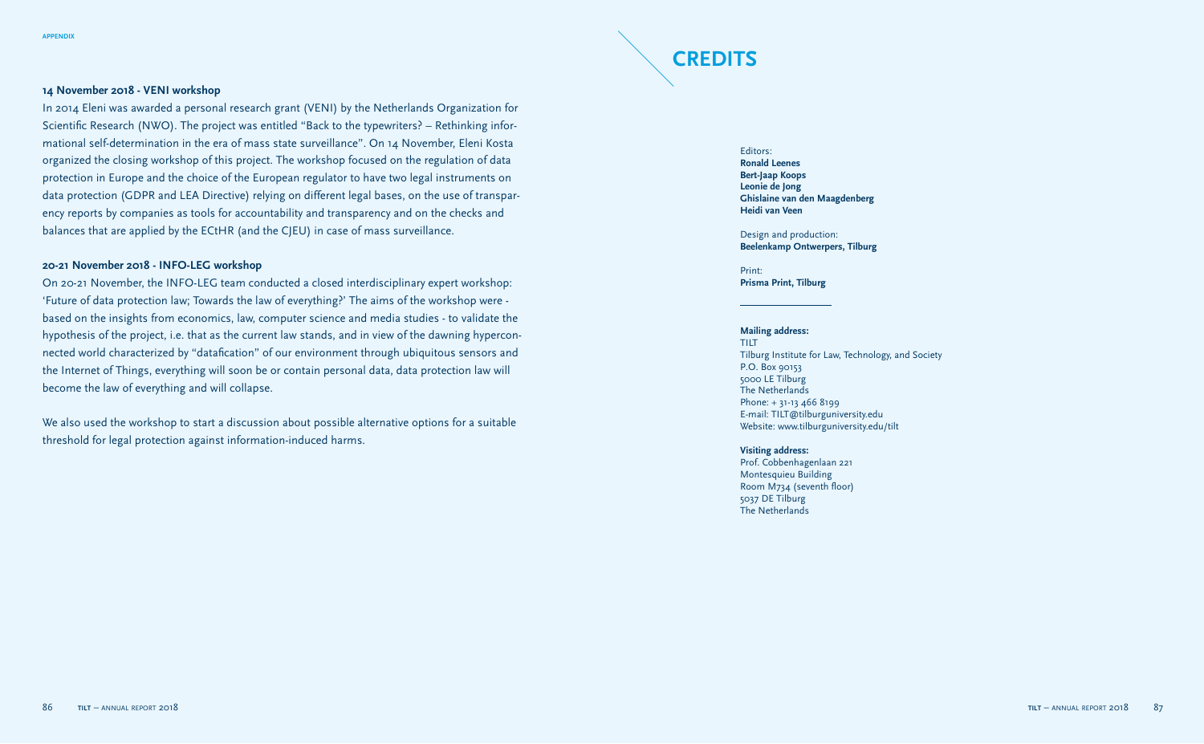### 14 November 2018 - VENI workshop

In 2014 Eleni was awarded a personal research grant (VENI) by the Netherlands Organization for Scientific Research (NWO). The project was entitled "Back to the typewriters? – Rethinking informational self-determination in the era of mass state surveillance". On 14 November, Eleni Kosta organized the closing workshop of this project. The workshop focused on the regulation of data protection in Europe and the choice of the European regulator to have two legal instruments on data protection (GDPR and LEA Directive) relying on different legal bases, on the use of transparency reports by companies as tools for accountability and transparency and on the checks and balances that are applied by the ECtHR (and the CJEU) in case of mass surveillance.

### 20-21 November 2018 - INFO-LEG workshop

On 20-21 November, the INFO-LEG team conducted a closed interdisciplinary expert workshop: 'Future of data protection law; Towards the law of everything?' The aims of the workshop were - based on the insights from economics, law, computer science and media studies - to validate the hypothesis of the project, i.e. that as the current law stands, and in view of the dawning hyperconnected world characterized by "datafication" of our environment through ubiquitous sensors and the Internet of Things, everything will soon be or contain personal data, data protection law will become the law of everything and will collapse.

We also used the workshop to start a discussion about possible alternative options for a suitable threshold for legal protection against information-induced harms.

# CREDITS

Editors:
**Ronald Leenes**
**Bert-Jaap Koops**
**Leonie de Jong**
**Ghislaine van den Maagdenberg**
**Heidi van Veen**

Design and production:
**Beelenkamp Ontwerpers, Tilburg**

Print:
**Prisma Print, Tilburg**

---

**Mailing address:**
TILT
Tilburg Institute for Law, Technology, and Society
P.O. Box 90153
5000 LE Tilburg
The Netherlands
Phone: + 31-13 466 8199
E-mail: TILT@tilburguniversity.edu
Website: www.tilburguniversity.edu/tilt

**Visiting address:**
Prof. Cobbenhagenlaan 221
Montesquieu Building
Room M734 (seventh floor)
5037 DE Tilburg
The Netherlands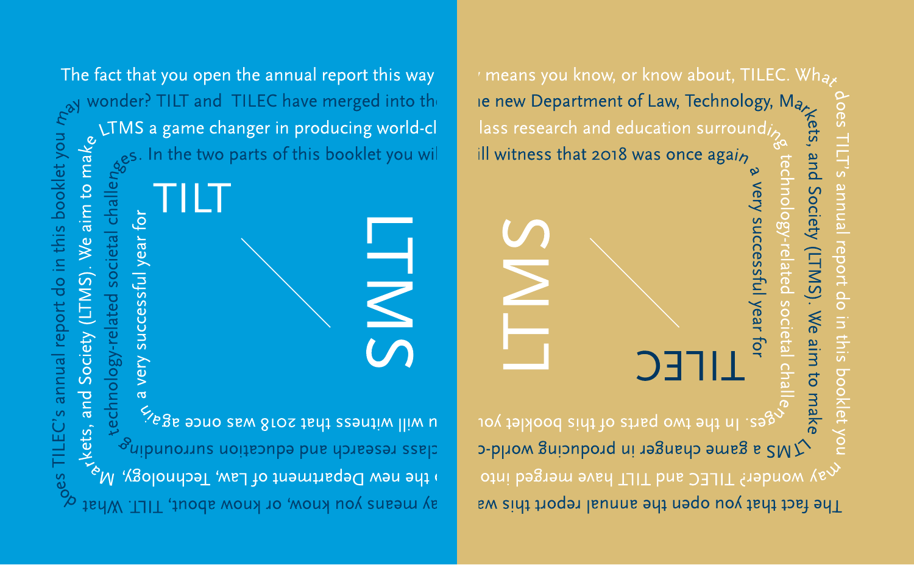The fact that you open the annual report this way means you know, or know about, TILT. What does TILEC's annual report do in this booklet you may wonder? TILT and TILEC have merged into the new Department of Law, Technology, Markets, and Society (LTMS). We aim to make LTMS a game changer in producing world-class research and education surrounding technology-related societal challenges. In the two parts of this booklet you will witness that 2018 was once again a very successful year for

TILT / LTMS

The fact that you open the annual report this way means you know, or know about, TILEC. What does TILT's annual report do in this booklet you may wonder? TILEC and TILT have merged into the new Department of Law, Technology, Markets, and Society (LTMS). We aim to make LTMS a game changer in producing world-class research and education surrounding technology-related societal challenges. In the two parts of this booklet you will witness that 2018 was once again a very successful year for

TILEC / LTMS